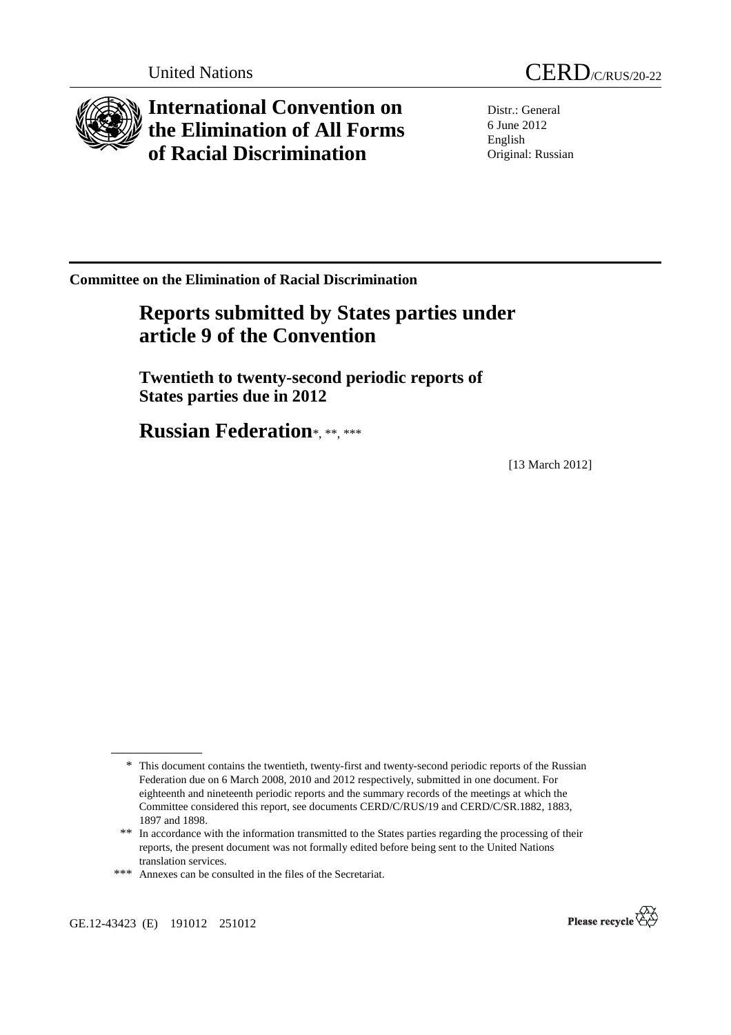United Nations CERD/C/RUS/20-22

# International Convention on the Elimination of All Forms of Racial Discrimination

Distr.: General
6 June 2012
English
Original: Russian

**Committee on the Elimination of Racial Discrimination**

## Reports submitted by States parties under article 9 of the Convention

### Twentieth to twenty-second periodic reports of States parties due in 2012

## Russian Federation*, **, ***

[13 March 2012]

---

\* This document contains the twentieth, twenty-first and twenty-second periodic reports of the Russian Federation due on 6 March 2008, 2010 and 2012 respectively, submitted in one document. For eighteenth and nineteenth periodic reports and the summary records of the meetings at which the Committee considered this report, see documents CERD/C/RUS/19 and CERD/C/SR.1882, 1883, 1897 and 1898.

\*\* In accordance with the information transmitted to the States parties regarding the processing of their reports, the present document was not formally edited before being sent to the United Nations translation services.

\*\*\* Annexes can be consulted in the files of the Secretariat.

GE.12-43423 (E) 191012 251012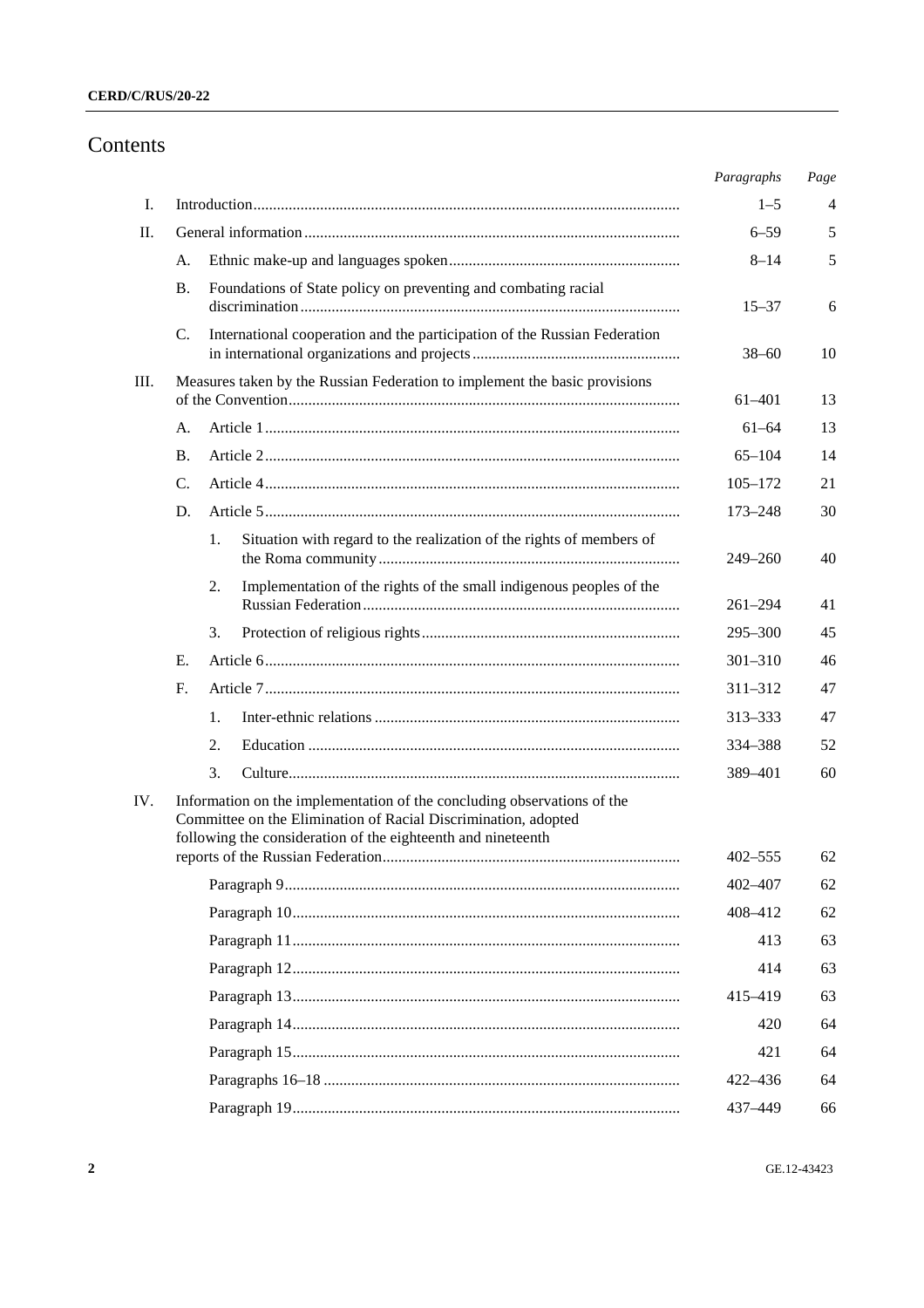# Contents

| | | | Paragraphs | Page |
|---|---|---|---|---|
| I. | Introduction | | 1–5 | 4 |
| II. | General information | | 6–59 | 5 |
| | A. | Ethnic make-up and languages spoken | 8–14 | 5 |
| | B. | Foundations of State policy on preventing and combating racial discrimination | 15–37 | 6 |
| | C. | International cooperation and the participation of the Russian Federation in international organizations and projects | 38–60 | 10 |
| III. | Measures taken by the Russian Federation to implement the basic provisions of the Convention | | 61–401 | 13 |
| | A. | Article 1 | 61–64 | 13 |
| | B. | Article 2 | 65–104 | 14 |
| | C. | Article 4 | 105–172 | 21 |
| | D. | Article 5 | 173–248 | 30 |
| | | 1. Situation with regard to the realization of the rights of members of the Roma community | 249–260 | 40 |
| | | 2. Implementation of the rights of the small indigenous peoples of the Russian Federation | 261–294 | 41 |
| | | 3. Protection of religious rights | 295–300 | 45 |
| | E. | Article 6 | 301–310 | 46 |
| | F. | Article 7 | 311–312 | 47 |
| | | 1. Inter-ethnic relations | 313–333 | 47 |
| | | 2. Education | 334–388 | 52 |
| | | 3. Culture | 389–401 | 60 |
| IV. | Information on the implementation of the concluding observations of the Committee on the Elimination of Racial Discrimination, adopted following the consideration of the eighteenth and nineteenth reports of the Russian Federation | | 402–555 | 62 |
| | | Paragraph 9 | 402–407 | 62 |
| | | Paragraph 10 | 408–412 | 62 |
| | | Paragraph 11 | 413 | 63 |
| | | Paragraph 12 | 414 | 63 |
| | | Paragraph 13 | 415–419 | 63 |
| | | Paragraph 14 | 420 | 64 |
| | | Paragraph 15 | 421 | 64 |
| | | Paragraphs 16–18 | 422–436 | 64 |
| | | Paragraph 19 | 437–449 | 66 |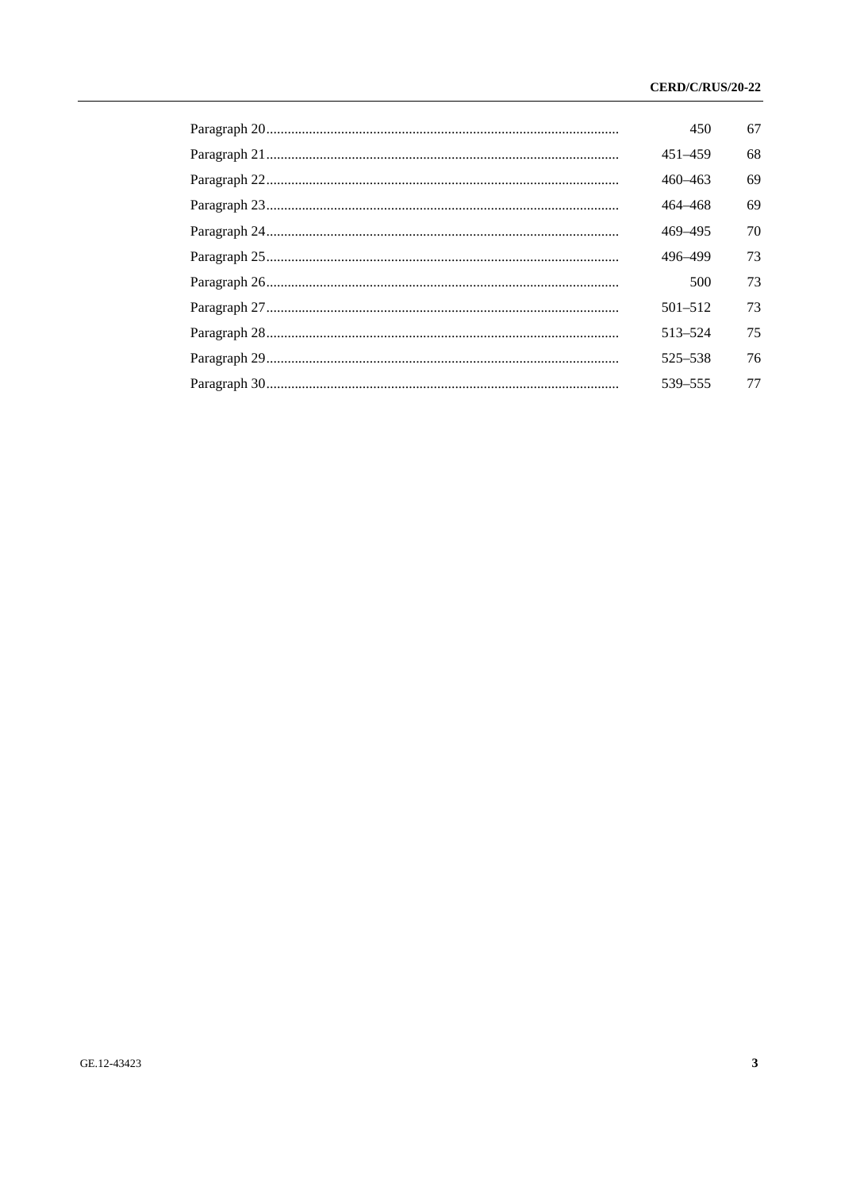| | | |
|---|---|---|
| Paragraph 20 | 450 | 67 |
| Paragraph 21 | 451–459 | 68 |
| Paragraph 22 | 460–463 | 69 |
| Paragraph 23 | 464–468 | 69 |
| Paragraph 24 | 469–495 | 70 |
| Paragraph 25 | 496–499 | 73 |
| Paragraph 26 | 500 | 73 |
| Paragraph 27 | 501–512 | 73 |
| Paragraph 28 | 513–524 | 75 |
| Paragraph 29 | 525–538 | 76 |
| Paragraph 30 | 539–555 | 77 |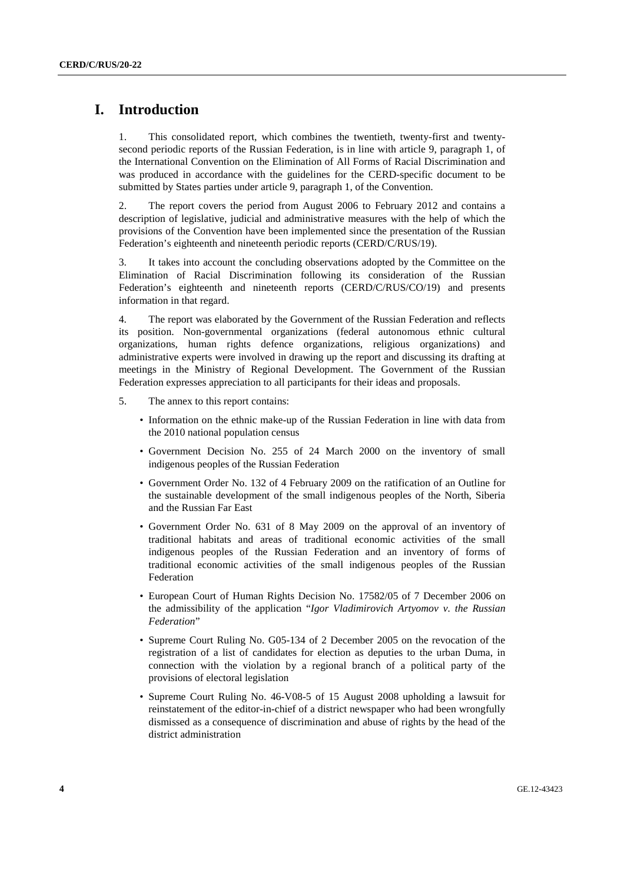# I. Introduction

1. This consolidated report, which combines the twentieth, twenty-first and twenty-second periodic reports of the Russian Federation, is in line with article 9, paragraph 1, of the International Convention on the Elimination of All Forms of Racial Discrimination and was produced in accordance with the guidelines for the CERD-specific document to be submitted by States parties under article 9, paragraph 1, of the Convention.

2. The report covers the period from August 2006 to February 2012 and contains a description of legislative, judicial and administrative measures with the help of which the provisions of the Convention have been implemented since the presentation of the Russian Federation's eighteenth and nineteenth periodic reports (CERD/C/RUS/19).

3. It takes into account the concluding observations adopted by the Committee on the Elimination of Racial Discrimination following its consideration of the Russian Federation's eighteenth and nineteenth reports (CERD/C/RUS/CO/19) and presents information in that regard.

4. The report was elaborated by the Government of the Russian Federation and reflects its position. Non-governmental organizations (federal autonomous ethnic cultural organizations, human rights defence organizations, religious organizations) and administrative experts were involved in drawing up the report and discussing its drafting at meetings in the Ministry of Regional Development. The Government of the Russian Federation expresses appreciation to all participants for their ideas and proposals.

5. The annex to this report contains:

- Information on the ethnic make-up of the Russian Federation in line with data from the 2010 national population census
- Government Decision No. 255 of 24 March 2000 on the inventory of small indigenous peoples of the Russian Federation
- Government Order No. 132 of 4 February 2009 on the ratification of an Outline for the sustainable development of the small indigenous peoples of the North, Siberia and the Russian Far East
- Government Order No. 631 of 8 May 2009 on the approval of an inventory of traditional habitats and areas of traditional economic activities of the small indigenous peoples of the Russian Federation and an inventory of forms of traditional economic activities of the small indigenous peoples of the Russian Federation
- European Court of Human Rights Decision No. 17582/05 of 7 December 2006 on the admissibility of the application "*Igor Vladimirovich Artyomov v. the Russian Federation*"
- Supreme Court Ruling No. G05-134 of 2 December 2005 on the revocation of the registration of a list of candidates for election as deputies to the urban Duma, in connection with the violation by a regional branch of a political party of the provisions of electoral legislation
- Supreme Court Ruling No. 46-V08-5 of 15 August 2008 upholding a lawsuit for reinstatement of the editor-in-chief of a district newspaper who had been wrongfully dismissed as a consequence of discrimination and abuse of rights by the head of the district administration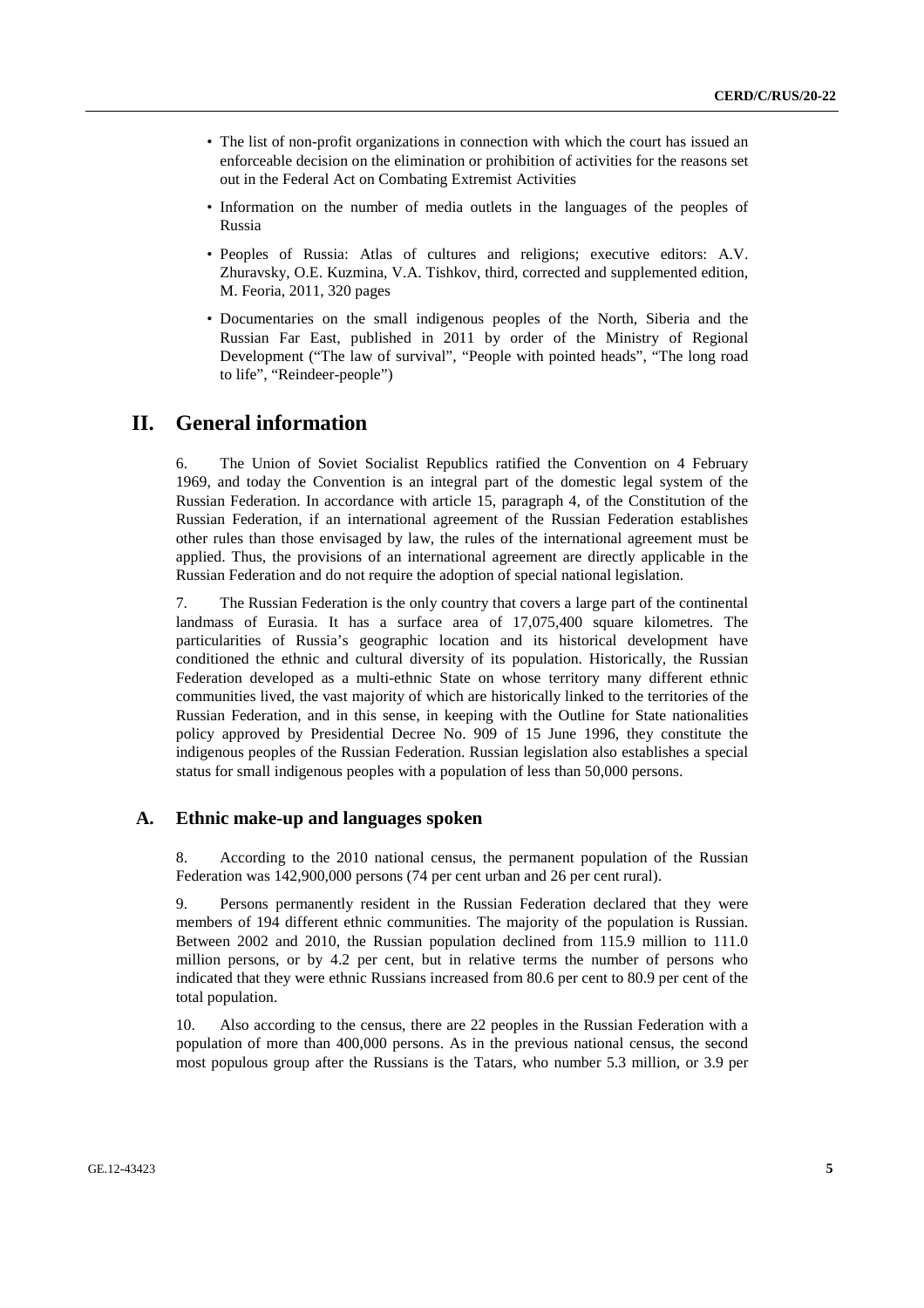- The list of non-profit organizations in connection with which the court has issued an enforceable decision on the elimination or prohibition of activities for the reasons set out in the Federal Act on Combating Extremist Activities
- Information on the number of media outlets in the languages of the peoples of Russia
- Peoples of Russia: Atlas of cultures and religions; executive editors: A.V. Zhuravsky, O.E. Kuzmina, V.A. Tishkov, third, corrected and supplemented edition, M. Feoria, 2011, 320 pages
- Documentaries on the small indigenous peoples of the North, Siberia and the Russian Far East, published in 2011 by order of the Ministry of Regional Development ("The law of survival", "People with pointed heads", "The long road to life", "Reindeer-people")

# II. General information

6. The Union of Soviet Socialist Republics ratified the Convention on 4 February 1969, and today the Convention is an integral part of the domestic legal system of the Russian Federation. In accordance with article 15, paragraph 4, of the Constitution of the Russian Federation, if an international agreement of the Russian Federation establishes other rules than those envisaged by law, the rules of the international agreement must be applied. Thus, the provisions of an international agreement are directly applicable in the Russian Federation and do not require the adoption of special national legislation.

7. The Russian Federation is the only country that covers a large part of the continental landmass of Eurasia. It has a surface area of 17,075,400 square kilometres. The particularities of Russia's geographic location and its historical development have conditioned the ethnic and cultural diversity of its population. Historically, the Russian Federation developed as a multi-ethnic State on whose territory many different ethnic communities lived, the vast majority of which are historically linked to the territories of the Russian Federation, and in this sense, in keeping with the Outline for State nationalities policy approved by Presidential Decree No. 909 of 15 June 1996, they constitute the indigenous peoples of the Russian Federation. Russian legislation also establishes a special status for small indigenous peoples with a population of less than 50,000 persons.

## A. Ethnic make-up and languages spoken

8. According to the 2010 national census, the permanent population of the Russian Federation was 142,900,000 persons (74 per cent urban and 26 per cent rural).

9. Persons permanently resident in the Russian Federation declared that they were members of 194 different ethnic communities. The majority of the population is Russian. Between 2002 and 2010, the Russian population declined from 115.9 million to 111.0 million persons, or by 4.2 per cent, but in relative terms the number of persons who indicated that they were ethnic Russians increased from 80.6 per cent to 80.9 per cent of the total population.

10. Also according to the census, there are 22 peoples in the Russian Federation with a population of more than 400,000 persons. As in the previous national census, the second most populous group after the Russians is the Tatars, who number 5.3 million, or 3.9 per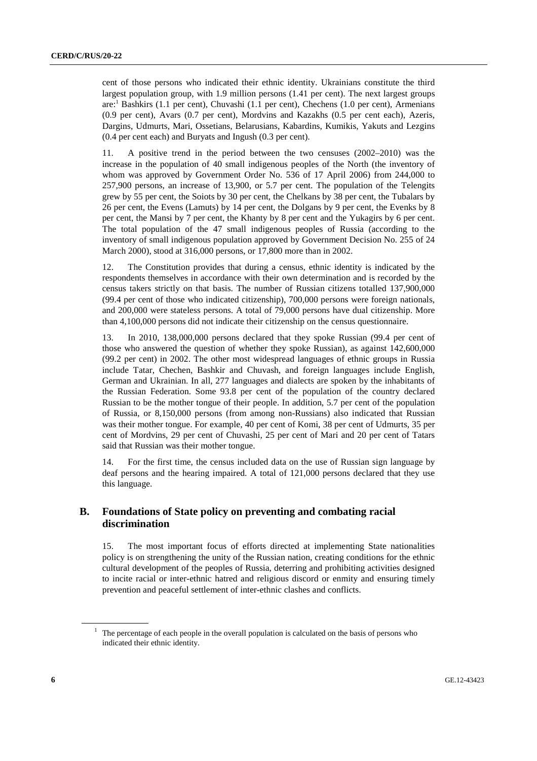cent of those persons who indicated their ethnic identity. Ukrainians constitute the third largest population group, with 1.9 million persons (1.41 per cent). The next largest groups are:[1] Bashkirs (1.1 per cent), Chuvashi (1.1 per cent), Chechens (1.0 per cent), Armenians (0.9 per cent), Avars (0.7 per cent), Mordvins and Kazakhs (0.5 per cent each), Azeris, Dargins, Udmurts, Mari, Ossetians, Belarusians, Kabardins, Kumikis, Yakuts and Lezgins (0.4 per cent each) and Buryats and Ingush (0.3 per cent).

11. A positive trend in the period between the two censuses (2002–2010) was the increase in the population of 40 small indigenous peoples of the North (the inventory of whom was approved by Government Order No. 536 of 17 April 2006) from 244,000 to 257,900 persons, an increase of 13,900, or 5.7 per cent. The population of the Telengits grew by 55 per cent, the Soiots by 30 per cent, the Chelkans by 38 per cent, the Tubalars by 26 per cent, the Evens (Lamuts) by 14 per cent, the Dolgans by 9 per cent, the Evenks by 8 per cent, the Mansi by 7 per cent, the Khanty by 8 per cent and the Yukagirs by 6 per cent. The total population of the 47 small indigenous peoples of Russia (according to the inventory of small indigenous population approved by Government Decision No. 255 of 24 March 2000), stood at 316,000 persons, or 17,800 more than in 2002.

12. The Constitution provides that during a census, ethnic identity is indicated by the respondents themselves in accordance with their own determination and is recorded by the census takers strictly on that basis. The number of Russian citizens totalled 137,900,000 (99.4 per cent of those who indicated citizenship), 700,000 persons were foreign nationals, and 200,000 were stateless persons. A total of 79,000 persons have dual citizenship. More than 4,100,000 persons did not indicate their citizenship on the census questionnaire.

13. In 2010, 138,000,000 persons declared that they spoke Russian (99.4 per cent of those who answered the question of whether they spoke Russian), as against 142,600,000 (99.2 per cent) in 2002. The other most widespread languages of ethnic groups in Russia include Tatar, Chechen, Bashkir and Chuvash, and foreign languages include English, German and Ukrainian. In all, 277 languages and dialects are spoken by the inhabitants of the Russian Federation. Some 93.8 per cent of the population of the country declared Russian to be the mother tongue of their people. In addition, 5.7 per cent of the population of Russia, or 8,150,000 persons (from among non-Russians) also indicated that Russian was their mother tongue. For example, 40 per cent of Komi, 38 per cent of Udmurts, 35 per cent of Mordvins, 29 per cent of Chuvashi, 25 per cent of Mari and 20 per cent of Tatars said that Russian was their mother tongue.

14. For the first time, the census included data on the use of Russian sign language by deaf persons and the hearing impaired. A total of 121,000 persons declared that they use this language.

## B. Foundations of State policy on preventing and combating racial discrimination

15. The most important focus of efforts directed at implementing State nationalities policy is on strengthening the unity of the Russian nation, creating conditions for the ethnic cultural development of the peoples of Russia, deterring and prohibiting activities designed to incite racial or inter-ethnic hatred and religious discord or enmity and ensuring timely prevention and peaceful settlement of inter-ethnic clashes and conflicts.

[1] The percentage of each people in the overall population is calculated on the basis of persons who indicated their ethnic identity.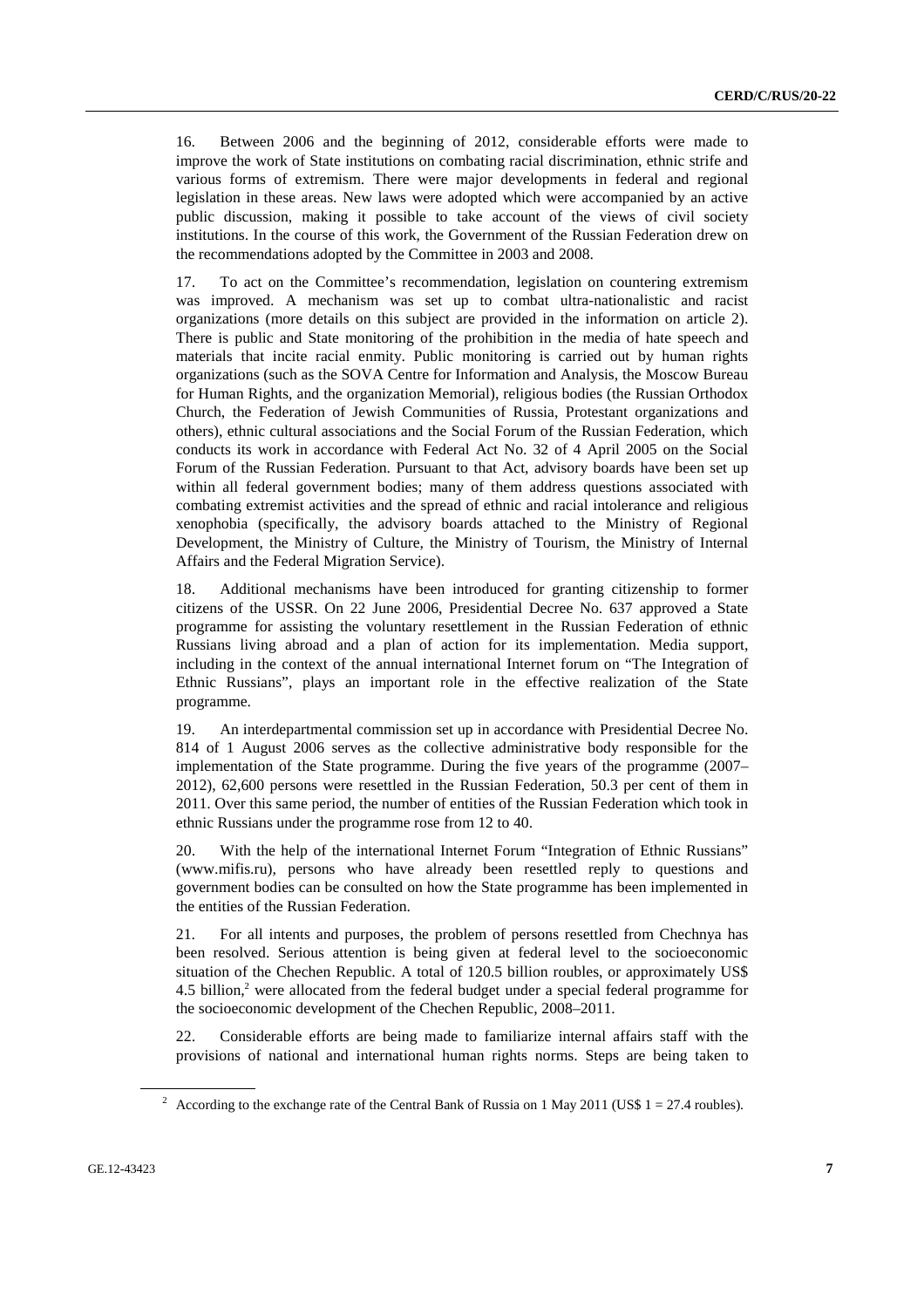16. Between 2006 and the beginning of 2012, considerable efforts were made to improve the work of State institutions on combating racial discrimination, ethnic strife and various forms of extremism. There were major developments in federal and regional legislation in these areas. New laws were adopted which were accompanied by an active public discussion, making it possible to take account of the views of civil society institutions. In the course of this work, the Government of the Russian Federation drew on the recommendations adopted by the Committee in 2003 and 2008.

17. To act on the Committee's recommendation, legislation on countering extremism was improved. A mechanism was set up to combat ultra-nationalistic and racist organizations (more details on this subject are provided in the information on article 2). There is public and State monitoring of the prohibition in the media of hate speech and materials that incite racial enmity. Public monitoring is carried out by human rights organizations (such as the SOVA Centre for Information and Analysis, the Moscow Bureau for Human Rights, and the organization Memorial), religious bodies (the Russian Orthodox Church, the Federation of Jewish Communities of Russia, Protestant organizations and others), ethnic cultural associations and the Social Forum of the Russian Federation, which conducts its work in accordance with Federal Act No. 32 of 4 April 2005 on the Social Forum of the Russian Federation. Pursuant to that Act, advisory boards have been set up within all federal government bodies; many of them address questions associated with combating extremist activities and the spread of ethnic and racial intolerance and religious xenophobia (specifically, the advisory boards attached to the Ministry of Regional Development, the Ministry of Culture, the Ministry of Tourism, the Ministry of Internal Affairs and the Federal Migration Service).

18. Additional mechanisms have been introduced for granting citizenship to former citizens of the USSR. On 22 June 2006, Presidential Decree No. 637 approved a State programme for assisting the voluntary resettlement in the Russian Federation of ethnic Russians living abroad and a plan of action for its implementation. Media support, including in the context of the annual international Internet forum on "The Integration of Ethnic Russians", plays an important role in the effective realization of the State programme.

19. An interdepartmental commission set up in accordance with Presidential Decree No. 814 of 1 August 2006 serves as the collective administrative body responsible for the implementation of the State programme. During the five years of the programme (2007–2012), 62,600 persons were resettled in the Russian Federation, 50.3 per cent of them in 2011. Over this same period, the number of entities of the Russian Federation which took in ethnic Russians under the programme rose from 12 to 40.

20. With the help of the international Internet Forum "Integration of Ethnic Russians" (www.mifis.ru), persons who have already been resettled reply to questions and government bodies can be consulted on how the State programme has been implemented in the entities of the Russian Federation.

21. For all intents and purposes, the problem of persons resettled from Chechnya has been resolved. Serious attention is being given at federal level to the socioeconomic situation of the Chechen Republic. A total of 120.5 billion roubles, or approximately US$ 4.5 billion,[2] were allocated from the federal budget under a special federal programme for the socioeconomic development of the Chechen Republic, 2008–2011.

22. Considerable efforts are being made to familiarize internal affairs staff with the provisions of national and international human rights norms. Steps are being taken to

[2] According to the exchange rate of the Central Bank of Russia on 1 May 2011 (US$ 1 = 27.4 roubles).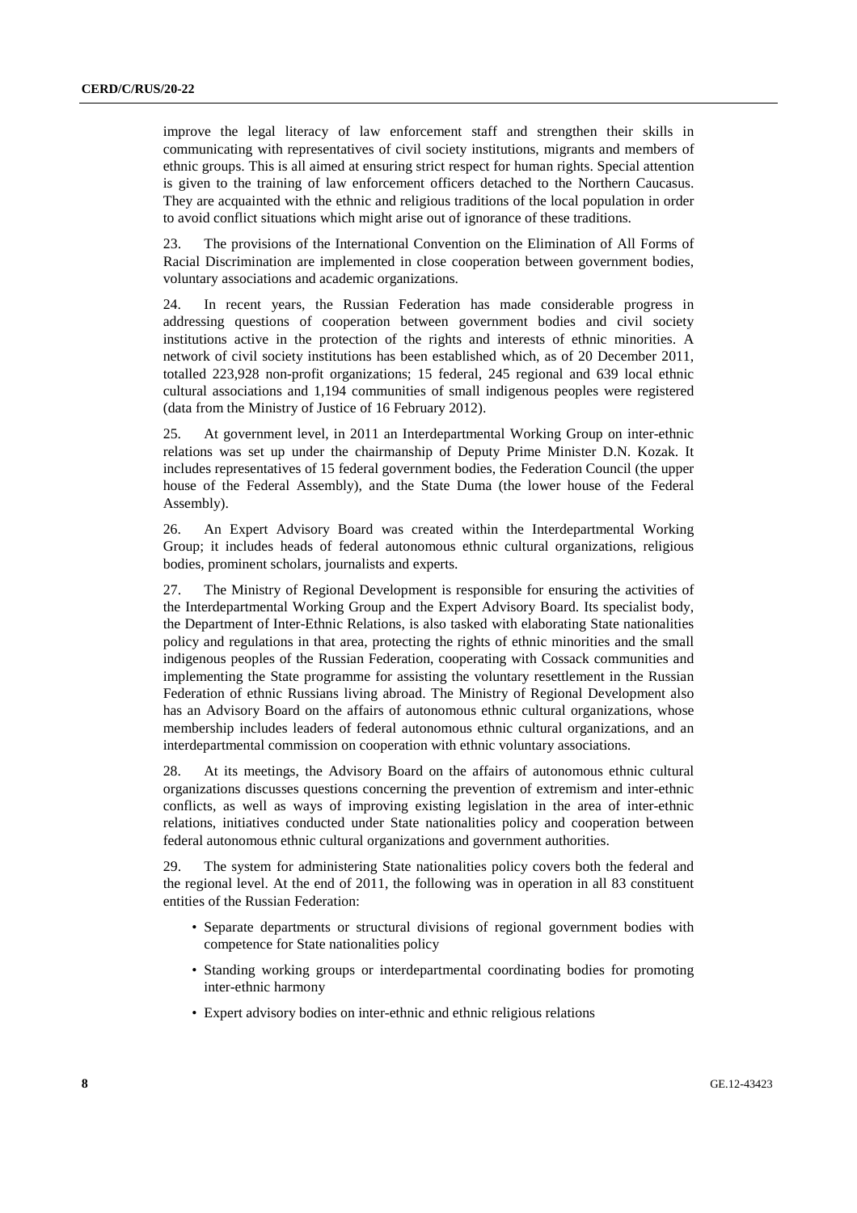improve the legal literacy of law enforcement staff and strengthen their skills in communicating with representatives of civil society institutions, migrants and members of ethnic groups. This is all aimed at ensuring strict respect for human rights. Special attention is given to the training of law enforcement officers detached to the Northern Caucasus. They are acquainted with the ethnic and religious traditions of the local population in order to avoid conflict situations which might arise out of ignorance of these traditions.

23. The provisions of the International Convention on the Elimination of All Forms of Racial Discrimination are implemented in close cooperation between government bodies, voluntary associations and academic organizations.

24. In recent years, the Russian Federation has made considerable progress in addressing questions of cooperation between government bodies and civil society institutions active in the protection of the rights and interests of ethnic minorities. A network of civil society institutions has been established which, as of 20 December 2011, totalled 223,928 non-profit organizations; 15 federal, 245 regional and 639 local ethnic cultural associations and 1,194 communities of small indigenous peoples were registered (data from the Ministry of Justice of 16 February 2012).

25. At government level, in 2011 an Interdepartmental Working Group on inter-ethnic relations was set up under the chairmanship of Deputy Prime Minister D.N. Kozak. It includes representatives of 15 federal government bodies, the Federation Council (the upper house of the Federal Assembly), and the State Duma (the lower house of the Federal Assembly).

26. An Expert Advisory Board was created within the Interdepartmental Working Group; it includes heads of federal autonomous ethnic cultural organizations, religious bodies, prominent scholars, journalists and experts.

27. The Ministry of Regional Development is responsible for ensuring the activities of the Interdepartmental Working Group and the Expert Advisory Board. Its specialist body, the Department of Inter-Ethnic Relations, is also tasked with elaborating State nationalities policy and regulations in that area, protecting the rights of ethnic minorities and the small indigenous peoples of the Russian Federation, cooperating with Cossack communities and implementing the State programme for assisting the voluntary resettlement in the Russian Federation of ethnic Russians living abroad. The Ministry of Regional Development also has an Advisory Board on the affairs of autonomous ethnic cultural organizations, whose membership includes leaders of federal autonomous ethnic cultural organizations, and an interdepartmental commission on cooperation with ethnic voluntary associations.

28. At its meetings, the Advisory Board on the affairs of autonomous ethnic cultural organizations discusses questions concerning the prevention of extremism and inter-ethnic conflicts, as well as ways of improving existing legislation in the area of inter-ethnic relations, initiatives conducted under State nationalities policy and cooperation between federal autonomous ethnic cultural organizations and government authorities.

29. The system for administering State nationalities policy covers both the federal and the regional level. At the end of 2011, the following was in operation in all 83 constituent entities of the Russian Federation:

- Separate departments or structural divisions of regional government bodies with competence for State nationalities policy
- Standing working groups or interdepartmental coordinating bodies for promoting inter-ethnic harmony
- Expert advisory bodies on inter-ethnic and ethnic religious relations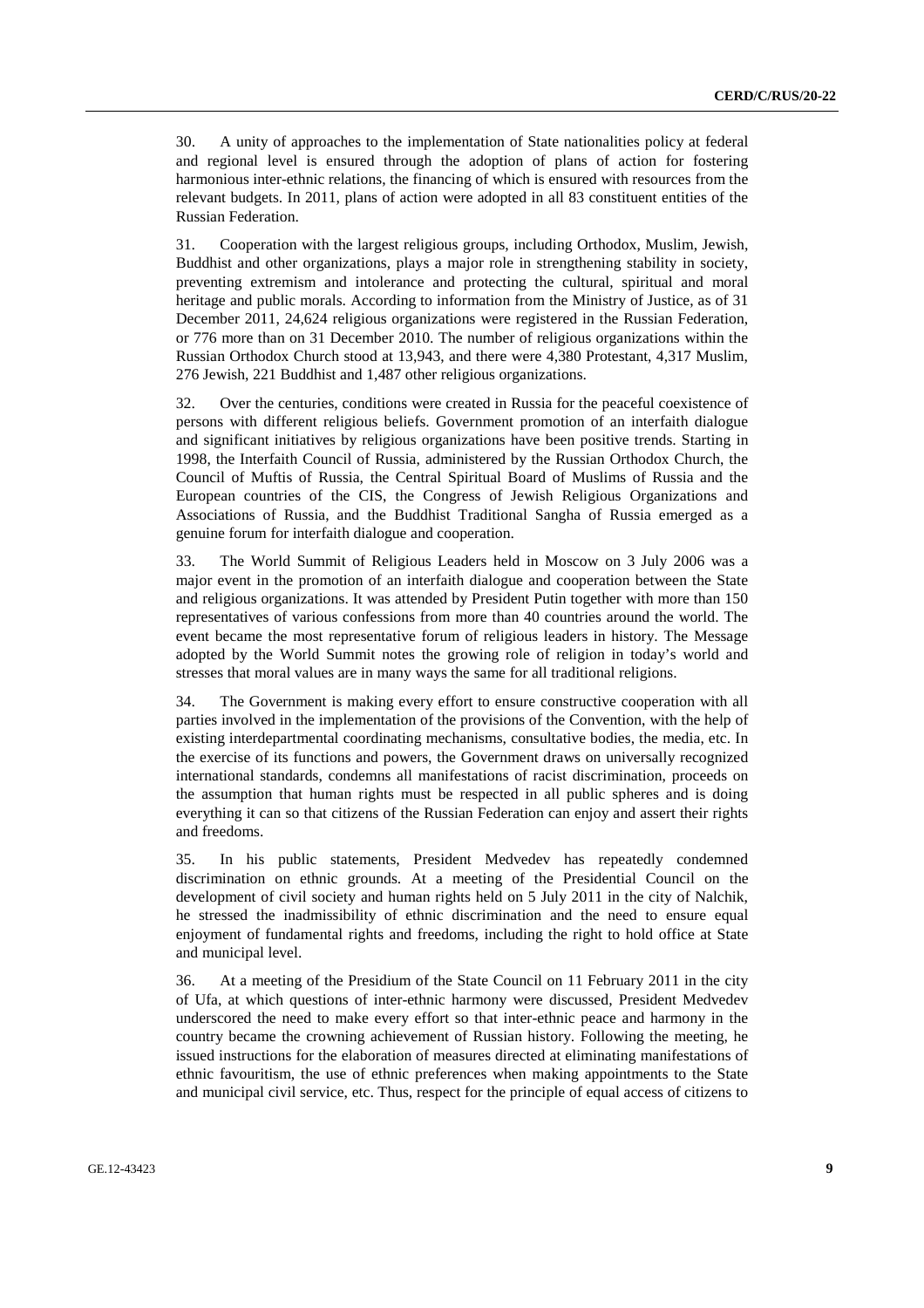30. A unity of approaches to the implementation of State nationalities policy at federal and regional level is ensured through the adoption of plans of action for fostering harmonious inter-ethnic relations, the financing of which is ensured with resources from the relevant budgets. In 2011, plans of action were adopted in all 83 constituent entities of the Russian Federation.

31. Cooperation with the largest religious groups, including Orthodox, Muslim, Jewish, Buddhist and other organizations, plays a major role in strengthening stability in society, preventing extremism and intolerance and protecting the cultural, spiritual and moral heritage and public morals. According to information from the Ministry of Justice, as of 31 December 2011, 24,624 religious organizations were registered in the Russian Federation, or 776 more than on 31 December 2010. The number of religious organizations within the Russian Orthodox Church stood at 13,943, and there were 4,380 Protestant, 4,317 Muslim, 276 Jewish, 221 Buddhist and 1,487 other religious organizations.

32. Over the centuries, conditions were created in Russia for the peaceful coexistence of persons with different religious beliefs. Government promotion of an interfaith dialogue and significant initiatives by religious organizations have been positive trends. Starting in 1998, the Interfaith Council of Russia, administered by the Russian Orthodox Church, the Council of Muftis of Russia, the Central Spiritual Board of Muslims of Russia and the European countries of the CIS, the Congress of Jewish Religious Organizations and Associations of Russia, and the Buddhist Traditional Sangha of Russia emerged as a genuine forum for interfaith dialogue and cooperation.

33. The World Summit of Religious Leaders held in Moscow on 3 July 2006 was a major event in the promotion of an interfaith dialogue and cooperation between the State and religious organizations. It was attended by President Putin together with more than 150 representatives of various confessions from more than 40 countries around the world. The event became the most representative forum of religious leaders in history. The Message adopted by the World Summit notes the growing role of religion in today's world and stresses that moral values are in many ways the same for all traditional religions.

34. The Government is making every effort to ensure constructive cooperation with all parties involved in the implementation of the provisions of the Convention, with the help of existing interdepartmental coordinating mechanisms, consultative bodies, the media, etc. In the exercise of its functions and powers, the Government draws on universally recognized international standards, condemns all manifestations of racist discrimination, proceeds on the assumption that human rights must be respected in all public spheres and is doing everything it can so that citizens of the Russian Federation can enjoy and assert their rights and freedoms.

35. In his public statements, President Medvedev has repeatedly condemned discrimination on ethnic grounds. At a meeting of the Presidential Council on the development of civil society and human rights held on 5 July 2011 in the city of Nalchik, he stressed the inadmissibility of ethnic discrimination and the need to ensure equal enjoyment of fundamental rights and freedoms, including the right to hold office at State and municipal level.

36. At a meeting of the Presidium of the State Council on 11 February 2011 in the city of Ufa, at which questions of inter-ethnic harmony were discussed, President Medvedev underscored the need to make every effort so that inter-ethnic peace and harmony in the country became the crowning achievement of Russian history. Following the meeting, he issued instructions for the elaboration of measures directed at eliminating manifestations of ethnic favouritism, the use of ethnic preferences when making appointments to the State and municipal civil service, etc. Thus, respect for the principle of equal access of citizens to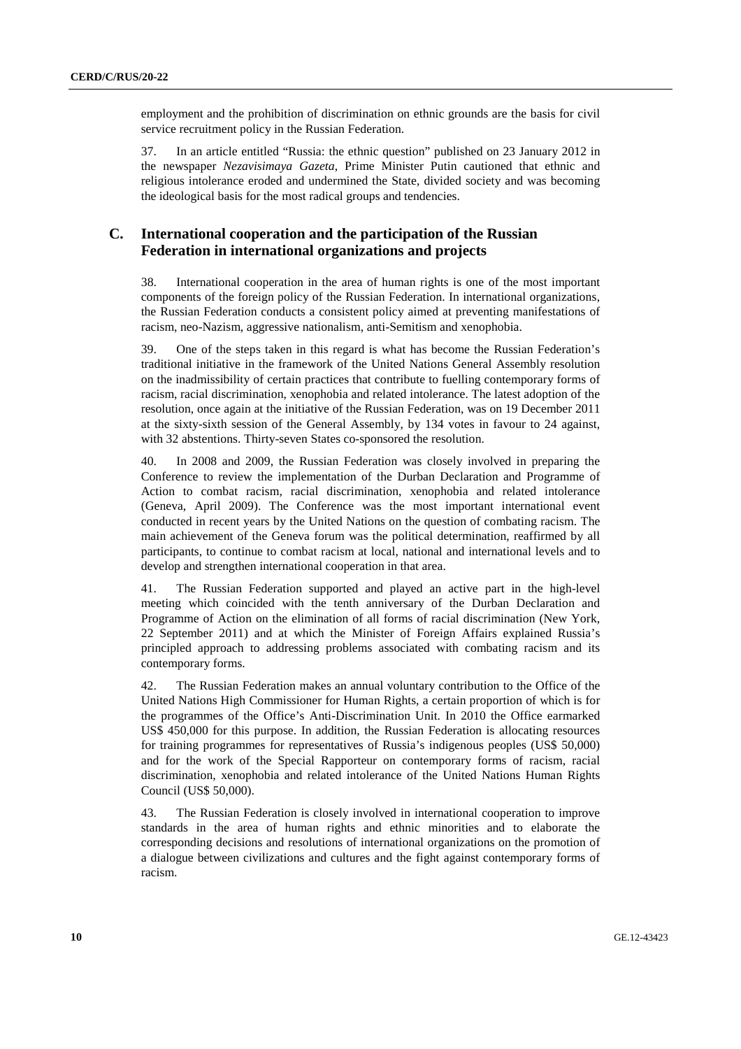employment and the prohibition of discrimination on ethnic grounds are the basis for civil service recruitment policy in the Russian Federation.

37. In an article entitled "Russia: the ethnic question" published on 23 January 2012 in the newspaper *Nezavisimaya Gazeta*, Prime Minister Putin cautioned that ethnic and religious intolerance eroded and undermined the State, divided society and was becoming the ideological basis for the most radical groups and tendencies.

## C. International cooperation and the participation of the Russian Federation in international organizations and projects

38. International cooperation in the area of human rights is one of the most important components of the foreign policy of the Russian Federation. In international organizations, the Russian Federation conducts a consistent policy aimed at preventing manifestations of racism, neo-Nazism, aggressive nationalism, anti-Semitism and xenophobia.

39. One of the steps taken in this regard is what has become the Russian Federation's traditional initiative in the framework of the United Nations General Assembly resolution on the inadmissibility of certain practices that contribute to fuelling contemporary forms of racism, racial discrimination, xenophobia and related intolerance. The latest adoption of the resolution, once again at the initiative of the Russian Federation, was on 19 December 2011 at the sixty-sixth session of the General Assembly, by 134 votes in favour to 24 against, with 32 abstentions. Thirty-seven States co-sponsored the resolution.

40. In 2008 and 2009, the Russian Federation was closely involved in preparing the Conference to review the implementation of the Durban Declaration and Programme of Action to combat racism, racial discrimination, xenophobia and related intolerance (Geneva, April 2009). The Conference was the most important international event conducted in recent years by the United Nations on the question of combating racism. The main achievement of the Geneva forum was the political determination, reaffirmed by all participants, to continue to combat racism at local, national and international levels and to develop and strengthen international cooperation in that area.

41. The Russian Federation supported and played an active part in the high-level meeting which coincided with the tenth anniversary of the Durban Declaration and Programme of Action on the elimination of all forms of racial discrimination (New York, 22 September 2011) and at which the Minister of Foreign Affairs explained Russia's principled approach to addressing problems associated with combating racism and its contemporary forms.

42. The Russian Federation makes an annual voluntary contribution to the Office of the United Nations High Commissioner for Human Rights, a certain proportion of which is for the programmes of the Office's Anti-Discrimination Unit. In 2010 the Office earmarked US$ 450,000 for this purpose. In addition, the Russian Federation is allocating resources for training programmes for representatives of Russia's indigenous peoples (US$ 50,000) and for the work of the Special Rapporteur on contemporary forms of racism, racial discrimination, xenophobia and related intolerance of the United Nations Human Rights Council (US$ 50,000).

43. The Russian Federation is closely involved in international cooperation to improve standards in the area of human rights and ethnic minorities and to elaborate the corresponding decisions and resolutions of international organizations on the promotion of a dialogue between civilizations and cultures and the fight against contemporary forms of racism.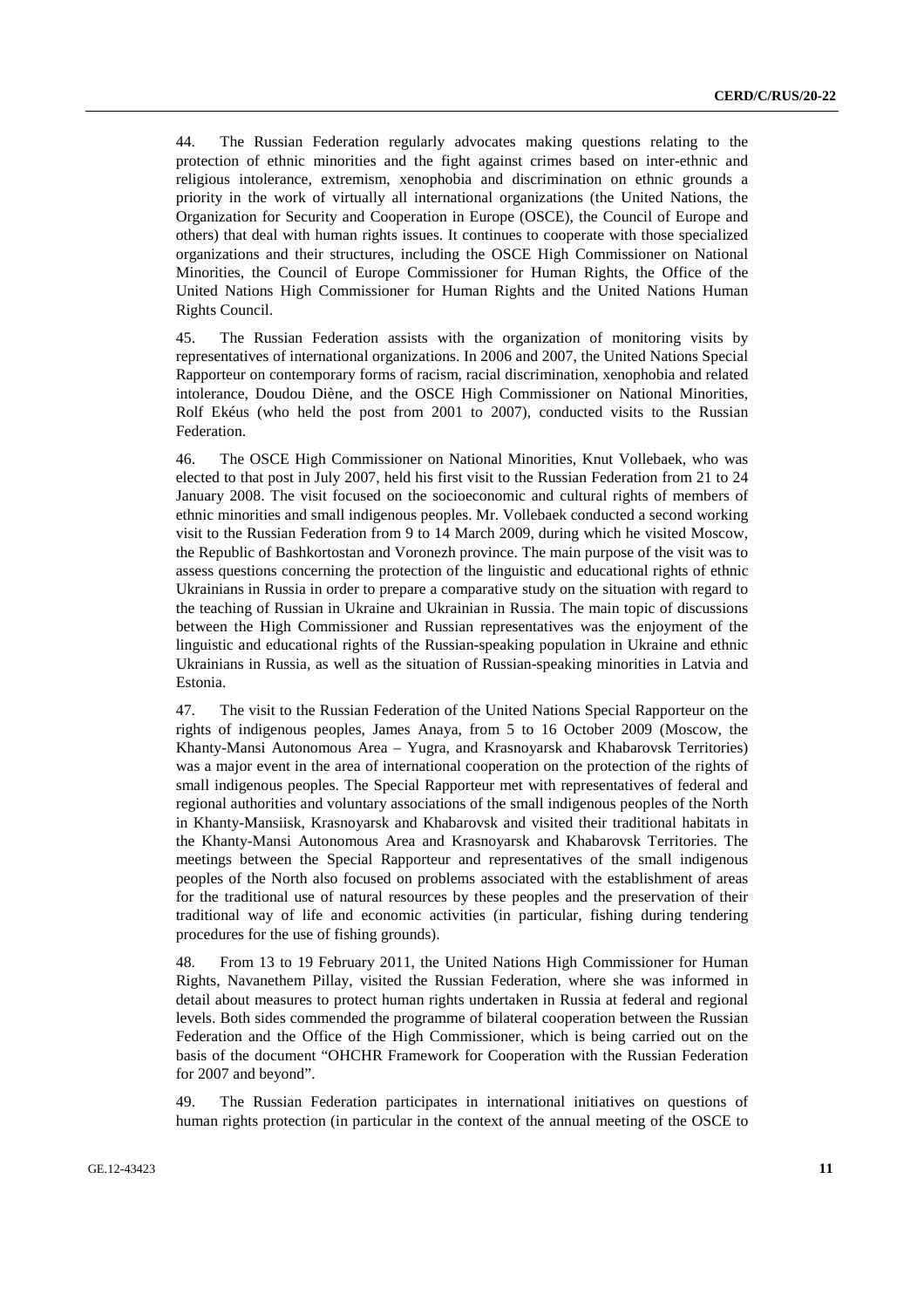44. The Russian Federation regularly advocates making questions relating to the protection of ethnic minorities and the fight against crimes based on inter-ethnic and religious intolerance, extremism, xenophobia and discrimination on ethnic grounds a priority in the work of virtually all international organizations (the United Nations, the Organization for Security and Cooperation in Europe (OSCE), the Council of Europe and others) that deal with human rights issues. It continues to cooperate with those specialized organizations and their structures, including the OSCE High Commissioner on National Minorities, the Council of Europe Commissioner for Human Rights, the Office of the United Nations High Commissioner for Human Rights and the United Nations Human Rights Council.

45. The Russian Federation assists with the organization of monitoring visits by representatives of international organizations. In 2006 and 2007, the United Nations Special Rapporteur on contemporary forms of racism, racial discrimination, xenophobia and related intolerance, Doudou Diène, and the OSCE High Commissioner on National Minorities, Rolf Ekéus (who held the post from 2001 to 2007), conducted visits to the Russian Federation.

46. The OSCE High Commissioner on National Minorities, Knut Vollebaek, who was elected to that post in July 2007, held his first visit to the Russian Federation from 21 to 24 January 2008. The visit focused on the socioeconomic and cultural rights of members of ethnic minorities and small indigenous peoples. Mr. Vollebaek conducted a second working visit to the Russian Federation from 9 to 14 March 2009, during which he visited Moscow, the Republic of Bashkortostan and Voronezh province. The main purpose of the visit was to assess questions concerning the protection of the linguistic and educational rights of ethnic Ukrainians in Russia in order to prepare a comparative study on the situation with regard to the teaching of Russian in Ukraine and Ukrainian in Russia. The main topic of discussions between the High Commissioner and Russian representatives was the enjoyment of the linguistic and educational rights of the Russian-speaking population in Ukraine and ethnic Ukrainians in Russia, as well as the situation of Russian-speaking minorities in Latvia and Estonia.

47. The visit to the Russian Federation of the United Nations Special Rapporteur on the rights of indigenous peoples, James Anaya, from 5 to 16 October 2009 (Moscow, the Khanty-Mansi Autonomous Area – Yugra, and Krasnoyarsk and Khabarovsk Territories) was a major event in the area of international cooperation on the protection of the rights of small indigenous peoples. The Special Rapporteur met with representatives of federal and regional authorities and voluntary associations of the small indigenous peoples of the North in Khanty-Mansiisk, Krasnoyarsk and Khabarovsk and visited their traditional habitats in the Khanty-Mansi Autonomous Area and Krasnoyarsk and Khabarovsk Territories. The meetings between the Special Rapporteur and representatives of the small indigenous peoples of the North also focused on problems associated with the establishment of areas for the traditional use of natural resources by these peoples and the preservation of their traditional way of life and economic activities (in particular, fishing during tendering procedures for the use of fishing grounds).

48. From 13 to 19 February 2011, the United Nations High Commissioner for Human Rights, Navanethem Pillay, visited the Russian Federation, where she was informed in detail about measures to protect human rights undertaken in Russia at federal and regional levels. Both sides commended the programme of bilateral cooperation between the Russian Federation and the Office of the High Commissioner, which is being carried out on the basis of the document "OHCHR Framework for Cooperation with the Russian Federation for 2007 and beyond".

49. The Russian Federation participates in international initiatives on questions of human rights protection (in particular in the context of the annual meeting of the OSCE to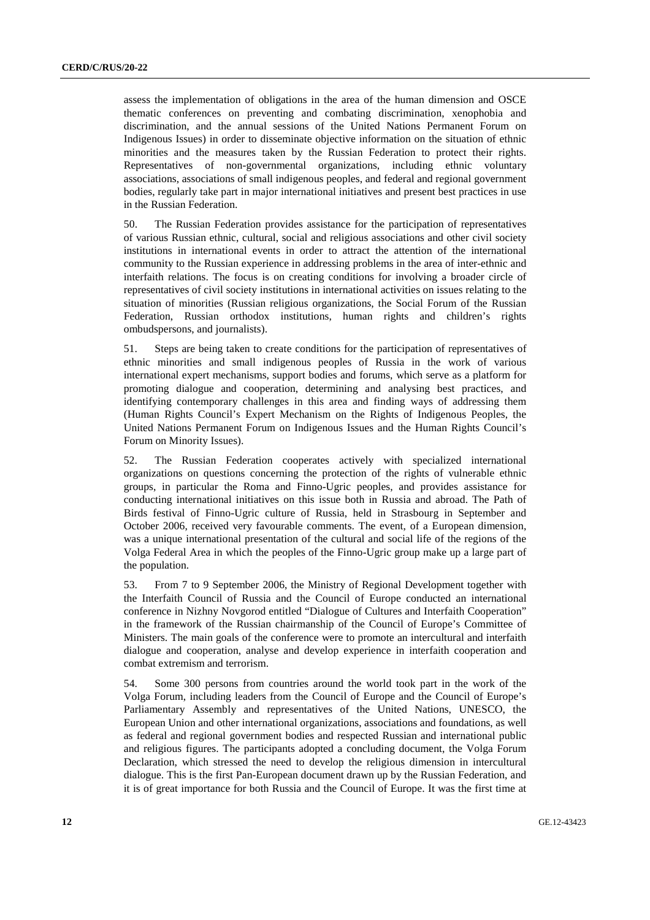assess the implementation of obligations in the area of the human dimension and OSCE thematic conferences on preventing and combating discrimination, xenophobia and discrimination, and the annual sessions of the United Nations Permanent Forum on Indigenous Issues) in order to disseminate objective information on the situation of ethnic minorities and the measures taken by the Russian Federation to protect their rights. Representatives of non-governmental organizations, including ethnic voluntary associations, associations of small indigenous peoples, and federal and regional government bodies, regularly take part in major international initiatives and present best practices in use in the Russian Federation.

50. The Russian Federation provides assistance for the participation of representatives of various Russian ethnic, cultural, social and religious associations and other civil society institutions in international events in order to attract the attention of the international community to the Russian experience in addressing problems in the area of inter-ethnic and interfaith relations. The focus is on creating conditions for involving a broader circle of representatives of civil society institutions in international activities on issues relating to the situation of minorities (Russian religious organizations, the Social Forum of the Russian Federation, Russian orthodox institutions, human rights and children's rights ombudspersons, and journalists).

51. Steps are being taken to create conditions for the participation of representatives of ethnic minorities and small indigenous peoples of Russia in the work of various international expert mechanisms, support bodies and forums, which serve as a platform for promoting dialogue and cooperation, determining and analysing best practices, and identifying contemporary challenges in this area and finding ways of addressing them (Human Rights Council's Expert Mechanism on the Rights of Indigenous Peoples, the United Nations Permanent Forum on Indigenous Issues and the Human Rights Council's Forum on Minority Issues).

52. The Russian Federation cooperates actively with specialized international organizations on questions concerning the protection of the rights of vulnerable ethnic groups, in particular the Roma and Finno-Ugric peoples, and provides assistance for conducting international initiatives on this issue both in Russia and abroad. The Path of Birds festival of Finno-Ugric culture of Russia, held in Strasbourg in September and October 2006, received very favourable comments. The event, of a European dimension, was a unique international presentation of the cultural and social life of the regions of the Volga Federal Area in which the peoples of the Finno-Ugric group make up a large part of the population.

53. From 7 to 9 September 2006, the Ministry of Regional Development together with the Interfaith Council of Russia and the Council of Europe conducted an international conference in Nizhny Novgorod entitled "Dialogue of Cultures and Interfaith Cooperation" in the framework of the Russian chairmanship of the Council of Europe's Committee of Ministers. The main goals of the conference were to promote an intercultural and interfaith dialogue and cooperation, analyse and develop experience in interfaith cooperation and combat extremism and terrorism.

54. Some 300 persons from countries around the world took part in the work of the Volga Forum, including leaders from the Council of Europe and the Council of Europe's Parliamentary Assembly and representatives of the United Nations, UNESCO, the European Union and other international organizations, associations and foundations, as well as federal and regional government bodies and respected Russian and international public and religious figures. The participants adopted a concluding document, the Volga Forum Declaration, which stressed the need to develop the religious dimension in intercultural dialogue. This is the first Pan-European document drawn up by the Russian Federation, and it is of great importance for both Russia and the Council of Europe. It was the first time at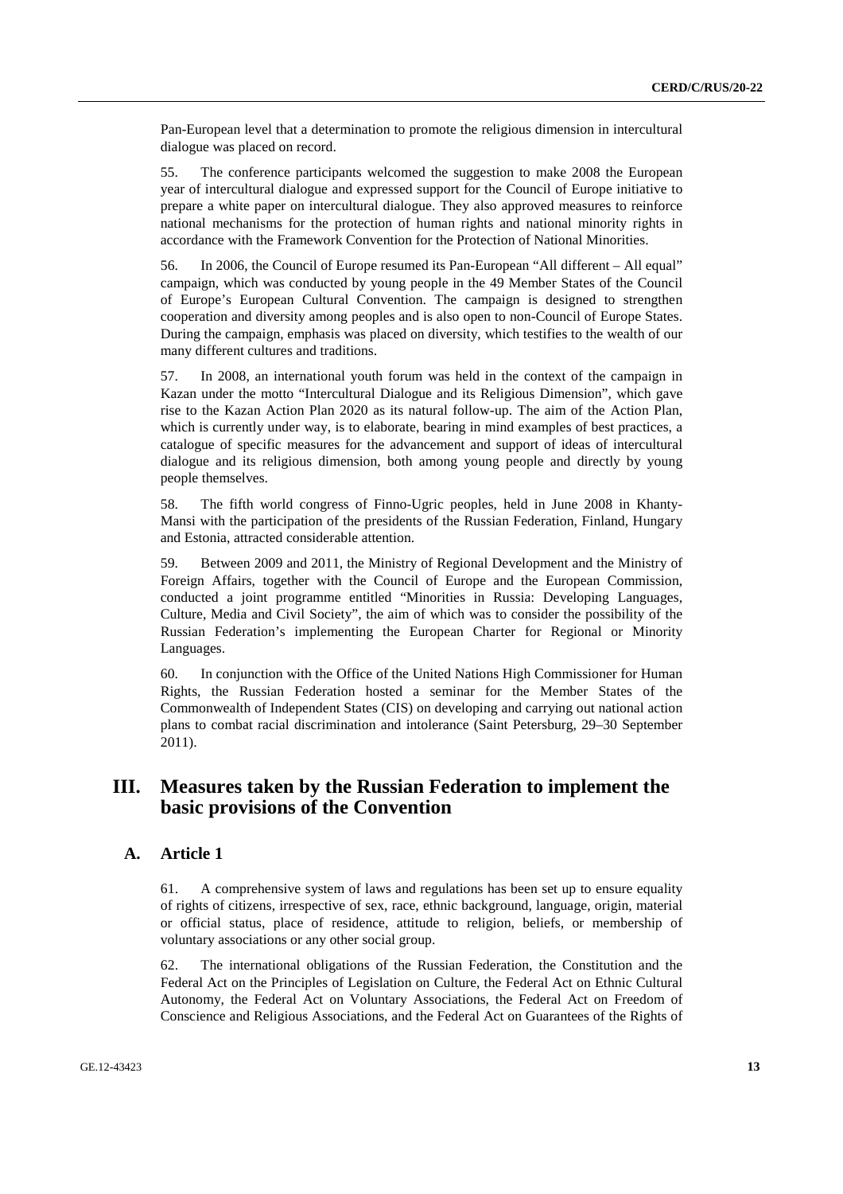Pan-European level that a determination to promote the religious dimension in intercultural dialogue was placed on record.

55. The conference participants welcomed the suggestion to make 2008 the European year of intercultural dialogue and expressed support for the Council of Europe initiative to prepare a white paper on intercultural dialogue. They also approved measures to reinforce national mechanisms for the protection of human rights and national minority rights in accordance with the Framework Convention for the Protection of National Minorities.

56. In 2006, the Council of Europe resumed its Pan-European "All different – All equal" campaign, which was conducted by young people in the 49 Member States of the Council of Europe's European Cultural Convention. The campaign is designed to strengthen cooperation and diversity among peoples and is also open to non-Council of Europe States. During the campaign, emphasis was placed on diversity, which testifies to the wealth of our many different cultures and traditions.

57. In 2008, an international youth forum was held in the context of the campaign in Kazan under the motto "Intercultural Dialogue and its Religious Dimension", which gave rise to the Kazan Action Plan 2020 as its natural follow-up. The aim of the Action Plan, which is currently under way, is to elaborate, bearing in mind examples of best practices, a catalogue of specific measures for the advancement and support of ideas of intercultural dialogue and its religious dimension, both among young people and directly by young people themselves.

58. The fifth world congress of Finno-Ugric peoples, held in June 2008 in Khanty-Mansi with the participation of the presidents of the Russian Federation, Finland, Hungary and Estonia, attracted considerable attention.

59. Between 2009 and 2011, the Ministry of Regional Development and the Ministry of Foreign Affairs, together with the Council of Europe and the European Commission, conducted a joint programme entitled "Minorities in Russia: Developing Languages, Culture, Media and Civil Society", the aim of which was to consider the possibility of the Russian Federation's implementing the European Charter for Regional or Minority Languages.

60. In conjunction with the Office of the United Nations High Commissioner for Human Rights, the Russian Federation hosted a seminar for the Member States of the Commonwealth of Independent States (CIS) on developing and carrying out national action plans to combat racial discrimination and intolerance (Saint Petersburg, 29–30 September 2011).

# III. Measures taken by the Russian Federation to implement the basic provisions of the Convention

## A. Article 1

61. A comprehensive system of laws and regulations has been set up to ensure equality of rights of citizens, irrespective of sex, race, ethnic background, language, origin, material or official status, place of residence, attitude to religion, beliefs, or membership of voluntary associations or any other social group.

62. The international obligations of the Russian Federation, the Constitution and the Federal Act on the Principles of Legislation on Culture, the Federal Act on Ethnic Cultural Autonomy, the Federal Act on Voluntary Associations, the Federal Act on Freedom of Conscience and Religious Associations, and the Federal Act on Guarantees of the Rights of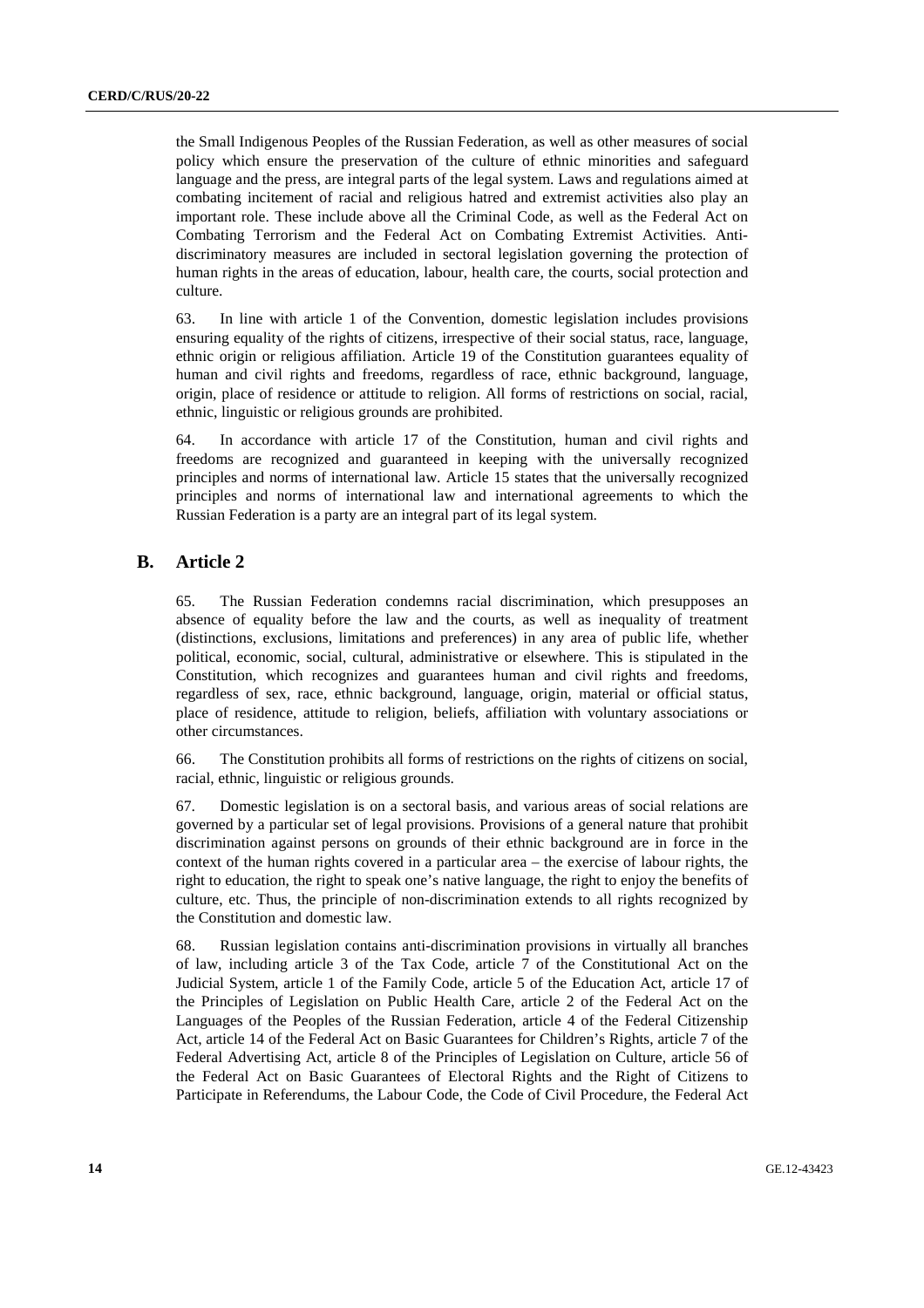the Small Indigenous Peoples of the Russian Federation, as well as other measures of social policy which ensure the preservation of the culture of ethnic minorities and safeguard language and the press, are integral parts of the legal system. Laws and regulations aimed at combating incitement of racial and religious hatred and extremist activities also play an important role. These include above all the Criminal Code, as well as the Federal Act on Combating Terrorism and the Federal Act on Combating Extremist Activities. Anti-discriminatory measures are included in sectoral legislation governing the protection of human rights in the areas of education, labour, health care, the courts, social protection and culture.

63. In line with article 1 of the Convention, domestic legislation includes provisions ensuring equality of the rights of citizens, irrespective of their social status, race, language, ethnic origin or religious affiliation. Article 19 of the Constitution guarantees equality of human and civil rights and freedoms, regardless of race, ethnic background, language, origin, place of residence or attitude to religion. All forms of restrictions on social, racial, ethnic, linguistic or religious grounds are prohibited.

64. In accordance with article 17 of the Constitution, human and civil rights and freedoms are recognized and guaranteed in keeping with the universally recognized principles and norms of international law. Article 15 states that the universally recognized principles and norms of international law and international agreements to which the Russian Federation is a party are an integral part of its legal system.

## B. Article 2

65. The Russian Federation condemns racial discrimination, which presupposes an absence of equality before the law and the courts, as well as inequality of treatment (distinctions, exclusions, limitations and preferences) in any area of public life, whether political, economic, social, cultural, administrative or elsewhere. This is stipulated in the Constitution, which recognizes and guarantees human and civil rights and freedoms, regardless of sex, race, ethnic background, language, origin, material or official status, place of residence, attitude to religion, beliefs, affiliation with voluntary associations or other circumstances.

66. The Constitution prohibits all forms of restrictions on the rights of citizens on social, racial, ethnic, linguistic or religious grounds.

67. Domestic legislation is on a sectoral basis, and various areas of social relations are governed by a particular set of legal provisions. Provisions of a general nature that prohibit discrimination against persons on grounds of their ethnic background are in force in the context of the human rights covered in a particular area – the exercise of labour rights, the right to education, the right to speak one's native language, the right to enjoy the benefits of culture, etc. Thus, the principle of non-discrimination extends to all rights recognized by the Constitution and domestic law.

68. Russian legislation contains anti-discrimination provisions in virtually all branches of law, including article 3 of the Tax Code, article 7 of the Constitutional Act on the Judicial System, article 1 of the Family Code, article 5 of the Education Act, article 17 of the Principles of Legislation on Public Health Care, article 2 of the Federal Act on the Languages of the Peoples of the Russian Federation, article 4 of the Federal Citizenship Act, article 14 of the Federal Act on Basic Guarantees for Children's Rights, article 7 of the Federal Advertising Act, article 8 of the Principles of Legislation on Culture, article 56 of the Federal Act on Basic Guarantees of Electoral Rights and the Right of Citizens to Participate in Referendums, the Labour Code, the Code of Civil Procedure, the Federal Act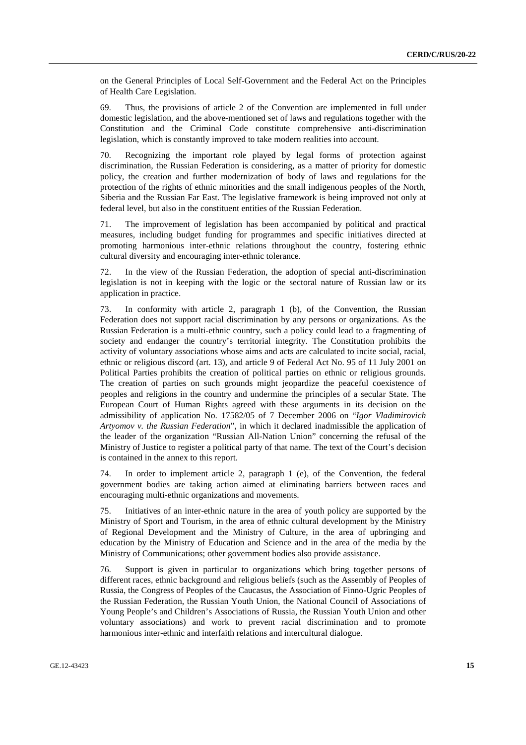on the General Principles of Local Self-Government and the Federal Act on the Principles of Health Care Legislation.

69. Thus, the provisions of article 2 of the Convention are implemented in full under domestic legislation, and the above-mentioned set of laws and regulations together with the Constitution and the Criminal Code constitute comprehensive anti-discrimination legislation, which is constantly improved to take modern realities into account.

70. Recognizing the important role played by legal forms of protection against discrimination, the Russian Federation is considering, as a matter of priority for domestic policy, the creation and further modernization of body of laws and regulations for the protection of the rights of ethnic minorities and the small indigenous peoples of the North, Siberia and the Russian Far East. The legislative framework is being improved not only at federal level, but also in the constituent entities of the Russian Federation.

71. The improvement of legislation has been accompanied by political and practical measures, including budget funding for programmes and specific initiatives directed at promoting harmonious inter-ethnic relations throughout the country, fostering ethnic cultural diversity and encouraging inter-ethnic tolerance.

72. In the view of the Russian Federation, the adoption of special anti-discrimination legislation is not in keeping with the logic or the sectoral nature of Russian law or its application in practice.

73. In conformity with article 2, paragraph 1 (b), of the Convention, the Russian Federation does not support racial discrimination by any persons or organizations. As the Russian Federation is a multi-ethnic country, such a policy could lead to a fragmenting of society and endanger the country's territorial integrity. The Constitution prohibits the activity of voluntary associations whose aims and acts are calculated to incite social, racial, ethnic or religious discord (art. 13), and article 9 of Federal Act No. 95 of 11 July 2001 on Political Parties prohibits the creation of political parties on ethnic or religious grounds. The creation of parties on such grounds might jeopardize the peaceful coexistence of peoples and religions in the country and undermine the principles of a secular State. The European Court of Human Rights agreed with these arguments in its decision on the admissibility of application No. 17582/05 of 7 December 2006 on "*Igor Vladimirovich Artyomov v. the Russian Federation*", in which it declared inadmissible the application of the leader of the organization "Russian All-Nation Union" concerning the refusal of the Ministry of Justice to register a political party of that name. The text of the Court's decision is contained in the annex to this report.

74. In order to implement article 2, paragraph 1 (e), of the Convention, the federal government bodies are taking action aimed at eliminating barriers between races and encouraging multi-ethnic organizations and movements.

75. Initiatives of an inter-ethnic nature in the area of youth policy are supported by the Ministry of Sport and Tourism, in the area of ethnic cultural development by the Ministry of Regional Development and the Ministry of Culture, in the area of upbringing and education by the Ministry of Education and Science and in the area of the media by the Ministry of Communications; other government bodies also provide assistance.

76. Support is given in particular to organizations which bring together persons of different races, ethnic background and religious beliefs (such as the Assembly of Peoples of Russia, the Congress of Peoples of the Caucasus, the Association of Finno-Ugric Peoples of the Russian Federation, the Russian Youth Union, the National Council of Associations of Young People's and Children's Associations of Russia, the Russian Youth Union and other voluntary associations) and work to prevent racial discrimination and to promote harmonious inter-ethnic and interfaith relations and intercultural dialogue.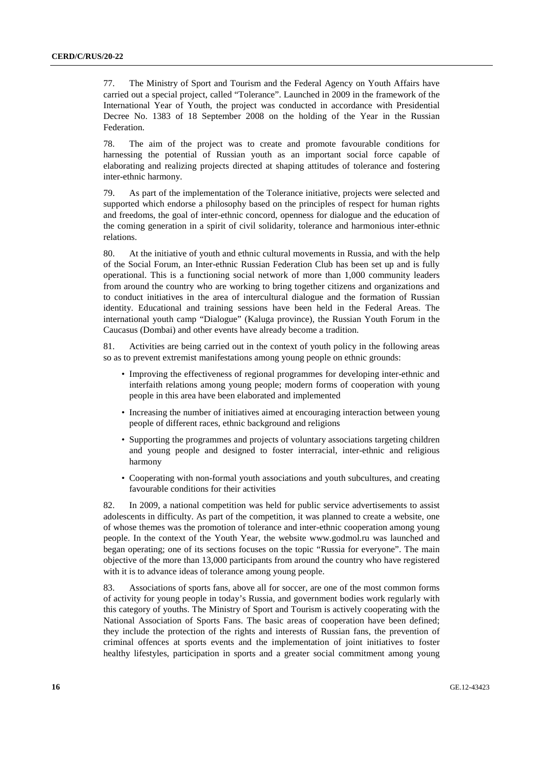77. The Ministry of Sport and Tourism and the Federal Agency on Youth Affairs have carried out a special project, called "Tolerance". Launched in 2009 in the framework of the International Year of Youth, the project was conducted in accordance with Presidential Decree No. 1383 of 18 September 2008 on the holding of the Year in the Russian Federation.

78. The aim of the project was to create and promote favourable conditions for harnessing the potential of Russian youth as an important social force capable of elaborating and realizing projects directed at shaping attitudes of tolerance and fostering inter-ethnic harmony.

79. As part of the implementation of the Tolerance initiative, projects were selected and supported which endorse a philosophy based on the principles of respect for human rights and freedoms, the goal of inter-ethnic concord, openness for dialogue and the education of the coming generation in a spirit of civil solidarity, tolerance and harmonious inter-ethnic relations.

80. At the initiative of youth and ethnic cultural movements in Russia, and with the help of the Social Forum, an Inter-ethnic Russian Federation Club has been set up and is fully operational. This is a functioning social network of more than 1,000 community leaders from around the country who are working to bring together citizens and organizations and to conduct initiatives in the area of intercultural dialogue and the formation of Russian identity. Educational and training sessions have been held in the Federal Areas. The international youth camp "Dialogue" (Kaluga province), the Russian Youth Forum in the Caucasus (Dombai) and other events have already become a tradition.

81. Activities are being carried out in the context of youth policy in the following areas so as to prevent extremist manifestations among young people on ethnic grounds:

- Improving the effectiveness of regional programmes for developing inter-ethnic and interfaith relations among young people; modern forms of cooperation with young people in this area have been elaborated and implemented
- Increasing the number of initiatives aimed at encouraging interaction between young people of different races, ethnic background and religions
- Supporting the programmes and projects of voluntary associations targeting children and young people and designed to foster interracial, inter-ethnic and religious harmony
- Cooperating with non-formal youth associations and youth subcultures, and creating favourable conditions for their activities

82. In 2009, a national competition was held for public service advertisements to assist adolescents in difficulty. As part of the competition, it was planned to create a website, one of whose themes was the promotion of tolerance and inter-ethnic cooperation among young people. In the context of the Youth Year, the website www.godmol.ru was launched and began operating; one of its sections focuses on the topic "Russia for everyone". The main objective of the more than 13,000 participants from around the country who have registered with it is to advance ideas of tolerance among young people.

83. Associations of sports fans, above all for soccer, are one of the most common forms of activity for young people in today's Russia, and government bodies work regularly with this category of youths. The Ministry of Sport and Tourism is actively cooperating with the National Association of Sports Fans. The basic areas of cooperation have been defined; they include the protection of the rights and interests of Russian fans, the prevention of criminal offences at sports events and the implementation of joint initiatives to foster healthy lifestyles, participation in sports and a greater social commitment among young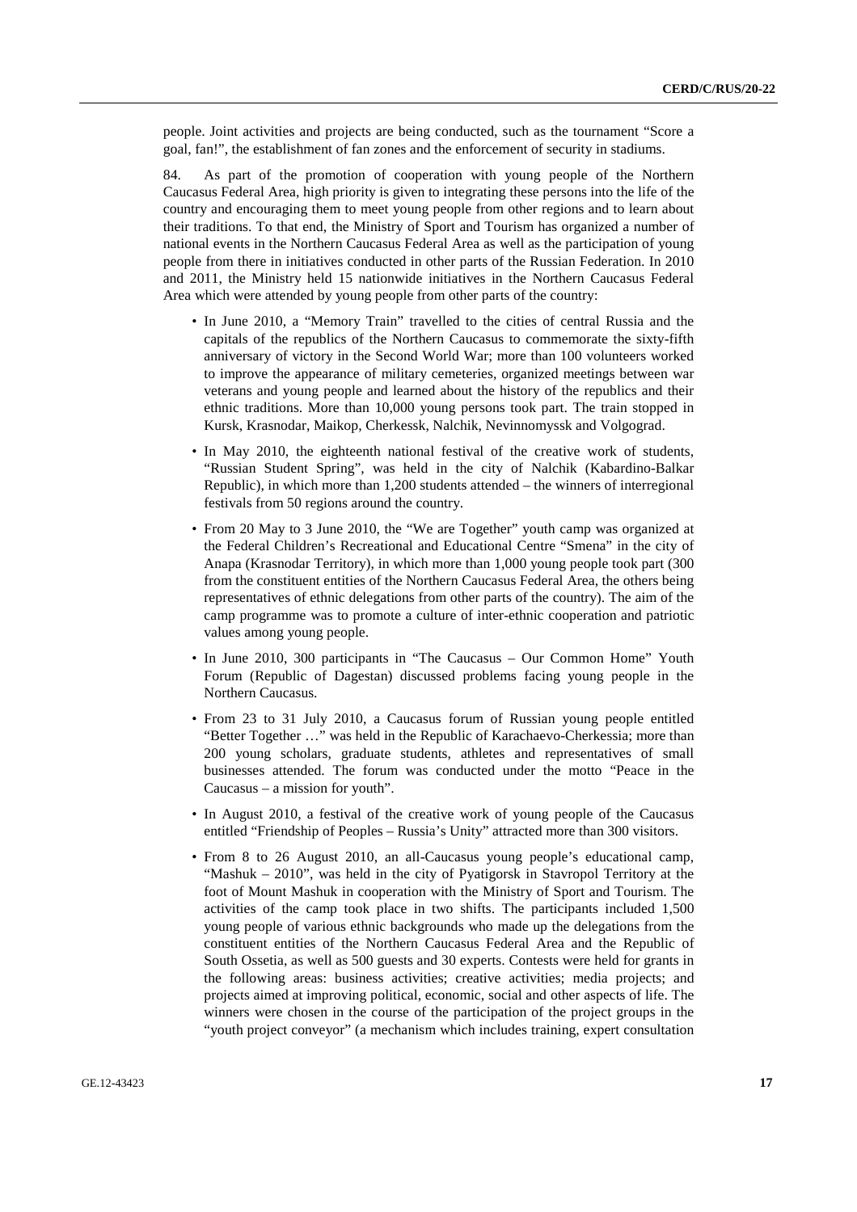people. Joint activities and projects are being conducted, such as the tournament "Score a goal, fan!", the establishment of fan zones and the enforcement of security in stadiums.

84. As part of the promotion of cooperation with young people of the Northern Caucasus Federal Area, high priority is given to integrating these persons into the life of the country and encouraging them to meet young people from other regions and to learn about their traditions. To that end, the Ministry of Sport and Tourism has organized a number of national events in the Northern Caucasus Federal Area as well as the participation of young people from there in initiatives conducted in other parts of the Russian Federation. In 2010 and 2011, the Ministry held 15 nationwide initiatives in the Northern Caucasus Federal Area which were attended by young people from other parts of the country:

- In June 2010, a "Memory Train" travelled to the cities of central Russia and the capitals of the republics of the Northern Caucasus to commemorate the sixty-fifth anniversary of victory in the Second World War; more than 100 volunteers worked to improve the appearance of military cemeteries, organized meetings between war veterans and young people and learned about the history of the republics and their ethnic traditions. More than 10,000 young persons took part. The train stopped in Kursk, Krasnodar, Maikop, Cherkessk, Nalchik, Nevinnomyssk and Volgograd.
- In May 2010, the eighteenth national festival of the creative work of students, "Russian Student Spring", was held in the city of Nalchik (Kabardino-Balkar Republic), in which more than 1,200 students attended – the winners of interregional festivals from 50 regions around the country.
- From 20 May to 3 June 2010, the "We are Together" youth camp was organized at the Federal Children's Recreational and Educational Centre "Smena" in the city of Anapa (Krasnodar Territory), in which more than 1,000 young people took part (300 from the constituent entities of the Northern Caucasus Federal Area, the others being representatives of ethnic delegations from other parts of the country). The aim of the camp programme was to promote a culture of inter-ethnic cooperation and patriotic values among young people.
- In June 2010, 300 participants in "The Caucasus – Our Common Home" Youth Forum (Republic of Dagestan) discussed problems facing young people in the Northern Caucasus.
- From 23 to 31 July 2010, a Caucasus forum of Russian young people entitled "Better Together …" was held in the Republic of Karachaevo-Cherkessia; more than 200 young scholars, graduate students, athletes and representatives of small businesses attended. The forum was conducted under the motto "Peace in the Caucasus – a mission for youth".
- In August 2010, a festival of the creative work of young people of the Caucasus entitled "Friendship of Peoples – Russia's Unity" attracted more than 300 visitors.
- From 8 to 26 August 2010, an all-Caucasus young people's educational camp, "Mashuk – 2010", was held in the city of Pyatigorsk in Stavropol Territory at the foot of Mount Mashuk in cooperation with the Ministry of Sport and Tourism. The activities of the camp took place in two shifts. The participants included 1,500 young people of various ethnic backgrounds who made up the delegations from the constituent entities of the Northern Caucasus Federal Area and the Republic of South Ossetia, as well as 500 guests and 30 experts. Contests were held for grants in the following areas: business activities; creative activities; media projects; and projects aimed at improving political, economic, social and other aspects of life. The winners were chosen in the course of the participation of the project groups in the "youth project conveyor" (a mechanism which includes training, expert consultation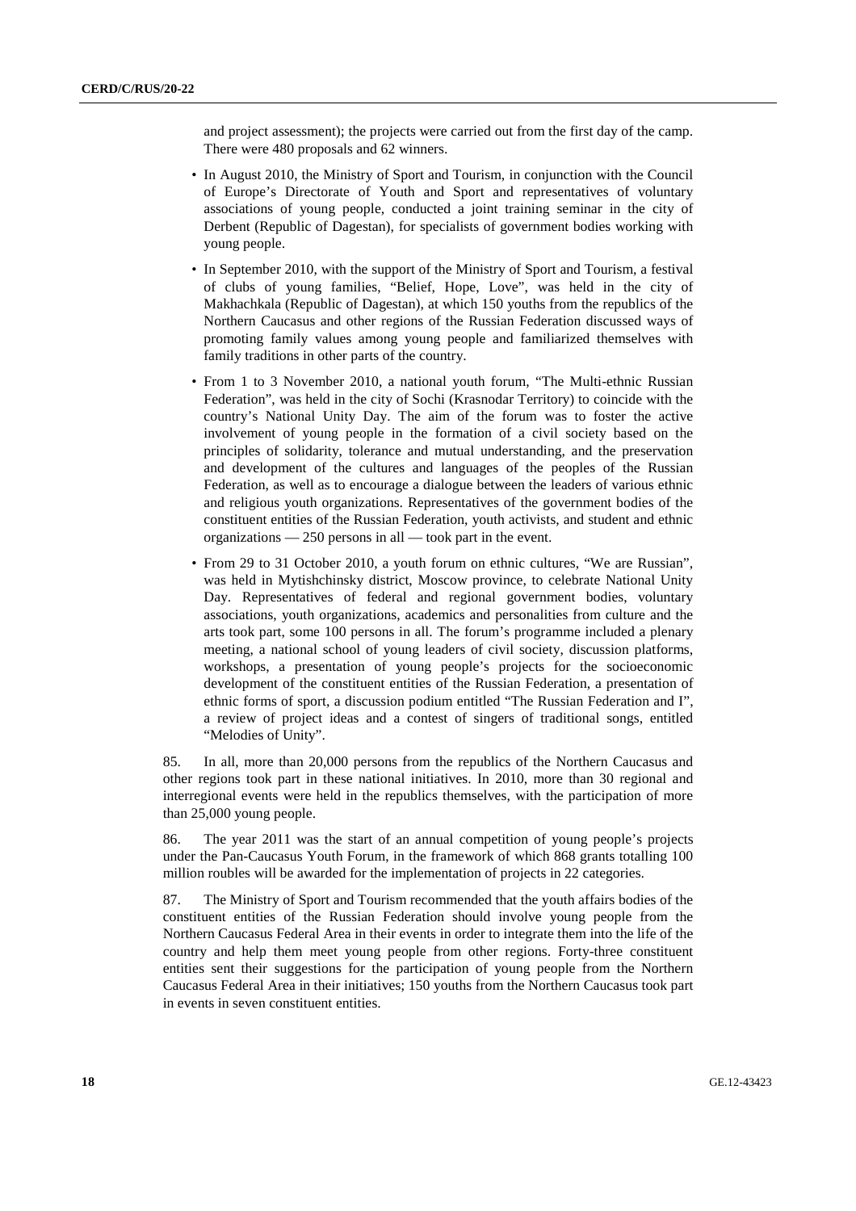and project assessment); the projects were carried out from the first day of the camp. There were 480 proposals and 62 winners.

- In August 2010, the Ministry of Sport and Tourism, in conjunction with the Council of Europe's Directorate of Youth and Sport and representatives of voluntary associations of young people, conducted a joint training seminar in the city of Derbent (Republic of Dagestan), for specialists of government bodies working with young people.
- In September 2010, with the support of the Ministry of Sport and Tourism, a festival of clubs of young families, "Belief, Hope, Love", was held in the city of Makhachkala (Republic of Dagestan), at which 150 youths from the republics of the Northern Caucasus and other regions of the Russian Federation discussed ways of promoting family values among young people and familiarized themselves with family traditions in other parts of the country.
- From 1 to 3 November 2010, a national youth forum, "The Multi-ethnic Russian Federation", was held in the city of Sochi (Krasnodar Territory) to coincide with the country's National Unity Day. The aim of the forum was to foster the active involvement of young people in the formation of a civil society based on the principles of solidarity, tolerance and mutual understanding, and the preservation and development of the cultures and languages of the peoples of the Russian Federation, as well as to encourage a dialogue between the leaders of various ethnic and religious youth organizations. Representatives of the government bodies of the constituent entities of the Russian Federation, youth activists, and student and ethnic organizations — 250 persons in all — took part in the event.
- From 29 to 31 October 2010, a youth forum on ethnic cultures, "We are Russian", was held in Mytishchinsky district, Moscow province, to celebrate National Unity Day. Representatives of federal and regional government bodies, voluntary associations, youth organizations, academics and personalities from culture and the arts took part, some 100 persons in all. The forum's programme included a plenary meeting, a national school of young leaders of civil society, discussion platforms, workshops, a presentation of young people's projects for the socioeconomic development of the constituent entities of the Russian Federation, a presentation of ethnic forms of sport, a discussion podium entitled "The Russian Federation and I", a review of project ideas and a contest of singers of traditional songs, entitled "Melodies of Unity".

85. In all, more than 20,000 persons from the republics of the Northern Caucasus and other regions took part in these national initiatives. In 2010, more than 30 regional and interregional events were held in the republics themselves, with the participation of more than 25,000 young people.

86. The year 2011 was the start of an annual competition of young people's projects under the Pan-Caucasus Youth Forum, in the framework of which 868 grants totalling 100 million roubles will be awarded for the implementation of projects in 22 categories.

87. The Ministry of Sport and Tourism recommended that the youth affairs bodies of the constituent entities of the Russian Federation should involve young people from the Northern Caucasus Federal Area in their events in order to integrate them into the life of the country and help them meet young people from other regions. Forty-three constituent entities sent their suggestions for the participation of young people from the Northern Caucasus Federal Area in their initiatives; 150 youths from the Northern Caucasus took part in events in seven constituent entities.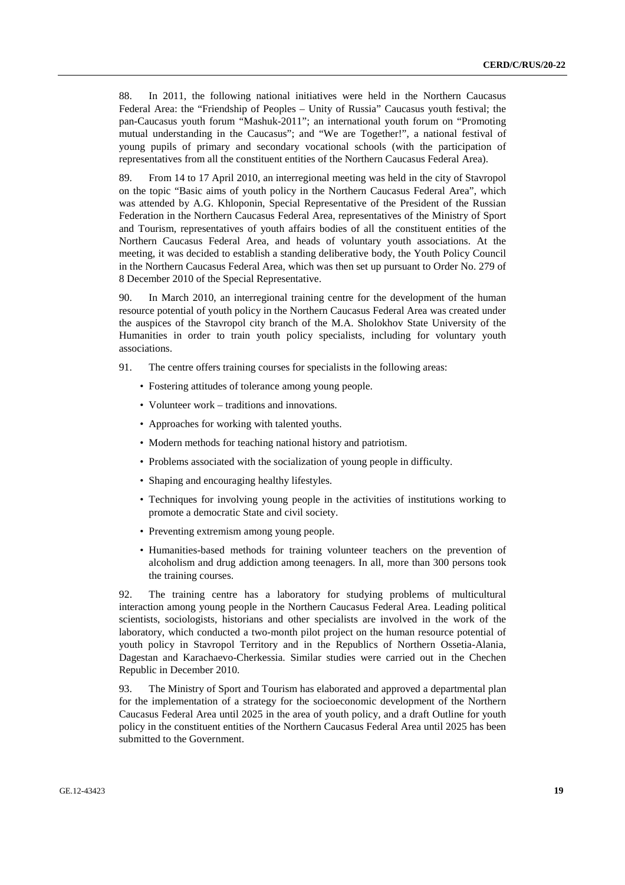88. In 2011, the following national initiatives were held in the Northern Caucasus Federal Area: the "Friendship of Peoples – Unity of Russia" Caucasus youth festival; the pan-Caucasus youth forum "Mashuk-2011"; an international youth forum on "Promoting mutual understanding in the Caucasus"; and "We are Together!", a national festival of young pupils of primary and secondary vocational schools (with the participation of representatives from all the constituent entities of the Northern Caucasus Federal Area).

89. From 14 to 17 April 2010, an interregional meeting was held in the city of Stavropol on the topic "Basic aims of youth policy in the Northern Caucasus Federal Area", which was attended by A.G. Khloponin, Special Representative of the President of the Russian Federation in the Northern Caucasus Federal Area, representatives of the Ministry of Sport and Tourism, representatives of youth affairs bodies of all the constituent entities of the Northern Caucasus Federal Area, and heads of voluntary youth associations. At the meeting, it was decided to establish a standing deliberative body, the Youth Policy Council in the Northern Caucasus Federal Area, which was then set up pursuant to Order No. 279 of 8 December 2010 of the Special Representative.

90. In March 2010, an interregional training centre for the development of the human resource potential of youth policy in the Northern Caucasus Federal Area was created under the auspices of the Stavropol city branch of the M.A. Sholokhov State University of the Humanities in order to train youth policy specialists, including for voluntary youth associations.

91. The centre offers training courses for specialists in the following areas:

- Fostering attitudes of tolerance among young people.
- Volunteer work – traditions and innovations.
- Approaches for working with talented youths.
- Modern methods for teaching national history and patriotism.
- Problems associated with the socialization of young people in difficulty.
- Shaping and encouraging healthy lifestyles.
- Techniques for involving young people in the activities of institutions working to promote a democratic State and civil society.
- Preventing extremism among young people.
- Humanities-based methods for training volunteer teachers on the prevention of alcoholism and drug addiction among teenagers. In all, more than 300 persons took the training courses.

92. The training centre has a laboratory for studying problems of multicultural interaction among young people in the Northern Caucasus Federal Area. Leading political scientists, sociologists, historians and other specialists are involved in the work of the laboratory, which conducted a two-month pilot project on the human resource potential of youth policy in Stavropol Territory and in the Republics of Northern Ossetia-Alania, Dagestan and Karachaevo-Cherkessia. Similar studies were carried out in the Chechen Republic in December 2010.

93. The Ministry of Sport and Tourism has elaborated and approved a departmental plan for the implementation of a strategy for the socioeconomic development of the Northern Caucasus Federal Area until 2025 in the area of youth policy, and a draft Outline for youth policy in the constituent entities of the Northern Caucasus Federal Area until 2025 has been submitted to the Government.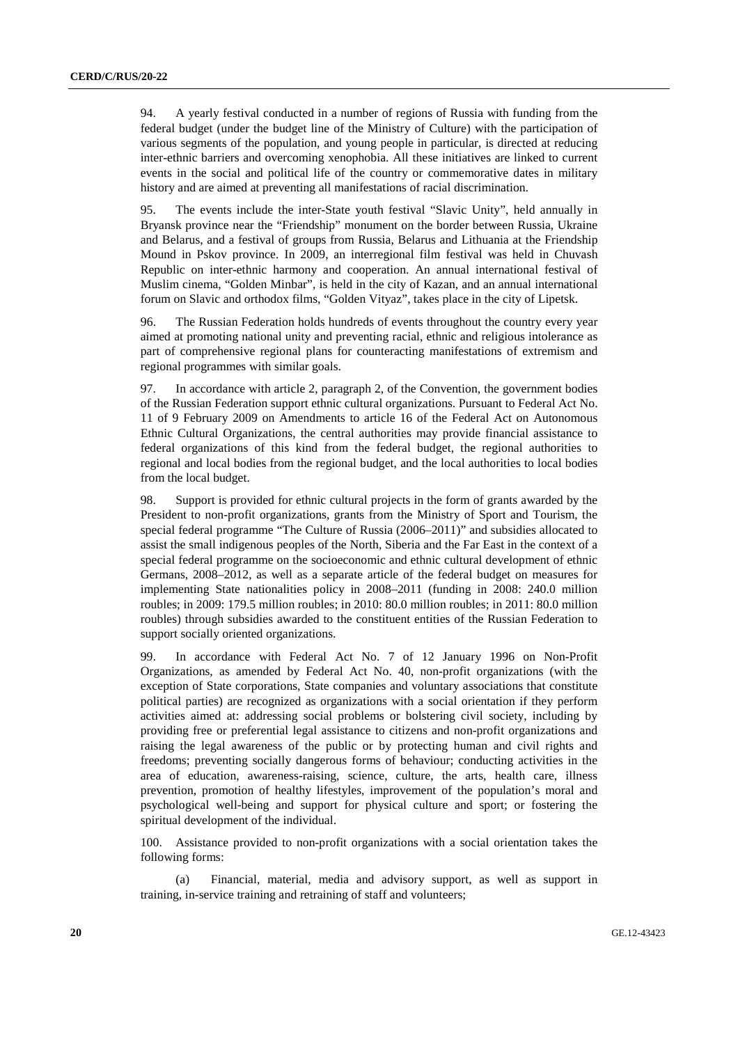94. A yearly festival conducted in a number of regions of Russia with funding from the federal budget (under the budget line of the Ministry of Culture) with the participation of various segments of the population, and young people in particular, is directed at reducing inter-ethnic barriers and overcoming xenophobia. All these initiatives are linked to current events in the social and political life of the country or commemorative dates in military history and are aimed at preventing all manifestations of racial discrimination.

95. The events include the inter-State youth festival "Slavic Unity", held annually in Bryansk province near the "Friendship" monument on the border between Russia, Ukraine and Belarus, and a festival of groups from Russia, Belarus and Lithuania at the Friendship Mound in Pskov province. In 2009, an interregional film festival was held in Chuvash Republic on inter-ethnic harmony and cooperation. An annual international festival of Muslim cinema, "Golden Minbar", is held in the city of Kazan, and an annual international forum on Slavic and orthodox films, "Golden Vityaz", takes place in the city of Lipetsk.

96. The Russian Federation holds hundreds of events throughout the country every year aimed at promoting national unity and preventing racial, ethnic and religious intolerance as part of comprehensive regional plans for counteracting manifestations of extremism and regional programmes with similar goals.

97. In accordance with article 2, paragraph 2, of the Convention, the government bodies of the Russian Federation support ethnic cultural organizations. Pursuant to Federal Act No. 11 of 9 February 2009 on Amendments to article 16 of the Federal Act on Autonomous Ethnic Cultural Organizations, the central authorities may provide financial assistance to federal organizations of this kind from the federal budget, the regional authorities to regional and local bodies from the regional budget, and the local authorities to local bodies from the local budget.

98. Support is provided for ethnic cultural projects in the form of grants awarded by the President to non-profit organizations, grants from the Ministry of Sport and Tourism, the special federal programme "The Culture of Russia (2006–2011)" and subsidies allocated to assist the small indigenous peoples of the North, Siberia and the Far East in the context of a special federal programme on the socioeconomic and ethnic cultural development of ethnic Germans, 2008–2012, as well as a separate article of the federal budget on measures for implementing State nationalities policy in 2008–2011 (funding in 2008: 240.0 million roubles; in 2009: 179.5 million roubles; in 2010: 80.0 million roubles; in 2011: 80.0 million roubles) through subsidies awarded to the constituent entities of the Russian Federation to support socially oriented organizations.

99. In accordance with Federal Act No. 7 of 12 January 1996 on Non-Profit Organizations, as amended by Federal Act No. 40, non-profit organizations (with the exception of State corporations, State companies and voluntary associations that constitute political parties) are recognized as organizations with a social orientation if they perform activities aimed at: addressing social problems or bolstering civil society, including by providing free or preferential legal assistance to citizens and non-profit organizations and raising the legal awareness of the public or by protecting human and civil rights and freedoms; preventing socially dangerous forms of behaviour; conducting activities in the area of education, awareness-raising, science, culture, the arts, health care, illness prevention, promotion of healthy lifestyles, improvement of the population's moral and psychological well-being and support for physical culture and sport; or fostering the spiritual development of the individual.

100. Assistance provided to non-profit organizations with a social orientation takes the following forms:

(a) Financial, material, media and advisory support, as well as support in training, in-service training and retraining of staff and volunteers;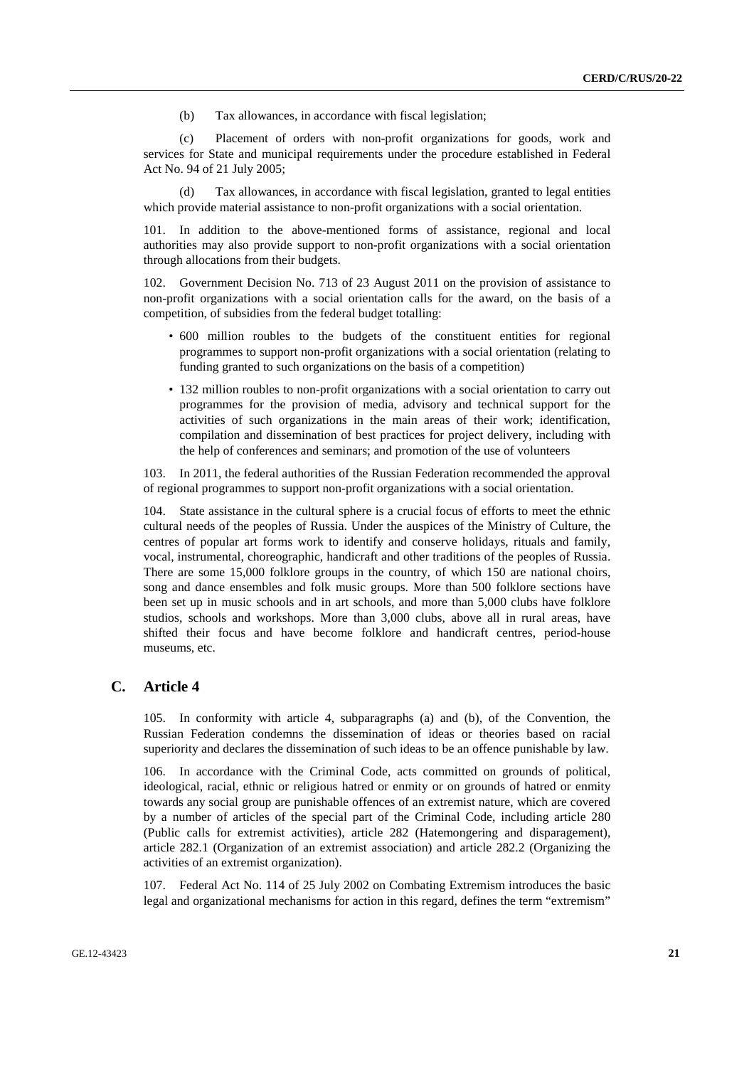(b) Tax allowances, in accordance with fiscal legislation;

(c) Placement of orders with non-profit organizations for goods, work and services for State and municipal requirements under the procedure established in Federal Act No. 94 of 21 July 2005;

(d) Tax allowances, in accordance with fiscal legislation, granted to legal entities which provide material assistance to non-profit organizations with a social orientation.

101. In addition to the above-mentioned forms of assistance, regional and local authorities may also provide support to non-profit organizations with a social orientation through allocations from their budgets.

102. Government Decision No. 713 of 23 August 2011 on the provision of assistance to non-profit organizations with a social orientation calls for the award, on the basis of a competition, of subsidies from the federal budget totalling:

- 600 million roubles to the budgets of the constituent entities for regional programmes to support non-profit organizations with a social orientation (relating to funding granted to such organizations on the basis of a competition)
- 132 million roubles to non-profit organizations with a social orientation to carry out programmes for the provision of media, advisory and technical support for the activities of such organizations in the main areas of their work; identification, compilation and dissemination of best practices for project delivery, including with the help of conferences and seminars; and promotion of the use of volunteers

103. In 2011, the federal authorities of the Russian Federation recommended the approval of regional programmes to support non-profit organizations with a social orientation.

104. State assistance in the cultural sphere is a crucial focus of efforts to meet the ethnic cultural needs of the peoples of Russia. Under the auspices of the Ministry of Culture, the centres of popular art forms work to identify and conserve holidays, rituals and family, vocal, instrumental, choreographic, handicraft and other traditions of the peoples of Russia. There are some 15,000 folklore groups in the country, of which 150 are national choirs, song and dance ensembles and folk music groups. More than 500 folklore sections have been set up in music schools and in art schools, and more than 5,000 clubs have folklore studios, schools and workshops. More than 3,000 clubs, above all in rural areas, have shifted their focus and have become folklore and handicraft centres, period-house museums, etc.

## C. Article 4

105. In conformity with article 4, subparagraphs (a) and (b), of the Convention, the Russian Federation condemns the dissemination of ideas or theories based on racial superiority and declares the dissemination of such ideas to be an offence punishable by law.

106. In accordance with the Criminal Code, acts committed on grounds of political, ideological, racial, ethnic or religious hatred or enmity or on grounds of hatred or enmity towards any social group are punishable offences of an extremist nature, which are covered by a number of articles of the special part of the Criminal Code, including article 280 (Public calls for extremist activities), article 282 (Hatemongering and disparagement), article 282.1 (Organization of an extremist association) and article 282.2 (Organizing the activities of an extremist organization).

107. Federal Act No. 114 of 25 July 2002 on Combating Extremism introduces the basic legal and organizational mechanisms for action in this regard, defines the term "extremism"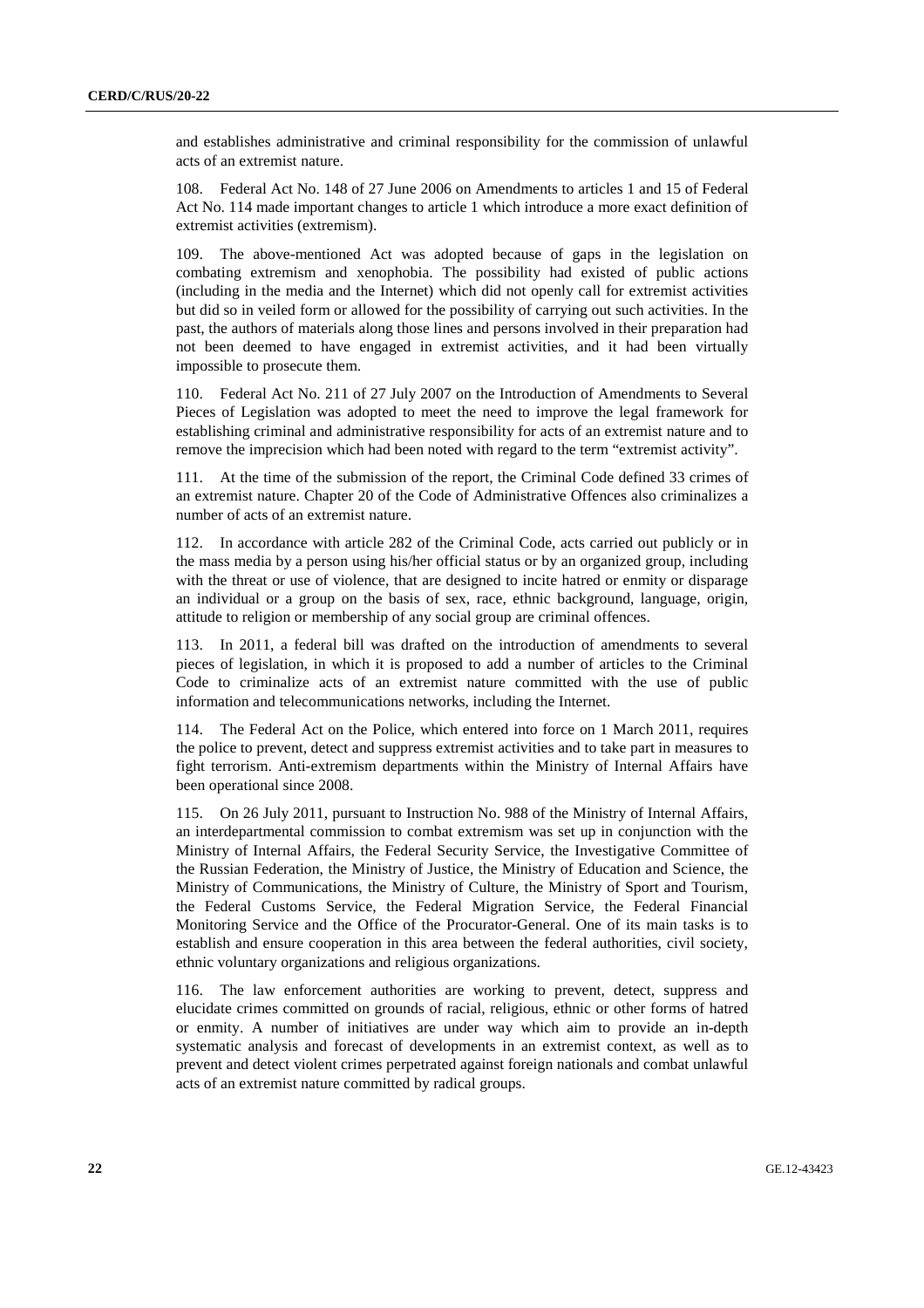and establishes administrative and criminal responsibility for the commission of unlawful acts of an extremist nature.

108. Federal Act No. 148 of 27 June 2006 on Amendments to articles 1 and 15 of Federal Act No. 114 made important changes to article 1 which introduce a more exact definition of extremist activities (extremism).

109. The above-mentioned Act was adopted because of gaps in the legislation on combating extremism and xenophobia. The possibility had existed of public actions (including in the media and the Internet) which did not openly call for extremist activities but did so in veiled form or allowed for the possibility of carrying out such activities. In the past, the authors of materials along those lines and persons involved in their preparation had not been deemed to have engaged in extremist activities, and it had been virtually impossible to prosecute them.

110. Federal Act No. 211 of 27 July 2007 on the Introduction of Amendments to Several Pieces of Legislation was adopted to meet the need to improve the legal framework for establishing criminal and administrative responsibility for acts of an extremist nature and to remove the imprecision which had been noted with regard to the term "extremist activity".

111. At the time of the submission of the report, the Criminal Code defined 33 crimes of an extremist nature. Chapter 20 of the Code of Administrative Offences also criminalizes a number of acts of an extremist nature.

112. In accordance with article 282 of the Criminal Code, acts carried out publicly or in the mass media by a person using his/her official status or by an organized group, including with the threat or use of violence, that are designed to incite hatred or enmity or disparage an individual or a group on the basis of sex, race, ethnic background, language, origin, attitude to religion or membership of any social group are criminal offences.

113. In 2011, a federal bill was drafted on the introduction of amendments to several pieces of legislation, in which it is proposed to add a number of articles to the Criminal Code to criminalize acts of an extremist nature committed with the use of public information and telecommunications networks, including the Internet.

114. The Federal Act on the Police, which entered into force on 1 March 2011, requires the police to prevent, detect and suppress extremist activities and to take part in measures to fight terrorism. Anti-extremism departments within the Ministry of Internal Affairs have been operational since 2008.

115. On 26 July 2011, pursuant to Instruction No. 988 of the Ministry of Internal Affairs, an interdepartmental commission to combat extremism was set up in conjunction with the Ministry of Internal Affairs, the Federal Security Service, the Investigative Committee of the Russian Federation, the Ministry of Justice, the Ministry of Education and Science, the Ministry of Communications, the Ministry of Culture, the Ministry of Sport and Tourism, the Federal Customs Service, the Federal Migration Service, the Federal Financial Monitoring Service and the Office of the Procurator-General. One of its main tasks is to establish and ensure cooperation in this area between the federal authorities, civil society, ethnic voluntary organizations and religious organizations.

116. The law enforcement authorities are working to prevent, detect, suppress and elucidate crimes committed on grounds of racial, religious, ethnic or other forms of hatred or enmity. A number of initiatives are under way which aim to provide an in-depth systematic analysis and forecast of developments in an extremist context, as well as to prevent and detect violent crimes perpetrated against foreign nationals and combat unlawful acts of an extremist nature committed by radical groups.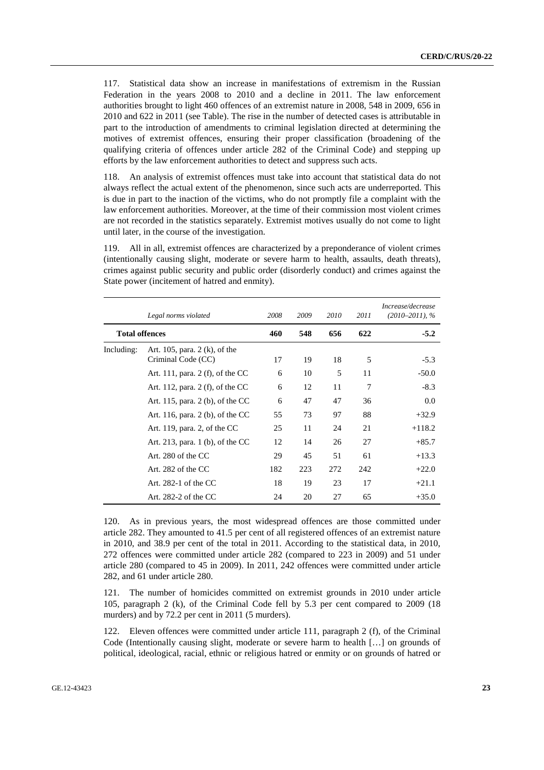117. Statistical data show an increase in manifestations of extremism in the Russian Federation in the years 2008 to 2010 and a decline in 2011. The law enforcement authorities brought to light 460 offences of an extremist nature in 2008, 548 in 2009, 656 in 2010 and 622 in 2011 (see Table). The rise in the number of detected cases is attributable in part to the introduction of amendments to criminal legislation directed at determining the motives of extremist offences, ensuring their proper classification (broadening of the qualifying criteria of offences under article 282 of the Criminal Code) and stepping up efforts by the law enforcement authorities to detect and suppress such acts.

118. An analysis of extremist offences must take into account that statistical data do not always reflect the actual extent of the phenomenon, since such acts are underreported. This is due in part to the inaction of the victims, who do not promptly file a complaint with the law enforcement authorities. Moreover, at the time of their commission most violent crimes are not recorded in the statistics separately. Extremist motives usually do not come to light until later, in the course of the investigation.

119. All in all, extremist offences are characterized by a preponderance of violent crimes (intentionally causing slight, moderate or severe harm to health, assaults, death threats), crimes against public security and public order (disorderly conduct) and crimes against the State power (incitement of hatred and enmity).

| | *Legal norms violated* | *2008* | *2009* | *2010* | *2011* | *Increase/decrease (2010–2011), %* |
|---|---|---|---|---|---|---|
| **Total offences** | | **460** | **548** | **656** | **622** | **-5.2** |
| Including: | Art. 105, para. 2 (k), of the Criminal Code (CC) | 17 | 19 | 18 | 5 | -5.3 |
| | Art. 111, para. 2 (f), of the CC | 6 | 10 | 5 | 11 | -50.0 |
| | Art. 112, para. 2 (f), of the CC | 6 | 12 | 11 | 7 | -8.3 |
| | Art. 115, para. 2 (b), of the CC | 6 | 47 | 47 | 36 | 0.0 |
| | Art. 116, para. 2 (b), of the CC | 55 | 73 | 97 | 88 | +32.9 |
| | Art. 119, para. 2, of the CC | 25 | 11 | 24 | 21 | +118.2 |
| | Art. 213, para. 1 (b), of the CC | 12 | 14 | 26 | 27 | +85.7 |
| | Art. 280 of the CC | 29 | 45 | 51 | 61 | +13.3 |
| | Art. 282 of the CC | 182 | 223 | 272 | 242 | +22.0 |
| | Art. 282-1 of the CC | 18 | 19 | 23 | 17 | +21.1 |
| | Art. 282-2 of the CC | 24 | 20 | 27 | 65 | +35.0 |

120. As in previous years, the most widespread offences are those committed under article 282. They amounted to 41.5 per cent of all registered offences of an extremist nature in 2010, and 38.9 per cent of the total in 2011. According to the statistical data, in 2010, 272 offences were committed under article 282 (compared to 223 in 2009) and 51 under article 280 (compared to 45 in 2009). In 2011, 242 offences were committed under article 282, and 61 under article 280.

121. The number of homicides committed on extremist grounds in 2010 under article 105, paragraph 2 (k), of the Criminal Code fell by 5.3 per cent compared to 2009 (18 murders) and by 72.2 per cent in 2011 (5 murders).

122. Eleven offences were committed under article 111, paragraph 2 (f), of the Criminal Code (Intentionally causing slight, moderate or severe harm to health […] on grounds of political, ideological, racial, ethnic or religious hatred or enmity or on grounds of hatred or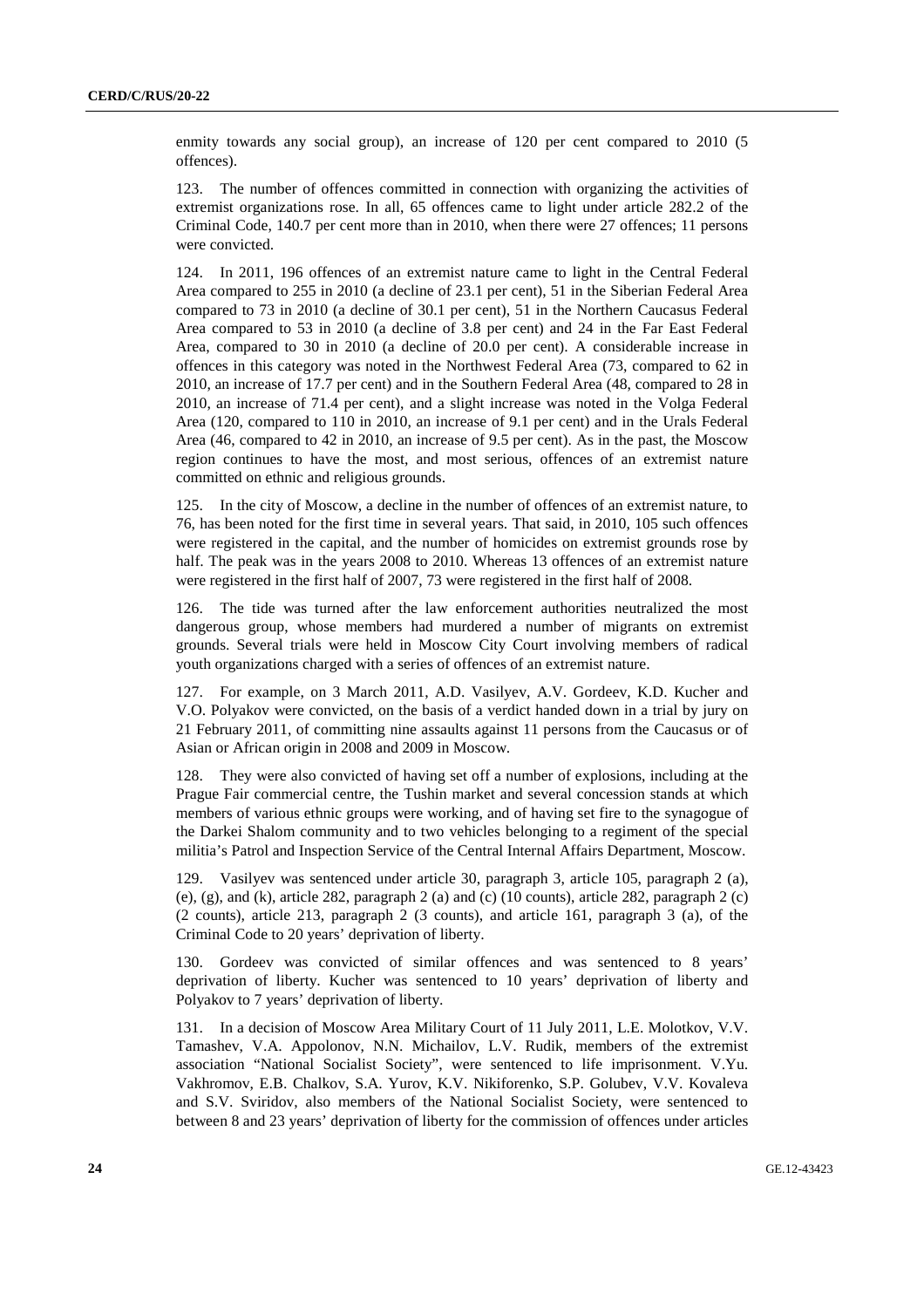enmity towards any social group), an increase of 120 per cent compared to 2010 (5 offences).

123. The number of offences committed in connection with organizing the activities of extremist organizations rose. In all, 65 offences came to light under article 282.2 of the Criminal Code, 140.7 per cent more than in 2010, when there were 27 offences; 11 persons were convicted.

124. In 2011, 196 offences of an extremist nature came to light in the Central Federal Area compared to 255 in 2010 (a decline of 23.1 per cent), 51 in the Siberian Federal Area compared to 73 in 2010 (a decline of 30.1 per cent), 51 in the Northern Caucasus Federal Area compared to 53 in 2010 (a decline of 3.8 per cent) and 24 in the Far East Federal Area, compared to 30 in 2010 (a decline of 20.0 per cent). A considerable increase in offences in this category was noted in the Northwest Federal Area (73, compared to 62 in 2010, an increase of 17.7 per cent) and in the Southern Federal Area (48, compared to 28 in 2010, an increase of 71.4 per cent), and a slight increase was noted in the Volga Federal Area (120, compared to 110 in 2010, an increase of 9.1 per cent) and in the Urals Federal Area (46, compared to 42 in 2010, an increase of 9.5 per cent). As in the past, the Moscow region continues to have the most, and most serious, offences of an extremist nature committed on ethnic and religious grounds.

125. In the city of Moscow, a decline in the number of offences of an extremist nature, to 76, has been noted for the first time in several years. That said, in 2010, 105 such offences were registered in the capital, and the number of homicides on extremist grounds rose by half. The peak was in the years 2008 to 2010. Whereas 13 offences of an extremist nature were registered in the first half of 2007, 73 were registered in the first half of 2008.

126. The tide was turned after the law enforcement authorities neutralized the most dangerous group, whose members had murdered a number of migrants on extremist grounds. Several trials were held in Moscow City Court involving members of radical youth organizations charged with a series of offences of an extremist nature.

127. For example, on 3 March 2011, A.D. Vasilyev, A.V. Gordeev, K.D. Kucher and V.O. Polyakov were convicted, on the basis of a verdict handed down in a trial by jury on 21 February 2011, of committing nine assaults against 11 persons from the Caucasus or of Asian or African origin in 2008 and 2009 in Moscow.

128. They were also convicted of having set off a number of explosions, including at the Prague Fair commercial centre, the Tushin market and several concession stands at which members of various ethnic groups were working, and of having set fire to the synagogue of the Darkei Shalom community and to two vehicles belonging to a regiment of the special militia's Patrol and Inspection Service of the Central Internal Affairs Department, Moscow.

129. Vasilyev was sentenced under article 30, paragraph 3, article 105, paragraph 2 (a), (e), (g), and (k), article 282, paragraph 2 (a) and (c) (10 counts), article 282, paragraph 2 (c) (2 counts), article 213, paragraph 2 (3 counts), and article 161, paragraph 3 (a), of the Criminal Code to 20 years' deprivation of liberty.

130. Gordeev was convicted of similar offences and was sentenced to 8 years' deprivation of liberty. Kucher was sentenced to 10 years' deprivation of liberty and Polyakov to 7 years' deprivation of liberty.

131. In a decision of Moscow Area Military Court of 11 July 2011, L.E. Molotkov, V.V. Tamashev, V.A. Appolonov, N.N. Michailov, L.V. Rudik, members of the extremist association "National Socialist Society", were sentenced to life imprisonment. V.Yu. Vakhromov, E.B. Chalkov, S.A. Yurov, K.V. Nikiforenko, S.P. Golubev, V.V. Kovaleva and S.V. Sviridov, also members of the National Socialist Society, were sentenced to between 8 and 23 years' deprivation of liberty for the commission of offences under articles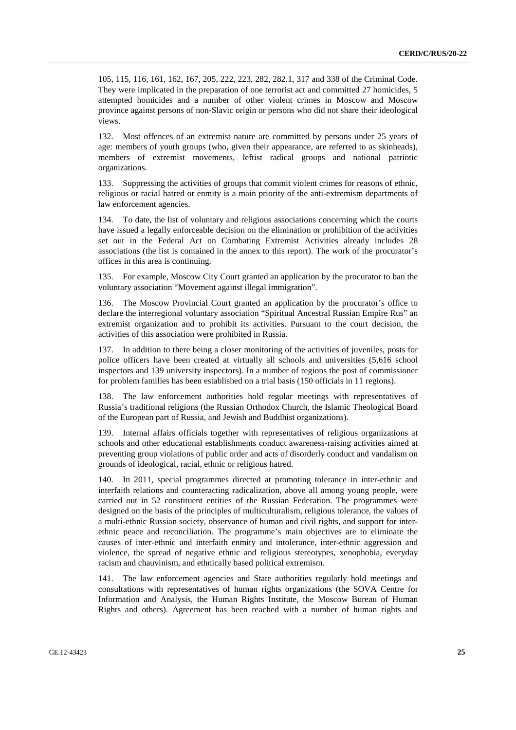105, 115, 116, 161, 162, 167, 205, 222, 223, 282, 282.1, 317 and 338 of the Criminal Code. They were implicated in the preparation of one terrorist act and committed 27 homicides, 5 attempted homicides and a number of other violent crimes in Moscow and Moscow province against persons of non-Slavic origin or persons who did not share their ideological views.

132. Most offences of an extremist nature are committed by persons under 25 years of age: members of youth groups (who, given their appearance, are referred to as skinheads), members of extremist movements, leftist radical groups and national patriotic organizations.

133. Suppressing the activities of groups that commit violent crimes for reasons of ethnic, religious or racial hatred or enmity is a main priority of the anti-extremism departments of law enforcement agencies.

134. To date, the list of voluntary and religious associations concerning which the courts have issued a legally enforceable decision on the elimination or prohibition of the activities set out in the Federal Act on Combating Extremist Activities already includes 28 associations (the list is contained in the annex to this report). The work of the procurator's offices in this area is continuing.

135. For example, Moscow City Court granted an application by the procurator to ban the voluntary association "Movement against illegal immigration".

136. The Moscow Provincial Court granted an application by the procurator's office to declare the interregional voluntary association "Spiritual Ancestral Russian Empire Rus" an extremist organization and to prohibit its activities. Pursuant to the court decision, the activities of this association were prohibited in Russia.

137. In addition to there being a closer monitoring of the activities of juveniles, posts for police officers have been created at virtually all schools and universities (5,616 school inspectors and 139 university inspectors). In a number of regions the post of commissioner for problem families has been established on a trial basis (150 officials in 11 regions).

138. The law enforcement authorities hold regular meetings with representatives of Russia's traditional religions (the Russian Orthodox Church, the Islamic Theological Board of the European part of Russia, and Jewish and Buddhist organizations).

139. Internal affairs officials together with representatives of religious organizations at schools and other educational establishments conduct awareness-raising activities aimed at preventing group violations of public order and acts of disorderly conduct and vandalism on grounds of ideological, racial, ethnic or religious hatred.

140. In 2011, special programmes directed at promoting tolerance in inter-ethnic and interfaith relations and counteracting radicalization, above all among young people, were carried out in 52 constituent entities of the Russian Federation. The programmes were designed on the basis of the principles of multiculturalism, religious tolerance, the values of a multi-ethnic Russian society, observance of human and civil rights, and support for inter-ethnic peace and reconciliation. The programme's main objectives are to eliminate the causes of inter-ethnic and interfaith enmity and intolerance, inter-ethnic aggression and violence, the spread of negative ethnic and religious stereotypes, xenophobia, everyday racism and chauvinism, and ethnically based political extremism.

141. The law enforcement agencies and State authorities regularly hold meetings and consultations with representatives of human rights organizations (the SOVA Centre for Information and Analysis, the Human Rights Institute, the Moscow Bureau of Human Rights and others). Agreement has been reached with a number of human rights and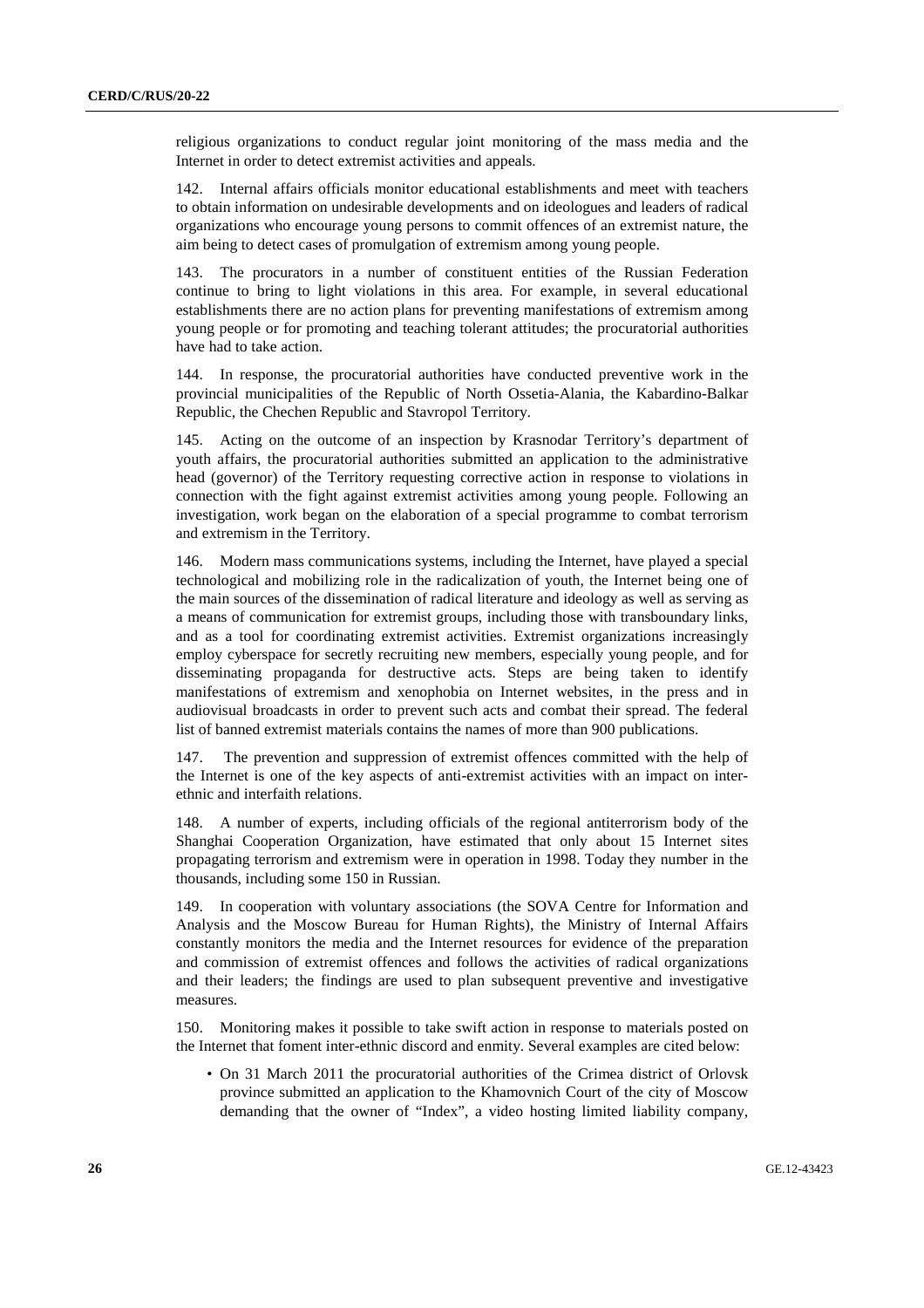religious organizations to conduct regular joint monitoring of the mass media and the Internet in order to detect extremist activities and appeals.

142. Internal affairs officials monitor educational establishments and meet with teachers to obtain information on undesirable developments and on ideologues and leaders of radical organizations who encourage young persons to commit offences of an extremist nature, the aim being to detect cases of promulgation of extremism among young people.

143. The procurators in a number of constituent entities of the Russian Federation continue to bring to light violations in this area. For example, in several educational establishments there are no action plans for preventing manifestations of extremism among young people or for promoting and teaching tolerant attitudes; the procuratorial authorities have had to take action.

144. In response, the procuratorial authorities have conducted preventive work in the provincial municipalities of the Republic of North Ossetia-Alania, the Kabardino-Balkar Republic, the Chechen Republic and Stavropol Territory.

145. Acting on the outcome of an inspection by Krasnodar Territory's department of youth affairs, the procuratorial authorities submitted an application to the administrative head (governor) of the Territory requesting corrective action in response to violations in connection with the fight against extremist activities among young people. Following an investigation, work began on the elaboration of a special programme to combat terrorism and extremism in the Territory.

146. Modern mass communications systems, including the Internet, have played a special technological and mobilizing role in the radicalization of youth, the Internet being one of the main sources of the dissemination of radical literature and ideology as well as serving as a means of communication for extremist groups, including those with transboundary links, and as a tool for coordinating extremist activities. Extremist organizations increasingly employ cyberspace for secretly recruiting new members, especially young people, and for disseminating propaganda for destructive acts. Steps are being taken to identify manifestations of extremism and xenophobia on Internet websites, in the press and in audiovisual broadcasts in order to prevent such acts and combat their spread. The federal list of banned extremist materials contains the names of more than 900 publications.

147. The prevention and suppression of extremist offences committed with the help of the Internet is one of the key aspects of anti-extremist activities with an impact on inter-ethnic and interfaith relations.

148. A number of experts, including officials of the regional antiterrorism body of the Shanghai Cooperation Organization, have estimated that only about 15 Internet sites propagating terrorism and extremism were in operation in 1998. Today they number in the thousands, including some 150 in Russian.

149. In cooperation with voluntary associations (the SOVA Centre for Information and Analysis and the Moscow Bureau for Human Rights), the Ministry of Internal Affairs constantly monitors the media and the Internet resources for evidence of the preparation and commission of extremist offences and follows the activities of radical organizations and their leaders; the findings are used to plan subsequent preventive and investigative measures.

150. Monitoring makes it possible to take swift action in response to materials posted on the Internet that foment inter-ethnic discord and enmity. Several examples are cited below:

- On 31 March 2011 the procuratorial authorities of the Crimea district of Orlovsk province submitted an application to the Khamovnich Court of the city of Moscow demanding that the owner of "Index", a video hosting limited liability company,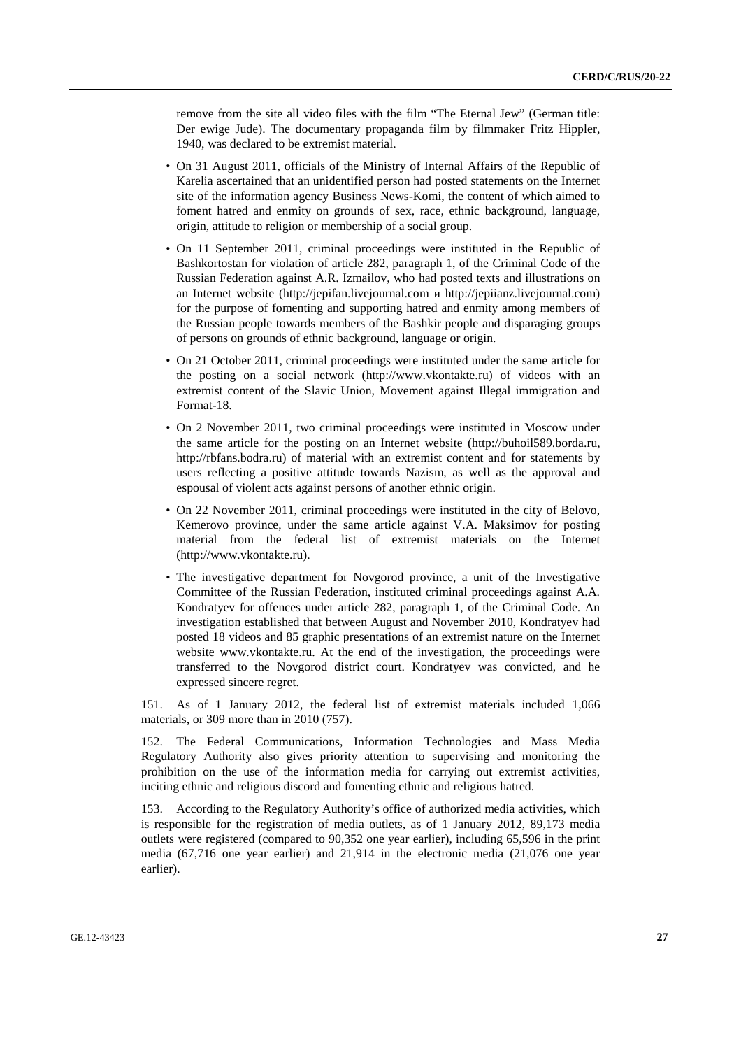remove from the site all video files with the film "The Eternal Jew" (German title: Der ewige Jude). The documentary propaganda film by filmmaker Fritz Hippler, 1940, was declared to be extremist material.

- On 31 August 2011, officials of the Ministry of Internal Affairs of the Republic of Karelia ascertained that an unidentified person had posted statements on the Internet site of the information agency Business News-Komi, the content of which aimed to foment hatred and enmity on grounds of sex, race, ethnic background, language, origin, attitude to religion or membership of a social group.
- On 11 September 2011, criminal proceedings were instituted in the Republic of Bashkortostan for violation of article 282, paragraph 1, of the Criminal Code of the Russian Federation against A.R. Izmailov, who had posted texts and illustrations on an Internet website (http://jepifan.livejournal.com и http://jepiianz.livejournal.com) for the purpose of fomenting and supporting hatred and enmity among members of the Russian people towards members of the Bashkir people and disparaging groups of persons on grounds of ethnic background, language or origin.
- On 21 October 2011, criminal proceedings were instituted under the same article for the posting on a social network (http://www.vkontakte.ru) of videos with an extremist content of the Slavic Union, Movement against Illegal immigration and Format-18.
- On 2 November 2011, two criminal proceedings were instituted in Moscow under the same article for the posting on an Internet website (http://buhoil589.borda.ru, http://rbfans.bodra.ru) of material with an extremist content and for statements by users reflecting a positive attitude towards Nazism, as well as the approval and espousal of violent acts against persons of another ethnic origin.
- On 22 November 2011, criminal proceedings were instituted in the city of Belovo, Kemerovo province, under the same article against V.A. Maksimov for posting material from the federal list of extremist materials on the Internet (http://www.vkontakte.ru).
- The investigative department for Novgorod province, a unit of the Investigative Committee of the Russian Federation, instituted criminal proceedings against A.A. Kondratyev for offences under article 282, paragraph 1, of the Criminal Code. An investigation established that between August and November 2010, Kondratyev had posted 18 videos and 85 graphic presentations of an extremist nature on the Internet website www.vkontakte.ru. At the end of the investigation, the proceedings were transferred to the Novgorod district court. Kondratyev was convicted, and he expressed sincere regret.

151. As of 1 January 2012, the federal list of extremist materials included 1,066 materials, or 309 more than in 2010 (757).

152. The Federal Communications, Information Technologies and Mass Media Regulatory Authority also gives priority attention to supervising and monitoring the prohibition on the use of the information media for carrying out extremist activities, inciting ethnic and religious discord and fomenting ethnic and religious hatred.

153. According to the Regulatory Authority's office of authorized media activities, which is responsible for the registration of media outlets, as of 1 January 2012, 89,173 media outlets were registered (compared to 90,352 one year earlier), including 65,596 in the print media (67,716 one year earlier) and 21,914 in the electronic media (21,076 one year earlier).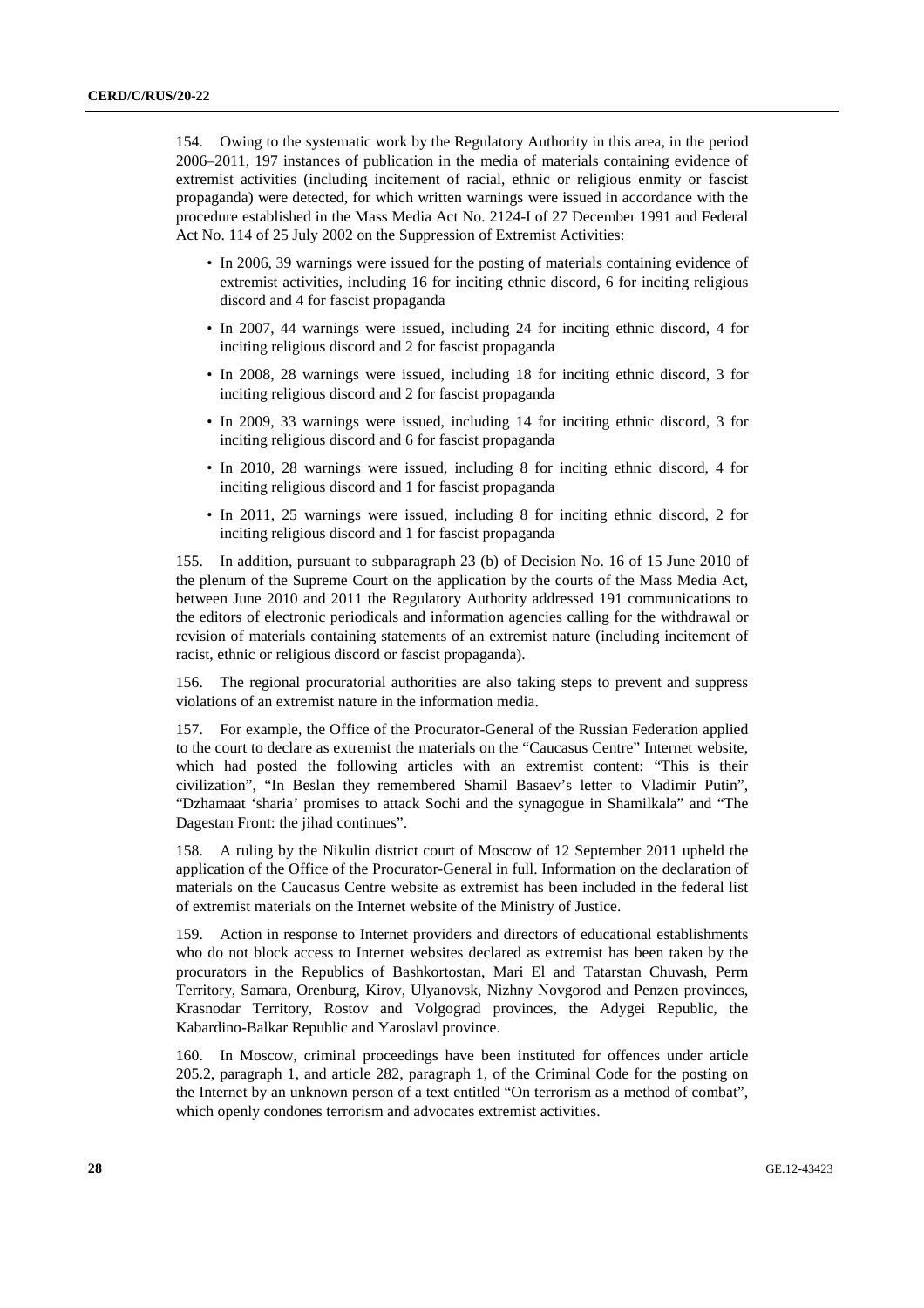154. Owing to the systematic work by the Regulatory Authority in this area, in the period 2006–2011, 197 instances of publication in the media of materials containing evidence of extremist activities (including incitement of racial, ethnic or religious enmity or fascist propaganda) were detected, for which written warnings were issued in accordance with the procedure established in the Mass Media Act No. 2124-I of 27 December 1991 and Federal Act No. 114 of 25 July 2002 on the Suppression of Extremist Activities:

- In 2006, 39 warnings were issued for the posting of materials containing evidence of extremist activities, including 16 for inciting ethnic discord, 6 for inciting religious discord and 4 for fascist propaganda
- In 2007, 44 warnings were issued, including 24 for inciting ethnic discord, 4 for inciting religious discord and 2 for fascist propaganda
- In 2008, 28 warnings were issued, including 18 for inciting ethnic discord, 3 for inciting religious discord and 2 for fascist propaganda
- In 2009, 33 warnings were issued, including 14 for inciting ethnic discord, 3 for inciting religious discord and 6 for fascist propaganda
- In 2010, 28 warnings were issued, including 8 for inciting ethnic discord, 4 for inciting religious discord and 1 for fascist propaganda
- In 2011, 25 warnings were issued, including 8 for inciting ethnic discord, 2 for inciting religious discord and 1 for fascist propaganda

155. In addition, pursuant to subparagraph 23 (b) of Decision No. 16 of 15 June 2010 of the plenum of the Supreme Court on the application by the courts of the Mass Media Act, between June 2010 and 2011 the Regulatory Authority addressed 191 communications to the editors of electronic periodicals and information agencies calling for the withdrawal or revision of materials containing statements of an extremist nature (including incitement of racist, ethnic or religious discord or fascist propaganda).

156. The regional procuratorial authorities are also taking steps to prevent and suppress violations of an extremist nature in the information media.

157. For example, the Office of the Procurator-General of the Russian Federation applied to the court to declare as extremist the materials on the "Caucasus Centre" Internet website, which had posted the following articles with an extremist content: "This is their civilization", "In Beslan they remembered Shamil Basaev's letter to Vladimir Putin", "Dzhamaat 'sharia' promises to attack Sochi and the synagogue in Shamilkala" and "The Dagestan Front: the jihad continues".

158. A ruling by the Nikulin district court of Moscow of 12 September 2011 upheld the application of the Office of the Procurator-General in full. Information on the declaration of materials on the Caucasus Centre website as extremist has been included in the federal list of extremist materials on the Internet website of the Ministry of Justice.

159. Action in response to Internet providers and directors of educational establishments who do not block access to Internet websites declared as extremist has been taken by the procurators in the Republics of Bashkortostan, Mari El and Tatarstan Chuvash, Perm Territory, Samara, Orenburg, Kirov, Ulyanovsk, Nizhny Novgorod and Penzen provinces, Krasnodar Territory, Rostov and Volgograd provinces, the Adygei Republic, the Kabardino-Balkar Republic and Yaroslavl province.

160. In Moscow, criminal proceedings have been instituted for offences under article 205.2, paragraph 1, and article 282, paragraph 1, of the Criminal Code for the posting on the Internet by an unknown person of a text entitled "On terrorism as a method of combat", which openly condones terrorism and advocates extremist activities.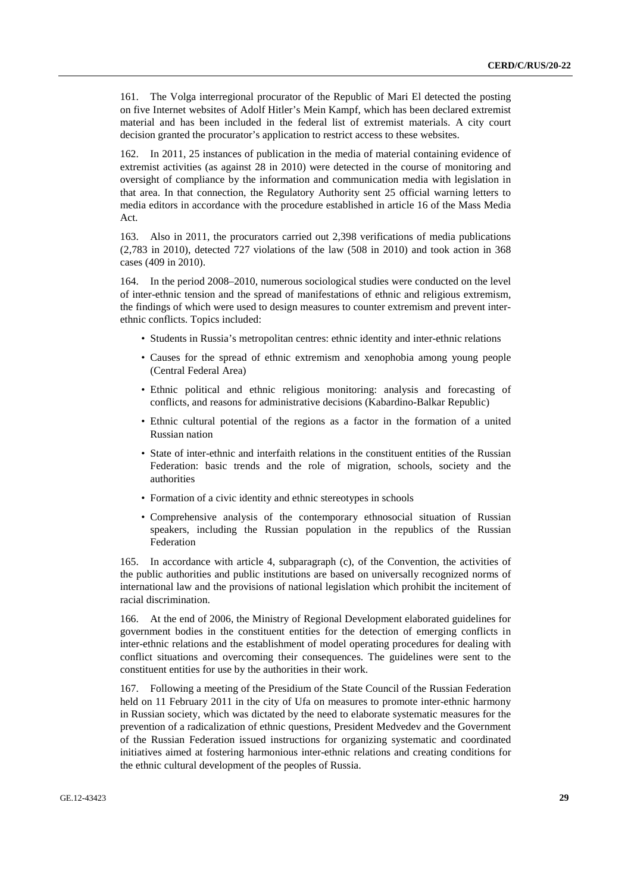161. The Volga interregional procurator of the Republic of Mari El detected the posting on five Internet websites of Adolf Hitler's Mein Kampf, which has been declared extremist material and has been included in the federal list of extremist materials. A city court decision granted the procurator's application to restrict access to these websites.

162. In 2011, 25 instances of publication in the media of material containing evidence of extremist activities (as against 28 in 2010) were detected in the course of monitoring and oversight of compliance by the information and communication media with legislation in that area. In that connection, the Regulatory Authority sent 25 official warning letters to media editors in accordance with the procedure established in article 16 of the Mass Media Act.

163. Also in 2011, the procurators carried out 2,398 verifications of media publications (2,783 in 2010), detected 727 violations of the law (508 in 2010) and took action in 368 cases (409 in 2010).

164. In the period 2008–2010, numerous sociological studies were conducted on the level of inter-ethnic tension and the spread of manifestations of ethnic and religious extremism, the findings of which were used to design measures to counter extremism and prevent inter-ethnic conflicts. Topics included:

- Students in Russia's metropolitan centres: ethnic identity and inter-ethnic relations
- Causes for the spread of ethnic extremism and xenophobia among young people (Central Federal Area)
- Ethnic political and ethnic religious monitoring: analysis and forecasting of conflicts, and reasons for administrative decisions (Kabardino-Balkar Republic)
- Ethnic cultural potential of the regions as a factor in the formation of a united Russian nation
- State of inter-ethnic and interfaith relations in the constituent entities of the Russian Federation: basic trends and the role of migration, schools, society and the authorities
- Formation of a civic identity and ethnic stereotypes in schools
- Comprehensive analysis of the contemporary ethnosocial situation of Russian speakers, including the Russian population in the republics of the Russian Federation

165. In accordance with article 4, subparagraph (c), of the Convention, the activities of the public authorities and public institutions are based on universally recognized norms of international law and the provisions of national legislation which prohibit the incitement of racial discrimination.

166. At the end of 2006, the Ministry of Regional Development elaborated guidelines for government bodies in the constituent entities for the detection of emerging conflicts in inter-ethnic relations and the establishment of model operating procedures for dealing with conflict situations and overcoming their consequences. The guidelines were sent to the constituent entities for use by the authorities in their work.

167. Following a meeting of the Presidium of the State Council of the Russian Federation held on 11 February 2011 in the city of Ufa on measures to promote inter-ethnic harmony in Russian society, which was dictated by the need to elaborate systematic measures for the prevention of a radicalization of ethnic questions, President Medvedev and the Government of the Russian Federation issued instructions for organizing systematic and coordinated initiatives aimed at fostering harmonious inter-ethnic relations and creating conditions for the ethnic cultural development of the peoples of Russia.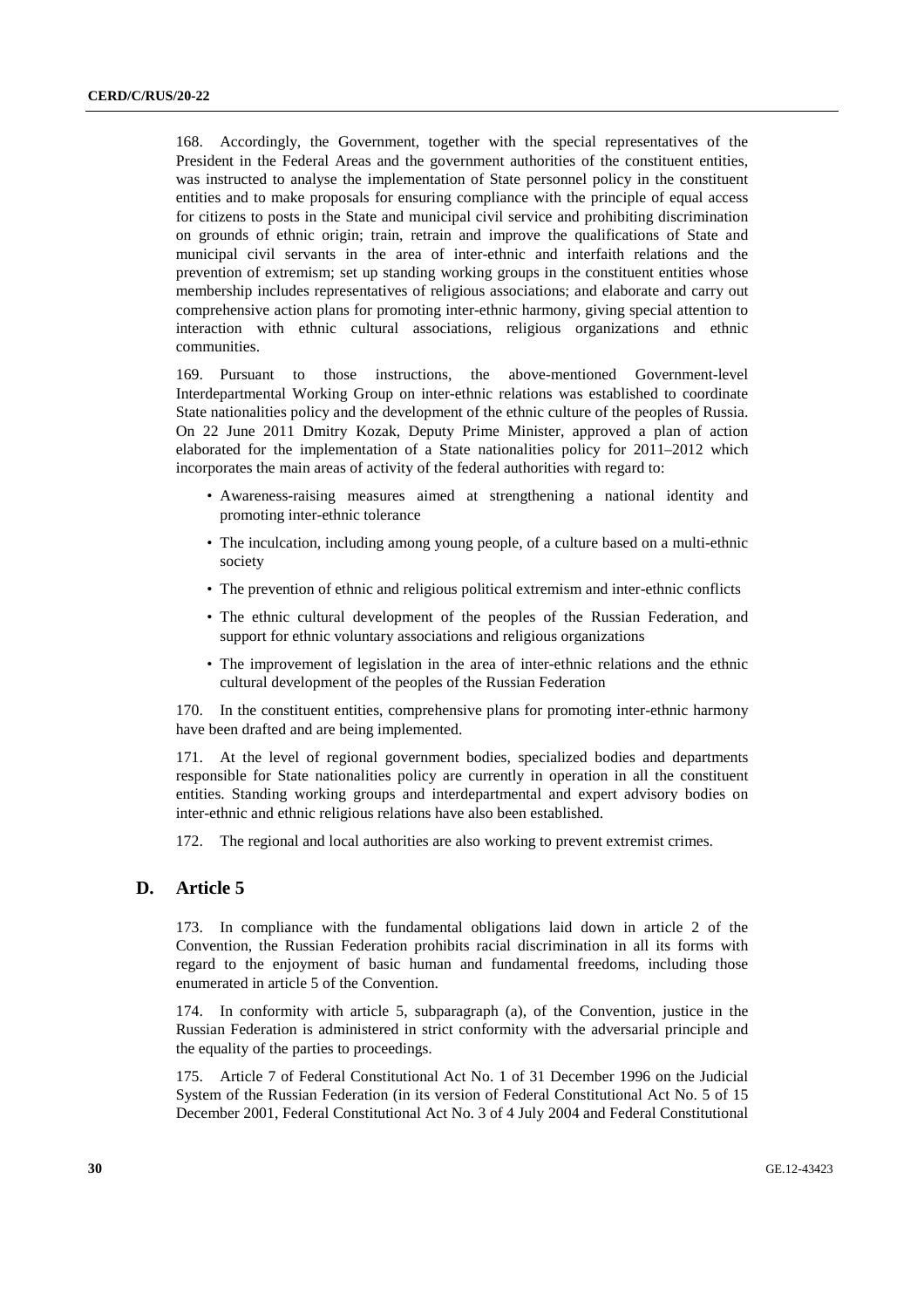168. Accordingly, the Government, together with the special representatives of the President in the Federal Areas and the government authorities of the constituent entities, was instructed to analyse the implementation of State personnel policy in the constituent entities and to make proposals for ensuring compliance with the principle of equal access for citizens to posts in the State and municipal civil service and prohibiting discrimination on grounds of ethnic origin; train, retrain and improve the qualifications of State and municipal civil servants in the area of inter-ethnic and interfaith relations and the prevention of extremism; set up standing working groups in the constituent entities whose membership includes representatives of religious associations; and elaborate and carry out comprehensive action plans for promoting inter-ethnic harmony, giving special attention to interaction with ethnic cultural associations, religious organizations and ethnic communities.

169. Pursuant to those instructions, the above-mentioned Government-level Interdepartmental Working Group on inter-ethnic relations was established to coordinate State nationalities policy and the development of the ethnic culture of the peoples of Russia. On 22 June 2011 Dmitry Kozak, Deputy Prime Minister, approved a plan of action elaborated for the implementation of a State nationalities policy for 2011–2012 which incorporates the main areas of activity of the federal authorities with regard to:

- Awareness-raising measures aimed at strengthening a national identity and promoting inter-ethnic tolerance
- The inculcation, including among young people, of a culture based on a multi-ethnic society
- The prevention of ethnic and religious political extremism and inter-ethnic conflicts
- The ethnic cultural development of the peoples of the Russian Federation, and support for ethnic voluntary associations and religious organizations
- The improvement of legislation in the area of inter-ethnic relations and the ethnic cultural development of the peoples of the Russian Federation

170. In the constituent entities, comprehensive plans for promoting inter-ethnic harmony have been drafted and are being implemented.

171. At the level of regional government bodies, specialized bodies and departments responsible for State nationalities policy are currently in operation in all the constituent entities. Standing working groups and interdepartmental and expert advisory bodies on inter-ethnic and ethnic religious relations have also been established.

172. The regional and local authorities are also working to prevent extremist crimes.

## D. Article 5

173. In compliance with the fundamental obligations laid down in article 2 of the Convention, the Russian Federation prohibits racial discrimination in all its forms with regard to the enjoyment of basic human and fundamental freedoms, including those enumerated in article 5 of the Convention.

174. In conformity with article 5, subparagraph (a), of the Convention, justice in the Russian Federation is administered in strict conformity with the adversarial principle and the equality of the parties to proceedings.

175. Article 7 of Federal Constitutional Act No. 1 of 31 December 1996 on the Judicial System of the Russian Federation (in its version of Federal Constitutional Act No. 5 of 15 December 2001, Federal Constitutional Act No. 3 of 4 July 2004 and Federal Constitutional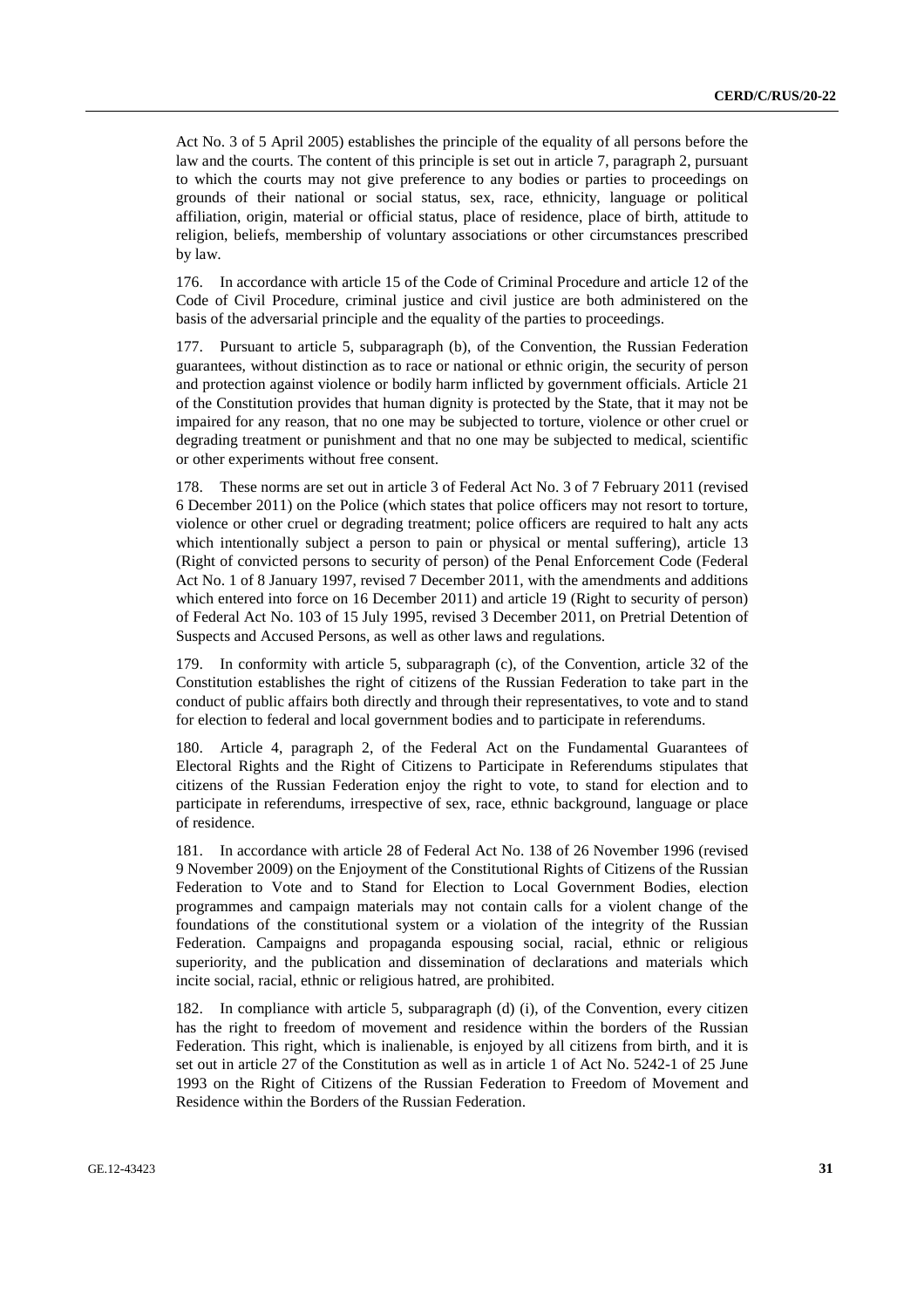Act No. 3 of 5 April 2005) establishes the principle of the equality of all persons before the law and the courts. The content of this principle is set out in article 7, paragraph 2, pursuant to which the courts may not give preference to any bodies or parties to proceedings on grounds of their national or social status, sex, race, ethnicity, language or political affiliation, origin, material or official status, place of residence, place of birth, attitude to religion, beliefs, membership of voluntary associations or other circumstances prescribed by law.

176. In accordance with article 15 of the Code of Criminal Procedure and article 12 of the Code of Civil Procedure, criminal justice and civil justice are both administered on the basis of the adversarial principle and the equality of the parties to proceedings.

177. Pursuant to article 5, subparagraph (b), of the Convention, the Russian Federation guarantees, without distinction as to race or national or ethnic origin, the security of person and protection against violence or bodily harm inflicted by government officials. Article 21 of the Constitution provides that human dignity is protected by the State, that it may not be impaired for any reason, that no one may be subjected to torture, violence or other cruel or degrading treatment or punishment and that no one may be subjected to medical, scientific or other experiments without free consent.

178. These norms are set out in article 3 of Federal Act No. 3 of 7 February 2011 (revised 6 December 2011) on the Police (which states that police officers may not resort to torture, violence or other cruel or degrading treatment; police officers are required to halt any acts which intentionally subject a person to pain or physical or mental suffering), article 13 (Right of convicted persons to security of person) of the Penal Enforcement Code (Federal Act No. 1 of 8 January 1997, revised 7 December 2011, with the amendments and additions which entered into force on 16 December 2011) and article 19 (Right to security of person) of Federal Act No. 103 of 15 July 1995, revised 3 December 2011, on Pretrial Detention of Suspects and Accused Persons, as well as other laws and regulations.

179. In conformity with article 5, subparagraph (c), of the Convention, article 32 of the Constitution establishes the right of citizens of the Russian Federation to take part in the conduct of public affairs both directly and through their representatives, to vote and to stand for election to federal and local government bodies and to participate in referendums.

180. Article 4, paragraph 2, of the Federal Act on the Fundamental Guarantees of Electoral Rights and the Right of Citizens to Participate in Referendums stipulates that citizens of the Russian Federation enjoy the right to vote, to stand for election and to participate in referendums, irrespective of sex, race, ethnic background, language or place of residence.

181. In accordance with article 28 of Federal Act No. 138 of 26 November 1996 (revised 9 November 2009) on the Enjoyment of the Constitutional Rights of Citizens of the Russian Federation to Vote and to Stand for Election to Local Government Bodies, election programmes and campaign materials may not contain calls for a violent change of the foundations of the constitutional system or a violation of the integrity of the Russian Federation. Campaigns and propaganda espousing social, racial, ethnic or religious superiority, and the publication and dissemination of declarations and materials which incite social, racial, ethnic or religious hatred, are prohibited.

182. In compliance with article 5, subparagraph (d) (i), of the Convention, every citizen has the right to freedom of movement and residence within the borders of the Russian Federation. This right, which is inalienable, is enjoyed by all citizens from birth, and it is set out in article 27 of the Constitution as well as in article 1 of Act No. 5242-1 of 25 June 1993 on the Right of Citizens of the Russian Federation to Freedom of Movement and Residence within the Borders of the Russian Federation.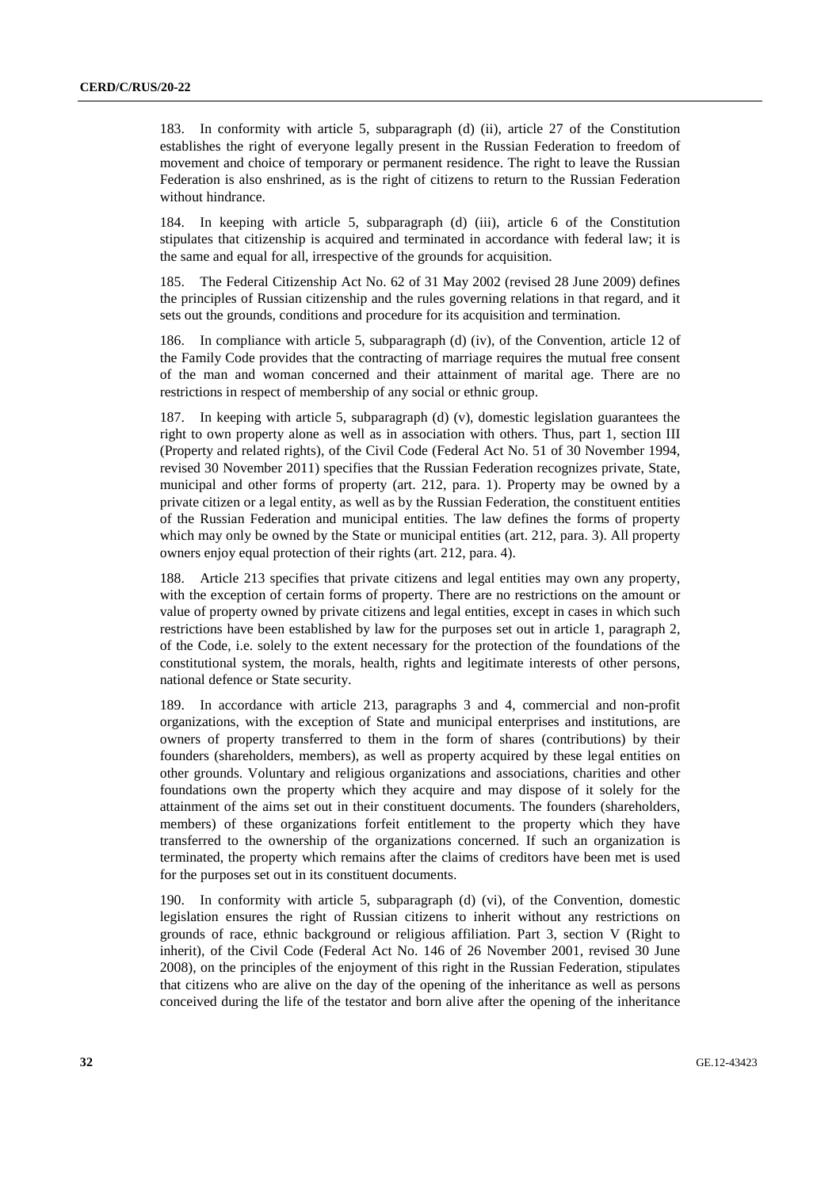183. In conformity with article 5, subparagraph (d) (ii), article 27 of the Constitution establishes the right of everyone legally present in the Russian Federation to freedom of movement and choice of temporary or permanent residence. The right to leave the Russian Federation is also enshrined, as is the right of citizens to return to the Russian Federation without hindrance.

184. In keeping with article 5, subparagraph (d) (iii), article 6 of the Constitution stipulates that citizenship is acquired and terminated in accordance with federal law; it is the same and equal for all, irrespective of the grounds for acquisition.

185. The Federal Citizenship Act No. 62 of 31 May 2002 (revised 28 June 2009) defines the principles of Russian citizenship and the rules governing relations in that regard, and it sets out the grounds, conditions and procedure for its acquisition and termination.

186. In compliance with article 5, subparagraph (d) (iv), of the Convention, article 12 of the Family Code provides that the contracting of marriage requires the mutual free consent of the man and woman concerned and their attainment of marital age. There are no restrictions in respect of membership of any social or ethnic group.

187. In keeping with article 5, subparagraph (d) (v), domestic legislation guarantees the right to own property alone as well as in association with others. Thus, part 1, section III (Property and related rights), of the Civil Code (Federal Act No. 51 of 30 November 1994, revised 30 November 2011) specifies that the Russian Federation recognizes private, State, municipal and other forms of property (art. 212, para. 1). Property may be owned by a private citizen or a legal entity, as well as by the Russian Federation, the constituent entities of the Russian Federation and municipal entities. The law defines the forms of property which may only be owned by the State or municipal entities (art. 212, para. 3). All property owners enjoy equal protection of their rights (art. 212, para. 4).

188. Article 213 specifies that private citizens and legal entities may own any property, with the exception of certain forms of property. There are no restrictions on the amount or value of property owned by private citizens and legal entities, except in cases in which such restrictions have been established by law for the purposes set out in article 1, paragraph 2, of the Code, i.e. solely to the extent necessary for the protection of the foundations of the constitutional system, the morals, health, rights and legitimate interests of other persons, national defence or State security.

189. In accordance with article 213, paragraphs 3 and 4, commercial and non-profit organizations, with the exception of State and municipal enterprises and institutions, are owners of property transferred to them in the form of shares (contributions) by their founders (shareholders, members), as well as property acquired by these legal entities on other grounds. Voluntary and religious organizations and associations, charities and other foundations own the property which they acquire and may dispose of it solely for the attainment of the aims set out in their constituent documents. The founders (shareholders, members) of these organizations forfeit entitlement to the property which they have transferred to the ownership of the organizations concerned. If such an organization is terminated, the property which remains after the claims of creditors have been met is used for the purposes set out in its constituent documents.

190. In conformity with article 5, subparagraph (d) (vi), of the Convention, domestic legislation ensures the right of Russian citizens to inherit without any restrictions on grounds of race, ethnic background or religious affiliation. Part 3, section V (Right to inherit), of the Civil Code (Federal Act No. 146 of 26 November 2001, revised 30 June 2008), on the principles of the enjoyment of this right in the Russian Federation, stipulates that citizens who are alive on the day of the opening of the inheritance as well as persons conceived during the life of the testator and born alive after the opening of the inheritance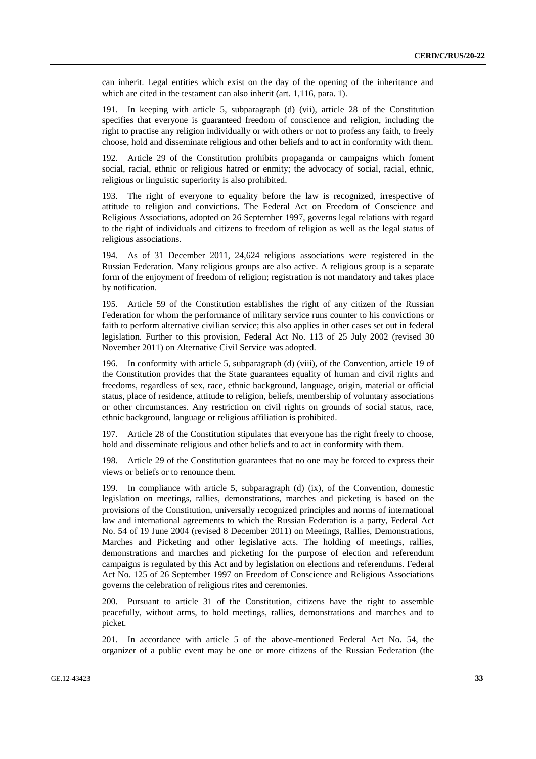can inherit. Legal entities which exist on the day of the opening of the inheritance and which are cited in the testament can also inherit (art. 1,116, para. 1).

191. In keeping with article 5, subparagraph (d) (vii), article 28 of the Constitution specifies that everyone is guaranteed freedom of conscience and religion, including the right to practise any religion individually or with others or not to profess any faith, to freely choose, hold and disseminate religious and other beliefs and to act in conformity with them.

192. Article 29 of the Constitution prohibits propaganda or campaigns which foment social, racial, ethnic or religious hatred or enmity; the advocacy of social, racial, ethnic, religious or linguistic superiority is also prohibited.

193. The right of everyone to equality before the law is recognized, irrespective of attitude to religion and convictions. The Federal Act on Freedom of Conscience and Religious Associations, adopted on 26 September 1997, governs legal relations with regard to the right of individuals and citizens to freedom of religion as well as the legal status of religious associations.

194. As of 31 December 2011, 24,624 religious associations were registered in the Russian Federation. Many religious groups are also active. A religious group is a separate form of the enjoyment of freedom of religion; registration is not mandatory and takes place by notification.

195. Article 59 of the Constitution establishes the right of any citizen of the Russian Federation for whom the performance of military service runs counter to his convictions or faith to perform alternative civilian service; this also applies in other cases set out in federal legislation. Further to this provision, Federal Act No. 113 of 25 July 2002 (revised 30 November 2011) on Alternative Civil Service was adopted.

196. In conformity with article 5, subparagraph (d) (viii), of the Convention, article 19 of the Constitution provides that the State guarantees equality of human and civil rights and freedoms, regardless of sex, race, ethnic background, language, origin, material or official status, place of residence, attitude to religion, beliefs, membership of voluntary associations or other circumstances. Any restriction on civil rights on grounds of social status, race, ethnic background, language or religious affiliation is prohibited.

197. Article 28 of the Constitution stipulates that everyone has the right freely to choose, hold and disseminate religious and other beliefs and to act in conformity with them.

198. Article 29 of the Constitution guarantees that no one may be forced to express their views or beliefs or to renounce them.

199. In compliance with article 5, subparagraph (d) (ix), of the Convention, domestic legislation on meetings, rallies, demonstrations, marches and picketing is based on the provisions of the Constitution, universally recognized principles and norms of international law and international agreements to which the Russian Federation is a party, Federal Act No. 54 of 19 June 2004 (revised 8 December 2011) on Meetings, Rallies, Demonstrations, Marches and Picketing and other legislative acts. The holding of meetings, rallies, demonstrations and marches and picketing for the purpose of election and referendum campaigns is regulated by this Act and by legislation on elections and referendums. Federal Act No. 125 of 26 September 1997 on Freedom of Conscience and Religious Associations governs the celebration of religious rites and ceremonies.

200. Pursuant to article 31 of the Constitution, citizens have the right to assemble peacefully, without arms, to hold meetings, rallies, demonstrations and marches and to picket.

201. In accordance with article 5 of the above-mentioned Federal Act No. 54, the organizer of a public event may be one or more citizens of the Russian Federation (the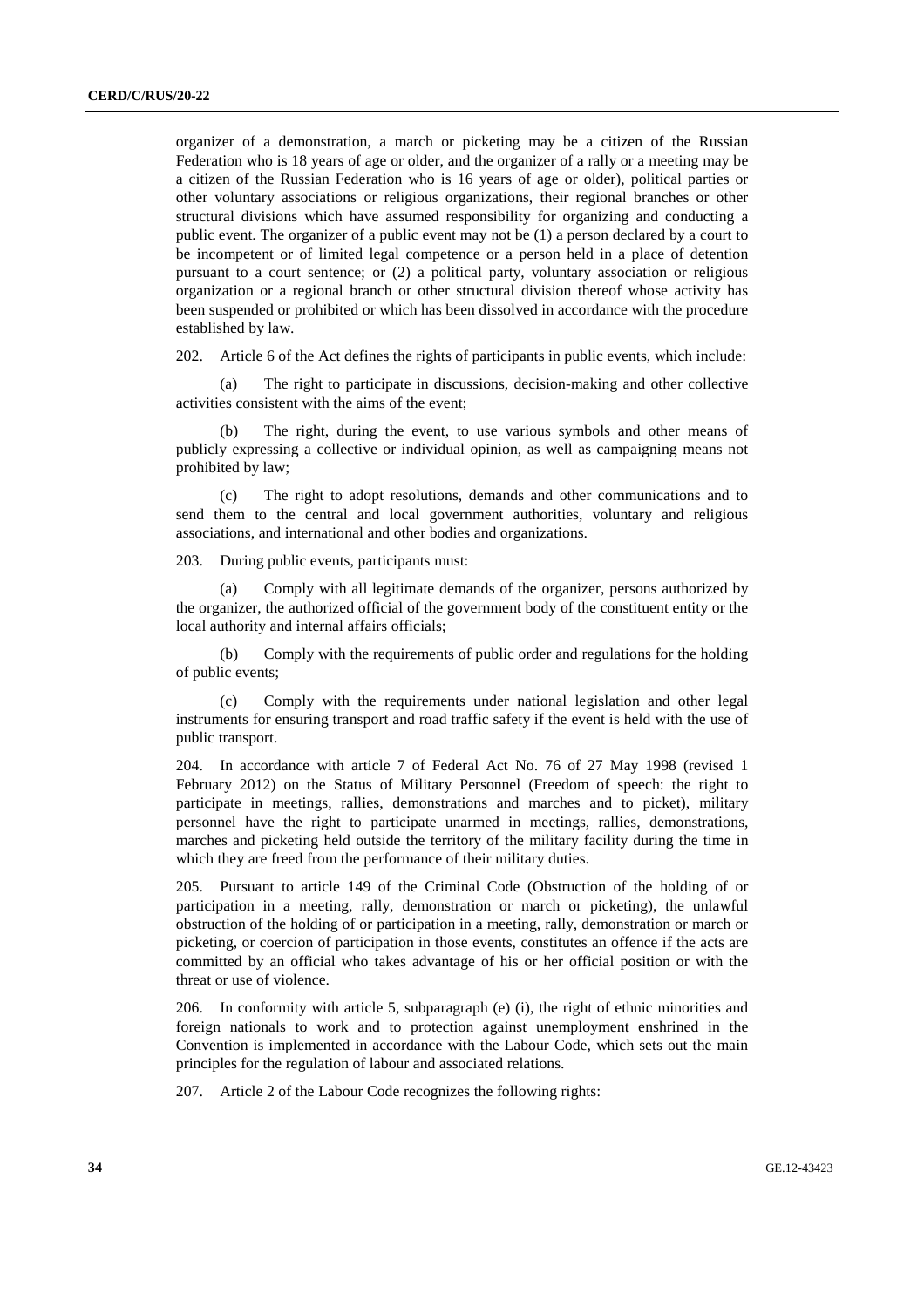organizer of a demonstration, a march or picketing may be a citizen of the Russian Federation who is 18 years of age or older, and the organizer of a rally or a meeting may be a citizen of the Russian Federation who is 16 years of age or older), political parties or other voluntary associations or religious organizations, their regional branches or other structural divisions which have assumed responsibility for organizing and conducting a public event. The organizer of a public event may not be (1) a person declared by a court to be incompetent or of limited legal competence or a person held in a place of detention pursuant to a court sentence; or (2) a political party, voluntary association or religious organization or a regional branch or other structural division thereof whose activity has been suspended or prohibited or which has been dissolved in accordance with the procedure established by law.

202. Article 6 of the Act defines the rights of participants in public events, which include:

(a) The right to participate in discussions, decision-making and other collective activities consistent with the aims of the event;

(b) The right, during the event, to use various symbols and other means of publicly expressing a collective or individual opinion, as well as campaigning means not prohibited by law;

(c) The right to adopt resolutions, demands and other communications and to send them to the central and local government authorities, voluntary and religious associations, and international and other bodies and organizations.

203. During public events, participants must:

(a) Comply with all legitimate demands of the organizer, persons authorized by the organizer, the authorized official of the government body of the constituent entity or the local authority and internal affairs officials;

(b) Comply with the requirements of public order and regulations for the holding of public events;

(c) Comply with the requirements under national legislation and other legal instruments for ensuring transport and road traffic safety if the event is held with the use of public transport.

204. In accordance with article 7 of Federal Act No. 76 of 27 May 1998 (revised 1 February 2012) on the Status of Military Personnel (Freedom of speech: the right to participate in meetings, rallies, demonstrations and marches and to picket), military personnel have the right to participate unarmed in meetings, rallies, demonstrations, marches and picketing held outside the territory of the military facility during the time in which they are freed from the performance of their military duties.

205. Pursuant to article 149 of the Criminal Code (Obstruction of the holding of or participation in a meeting, rally, demonstration or march or picketing), the unlawful obstruction of the holding of or participation in a meeting, rally, demonstration or march or picketing, or coercion of participation in those events, constitutes an offence if the acts are committed by an official who takes advantage of his or her official position or with the threat or use of violence.

206. In conformity with article 5, subparagraph (e) (i), the right of ethnic minorities and foreign nationals to work and to protection against unemployment enshrined in the Convention is implemented in accordance with the Labour Code, which sets out the main principles for the regulation of labour and associated relations.

207. Article 2 of the Labour Code recognizes the following rights: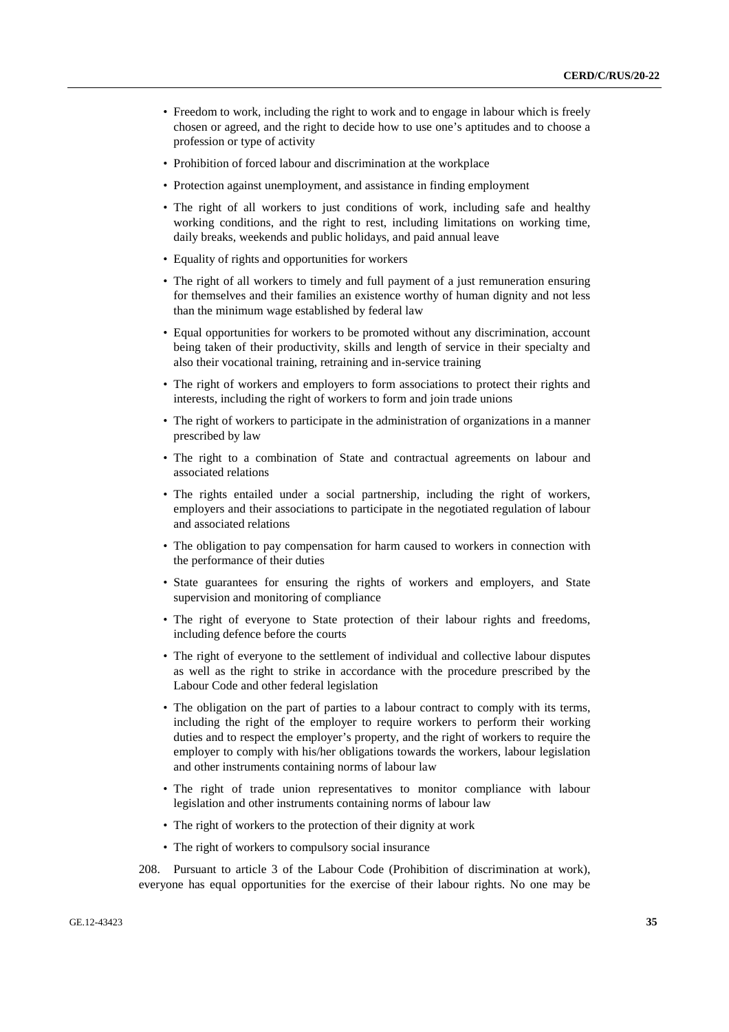- Freedom to work, including the right to work and to engage in labour which is freely chosen or agreed, and the right to decide how to use one's aptitudes and to choose a profession or type of activity
- Prohibition of forced labour and discrimination at the workplace
- Protection against unemployment, and assistance in finding employment
- The right of all workers to just conditions of work, including safe and healthy working conditions, and the right to rest, including limitations on working time, daily breaks, weekends and public holidays, and paid annual leave
- Equality of rights and opportunities for workers
- The right of all workers to timely and full payment of a just remuneration ensuring for themselves and their families an existence worthy of human dignity and not less than the minimum wage established by federal law
- Equal opportunities for workers to be promoted without any discrimination, account being taken of their productivity, skills and length of service in their specialty and also their vocational training, retraining and in-service training
- The right of workers and employers to form associations to protect their rights and interests, including the right of workers to form and join trade unions
- The right of workers to participate in the administration of organizations in a manner prescribed by law
- The right to a combination of State and contractual agreements on labour and associated relations
- The rights entailed under a social partnership, including the right of workers, employers and their associations to participate in the negotiated regulation of labour and associated relations
- The obligation to pay compensation for harm caused to workers in connection with the performance of their duties
- State guarantees for ensuring the rights of workers and employers, and State supervision and monitoring of compliance
- The right of everyone to State protection of their labour rights and freedoms, including defence before the courts
- The right of everyone to the settlement of individual and collective labour disputes as well as the right to strike in accordance with the procedure prescribed by the Labour Code and other federal legislation
- The obligation on the part of parties to a labour contract to comply with its terms, including the right of the employer to require workers to perform their working duties and to respect the employer's property, and the right of workers to require the employer to comply with his/her obligations towards the workers, labour legislation and other instruments containing norms of labour law
- The right of trade union representatives to monitor compliance with labour legislation and other instruments containing norms of labour law
- The right of workers to the protection of their dignity at work
- The right of workers to compulsory social insurance

208. Pursuant to article 3 of the Labour Code (Prohibition of discrimination at work), everyone has equal opportunities for the exercise of their labour rights. No one may be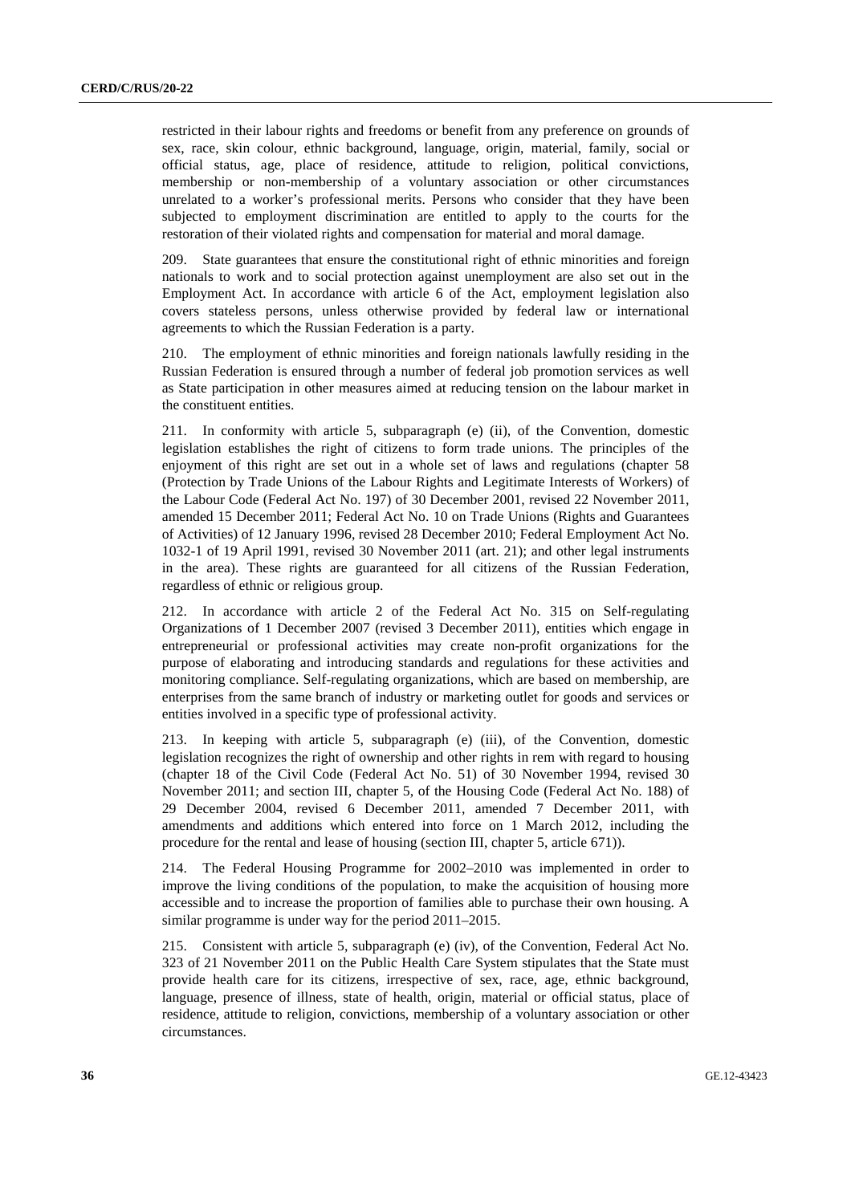restricted in their labour rights and freedoms or benefit from any preference on grounds of sex, race, skin colour, ethnic background, language, origin, material, family, social or official status, age, place of residence, attitude to religion, political convictions, membership or non-membership of a voluntary association or other circumstances unrelated to a worker's professional merits. Persons who consider that they have been subjected to employment discrimination are entitled to apply to the courts for the restoration of their violated rights and compensation for material and moral damage.

209. State guarantees that ensure the constitutional right of ethnic minorities and foreign nationals to work and to social protection against unemployment are also set out in the Employment Act. In accordance with article 6 of the Act, employment legislation also covers stateless persons, unless otherwise provided by federal law or international agreements to which the Russian Federation is a party.

210. The employment of ethnic minorities and foreign nationals lawfully residing in the Russian Federation is ensured through a number of federal job promotion services as well as State participation in other measures aimed at reducing tension on the labour market in the constituent entities.

211. In conformity with article 5, subparagraph (e) (ii), of the Convention, domestic legislation establishes the right of citizens to form trade unions. The principles of the enjoyment of this right are set out in a whole set of laws and regulations (chapter 58 (Protection by Trade Unions of the Labour Rights and Legitimate Interests of Workers) of the Labour Code (Federal Act No. 197) of 30 December 2001, revised 22 November 2011, amended 15 December 2011; Federal Act No. 10 on Trade Unions (Rights and Guarantees of Activities) of 12 January 1996, revised 28 December 2010; Federal Employment Act No. 1032-1 of 19 April 1991, revised 30 November 2011 (art. 21); and other legal instruments in the area). These rights are guaranteed for all citizens of the Russian Federation, regardless of ethnic or religious group.

212. In accordance with article 2 of the Federal Act No. 315 on Self-regulating Organizations of 1 December 2007 (revised 3 December 2011), entities which engage in entrepreneurial or professional activities may create non-profit organizations for the purpose of elaborating and introducing standards and regulations for these activities and monitoring compliance. Self-regulating organizations, which are based on membership, are enterprises from the same branch of industry or marketing outlet for goods and services or entities involved in a specific type of professional activity.

213. In keeping with article 5, subparagraph (e) (iii), of the Convention, domestic legislation recognizes the right of ownership and other rights in rem with regard to housing (chapter 18 of the Civil Code (Federal Act No. 51) of 30 November 1994, revised 30 November 2011; and section III, chapter 5, of the Housing Code (Federal Act No. 188) of 29 December 2004, revised 6 December 2011, amended 7 December 2011, with amendments and additions which entered into force on 1 March 2012, including the procedure for the rental and lease of housing (section III, chapter 5, article 671)).

214. The Federal Housing Programme for 2002–2010 was implemented in order to improve the living conditions of the population, to make the acquisition of housing more accessible and to increase the proportion of families able to purchase their own housing. A similar programme is under way for the period 2011–2015.

215. Consistent with article 5, subparagraph (e) (iv), of the Convention, Federal Act No. 323 of 21 November 2011 on the Public Health Care System stipulates that the State must provide health care for its citizens, irrespective of sex, race, age, ethnic background, language, presence of illness, state of health, origin, material or official status, place of residence, attitude to religion, convictions, membership of a voluntary association or other circumstances.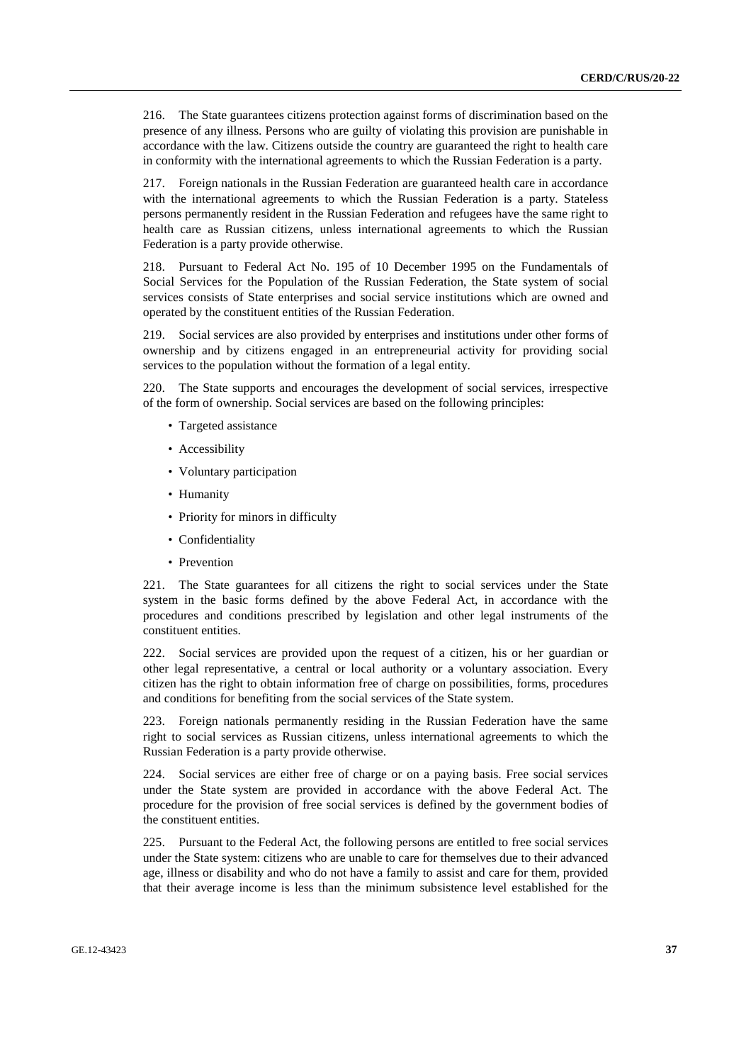216. The State guarantees citizens protection against forms of discrimination based on the presence of any illness. Persons who are guilty of violating this provision are punishable in accordance with the law. Citizens outside the country are guaranteed the right to health care in conformity with the international agreements to which the Russian Federation is a party.

217. Foreign nationals in the Russian Federation are guaranteed health care in accordance with the international agreements to which the Russian Federation is a party. Stateless persons permanently resident in the Russian Federation and refugees have the same right to health care as Russian citizens, unless international agreements to which the Russian Federation is a party provide otherwise.

218. Pursuant to Federal Act No. 195 of 10 December 1995 on the Fundamentals of Social Services for the Population of the Russian Federation, the State system of social services consists of State enterprises and social service institutions which are owned and operated by the constituent entities of the Russian Federation.

219. Social services are also provided by enterprises and institutions under other forms of ownership and by citizens engaged in an entrepreneurial activity for providing social services to the population without the formation of a legal entity.

220. The State supports and encourages the development of social services, irrespective of the form of ownership. Social services are based on the following principles:

- Targeted assistance
- Accessibility
- Voluntary participation
- Humanity
- Priority for minors in difficulty
- Confidentiality
- Prevention

221. The State guarantees for all citizens the right to social services under the State system in the basic forms defined by the above Federal Act, in accordance with the procedures and conditions prescribed by legislation and other legal instruments of the constituent entities.

222. Social services are provided upon the request of a citizen, his or her guardian or other legal representative, a central or local authority or a voluntary association. Every citizen has the right to obtain information free of charge on possibilities, forms, procedures and conditions for benefiting from the social services of the State system.

223. Foreign nationals permanently residing in the Russian Federation have the same right to social services as Russian citizens, unless international agreements to which the Russian Federation is a party provide otherwise.

224. Social services are either free of charge or on a paying basis. Free social services under the State system are provided in accordance with the above Federal Act. The procedure for the provision of free social services is defined by the government bodies of the constituent entities.

225. Pursuant to the Federal Act, the following persons are entitled to free social services under the State system: citizens who are unable to care for themselves due to their advanced age, illness or disability and who do not have a family to assist and care for them, provided that their average income is less than the minimum subsistence level established for the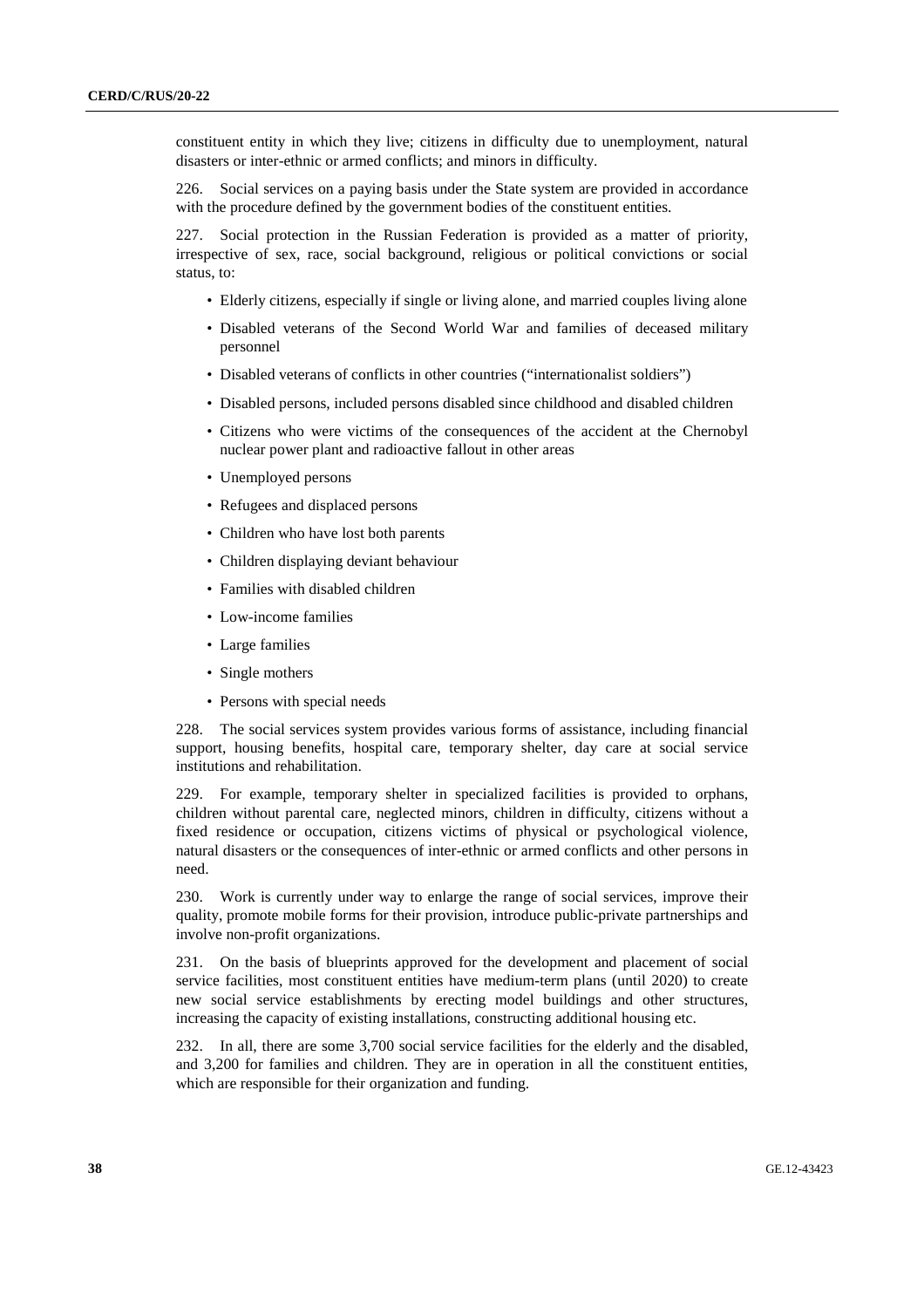constituent entity in which they live; citizens in difficulty due to unemployment, natural disasters or inter-ethnic or armed conflicts; and minors in difficulty.

226. Social services on a paying basis under the State system are provided in accordance with the procedure defined by the government bodies of the constituent entities.

227. Social protection in the Russian Federation is provided as a matter of priority, irrespective of sex, race, social background, religious or political convictions or social status, to:

- Elderly citizens, especially if single or living alone, and married couples living alone
- Disabled veterans of the Second World War and families of deceased military personnel
- Disabled veterans of conflicts in other countries ("internationalist soldiers")
- Disabled persons, included persons disabled since childhood and disabled children
- Citizens who were victims of the consequences of the accident at the Chernobyl nuclear power plant and radioactive fallout in other areas
- Unemployed persons
- Refugees and displaced persons
- Children who have lost both parents
- Children displaying deviant behaviour
- Families with disabled children
- Low-income families
- Large families
- Single mothers
- Persons with special needs

228. The social services system provides various forms of assistance, including financial support, housing benefits, hospital care, temporary shelter, day care at social service institutions and rehabilitation.

229. For example, temporary shelter in specialized facilities is provided to orphans, children without parental care, neglected minors, children in difficulty, citizens without a fixed residence or occupation, citizens victims of physical or psychological violence, natural disasters or the consequences of inter-ethnic or armed conflicts and other persons in need.

230. Work is currently under way to enlarge the range of social services, improve their quality, promote mobile forms for their provision, introduce public-private partnerships and involve non-profit organizations.

231. On the basis of blueprints approved for the development and placement of social service facilities, most constituent entities have medium-term plans (until 2020) to create new social service establishments by erecting model buildings and other structures, increasing the capacity of existing installations, constructing additional housing etc.

232. In all, there are some 3,700 social service facilities for the elderly and the disabled, and 3,200 for families and children. They are in operation in all the constituent entities, which are responsible for their organization and funding.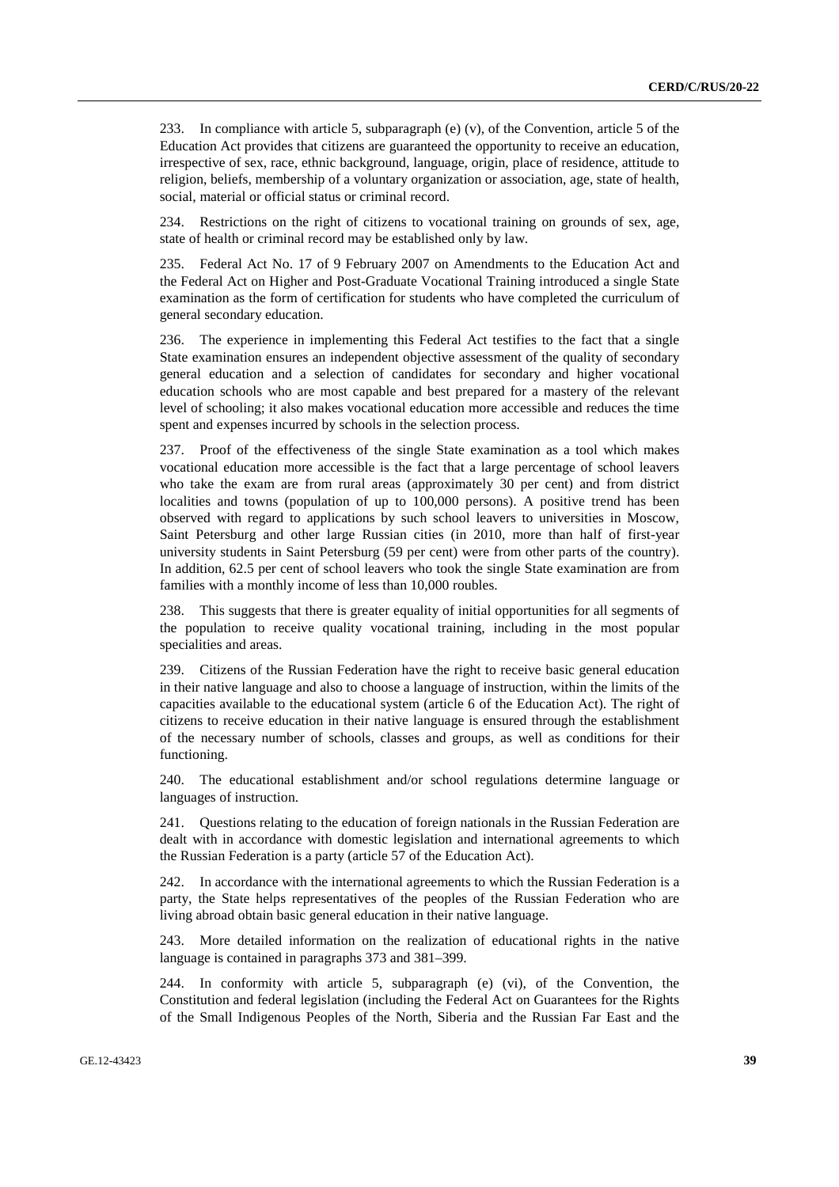233. In compliance with article 5, subparagraph (e) (v), of the Convention, article 5 of the Education Act provides that citizens are guaranteed the opportunity to receive an education, irrespective of sex, race, ethnic background, language, origin, place of residence, attitude to religion, beliefs, membership of a voluntary organization or association, age, state of health, social, material or official status or criminal record.

234. Restrictions on the right of citizens to vocational training on grounds of sex, age, state of health or criminal record may be established only by law.

235. Federal Act No. 17 of 9 February 2007 on Amendments to the Education Act and the Federal Act on Higher and Post-Graduate Vocational Training introduced a single State examination as the form of certification for students who have completed the curriculum of general secondary education.

236. The experience in implementing this Federal Act testifies to the fact that a single State examination ensures an independent objective assessment of the quality of secondary general education and a selection of candidates for secondary and higher vocational education schools who are most capable and best prepared for a mastery of the relevant level of schooling; it also makes vocational education more accessible and reduces the time spent and expenses incurred by schools in the selection process.

237. Proof of the effectiveness of the single State examination as a tool which makes vocational education more accessible is the fact that a large percentage of school leavers who take the exam are from rural areas (approximately 30 per cent) and from district localities and towns (population of up to 100,000 persons). A positive trend has been observed with regard to applications by such school leavers to universities in Moscow, Saint Petersburg and other large Russian cities (in 2010, more than half of first-year university students in Saint Petersburg (59 per cent) were from other parts of the country). In addition, 62.5 per cent of school leavers who took the single State examination are from families with a monthly income of less than 10,000 roubles.

238. This suggests that there is greater equality of initial opportunities for all segments of the population to receive quality vocational training, including in the most popular specialities and areas.

239. Citizens of the Russian Federation have the right to receive basic general education in their native language and also to choose a language of instruction, within the limits of the capacities available to the educational system (article 6 of the Education Act). The right of citizens to receive education in their native language is ensured through the establishment of the necessary number of schools, classes and groups, as well as conditions for their functioning.

240. The educational establishment and/or school regulations determine language or languages of instruction.

241. Questions relating to the education of foreign nationals in the Russian Federation are dealt with in accordance with domestic legislation and international agreements to which the Russian Federation is a party (article 57 of the Education Act).

242. In accordance with the international agreements to which the Russian Federation is a party, the State helps representatives of the peoples of the Russian Federation who are living abroad obtain basic general education in their native language.

243. More detailed information on the realization of educational rights in the native language is contained in paragraphs 373 and 381–399.

244. In conformity with article 5, subparagraph (e) (vi), of the Convention, the Constitution and federal legislation (including the Federal Act on Guarantees for the Rights of the Small Indigenous Peoples of the North, Siberia and the Russian Far East and the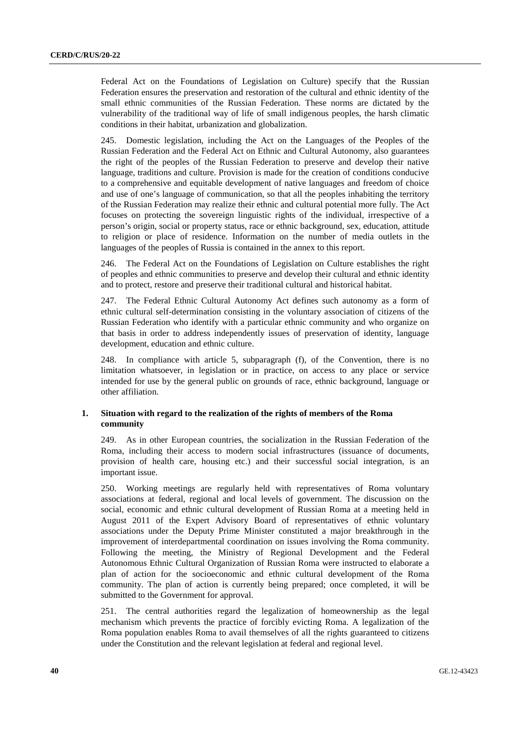Federal Act on the Foundations of Legislation on Culture) specify that the Russian Federation ensures the preservation and restoration of the cultural and ethnic identity of the small ethnic communities of the Russian Federation. These norms are dictated by the vulnerability of the traditional way of life of small indigenous peoples, the harsh climatic conditions in their habitat, urbanization and globalization.

245. Domestic legislation, including the Act on the Languages of the Peoples of the Russian Federation and the Federal Act on Ethnic and Cultural Autonomy, also guarantees the right of the peoples of the Russian Federation to preserve and develop their native language, traditions and culture. Provision is made for the creation of conditions conducive to a comprehensive and equitable development of native languages and freedom of choice and use of one's language of communication, so that all the peoples inhabiting the territory of the Russian Federation may realize their ethnic and cultural potential more fully. The Act focuses on protecting the sovereign linguistic rights of the individual, irrespective of a person's origin, social or property status, race or ethnic background, sex, education, attitude to religion or place of residence. Information on the number of media outlets in the languages of the peoples of Russia is contained in the annex to this report.

246. The Federal Act on the Foundations of Legislation on Culture establishes the right of peoples and ethnic communities to preserve and develop their cultural and ethnic identity and to protect, restore and preserve their traditional cultural and historical habitat.

247. The Federal Ethnic Cultural Autonomy Act defines such autonomy as a form of ethnic cultural self-determination consisting in the voluntary association of citizens of the Russian Federation who identify with a particular ethnic community and who organize on that basis in order to address independently issues of preservation of identity, language development, education and ethnic culture.

248. In compliance with article 5, subparagraph (f), of the Convention, there is no limitation whatsoever, in legislation or in practice, on access to any place or service intended for use by the general public on grounds of race, ethnic background, language or other affiliation.

### 1. Situation with regard to the realization of the rights of members of the Roma community

249. As in other European countries, the socialization in the Russian Federation of the Roma, including their access to modern social infrastructures (issuance of documents, provision of health care, housing etc.) and their successful social integration, is an important issue.

250. Working meetings are regularly held with representatives of Roma voluntary associations at federal, regional and local levels of government. The discussion on the social, economic and ethnic cultural development of Russian Roma at a meeting held in August 2011 of the Expert Advisory Board of representatives of ethnic voluntary associations under the Deputy Prime Minister constituted a major breakthrough in the improvement of interdepartmental coordination on issues involving the Roma community. Following the meeting, the Ministry of Regional Development and the Federal Autonomous Ethnic Cultural Organization of Russian Roma were instructed to elaborate a plan of action for the socioeconomic and ethnic cultural development of the Roma community. The plan of action is currently being prepared; once completed, it will be submitted to the Government for approval.

251. The central authorities regard the legalization of homeownership as the legal mechanism which prevents the practice of forcibly evicting Roma. A legalization of the Roma population enables Roma to avail themselves of all the rights guaranteed to citizens under the Constitution and the relevant legislation at federal and regional level.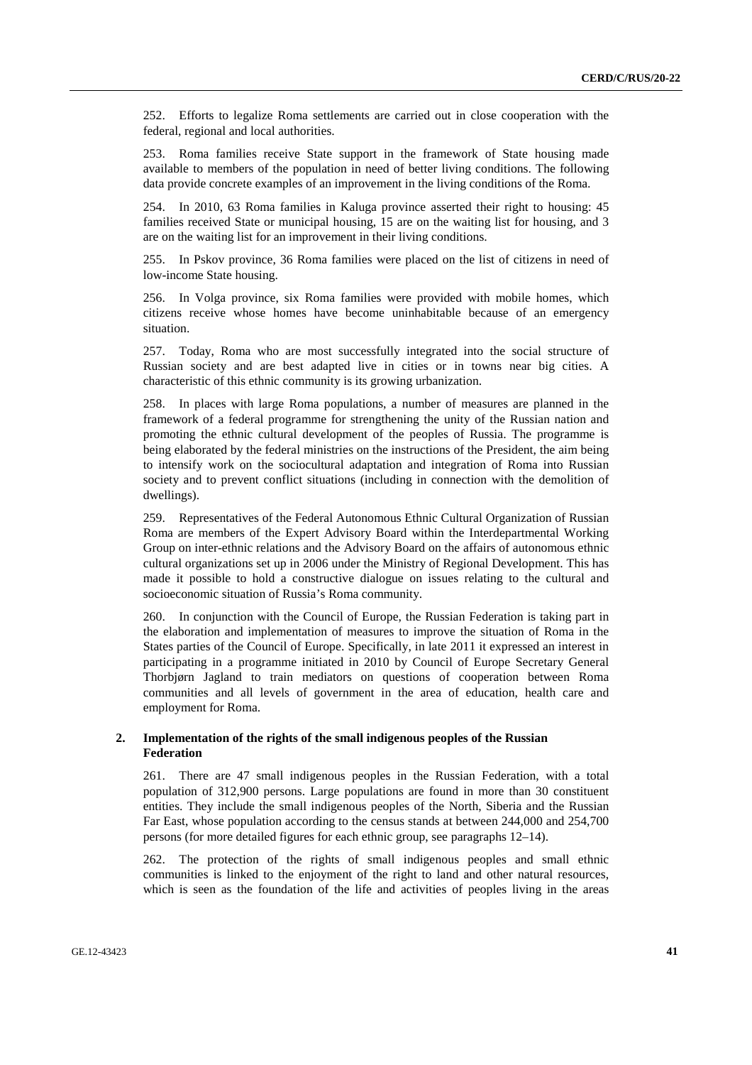252. Efforts to legalize Roma settlements are carried out in close cooperation with the federal, regional and local authorities.

253. Roma families receive State support in the framework of State housing made available to members of the population in need of better living conditions. The following data provide concrete examples of an improvement in the living conditions of the Roma.

254. In 2010, 63 Roma families in Kaluga province asserted their right to housing: 45 families received State or municipal housing, 15 are on the waiting list for housing, and 3 are on the waiting list for an improvement in their living conditions.

255. In Pskov province, 36 Roma families were placed on the list of citizens in need of low-income State housing.

256. In Volga province, six Roma families were provided with mobile homes, which citizens receive whose homes have become uninhabitable because of an emergency situation.

257. Today, Roma who are most successfully integrated into the social structure of Russian society and are best adapted live in cities or in towns near big cities. A characteristic of this ethnic community is its growing urbanization.

258. In places with large Roma populations, a number of measures are planned in the framework of a federal programme for strengthening the unity of the Russian nation and promoting the ethnic cultural development of the peoples of Russia. The programme is being elaborated by the federal ministries on the instructions of the President, the aim being to intensify work on the sociocultural adaptation and integration of Roma into Russian society and to prevent conflict situations (including in connection with the demolition of dwellings).

259. Representatives of the Federal Autonomous Ethnic Cultural Organization of Russian Roma are members of the Expert Advisory Board within the Interdepartmental Working Group on inter-ethnic relations and the Advisory Board on the affairs of autonomous ethnic cultural organizations set up in 2006 under the Ministry of Regional Development. This has made it possible to hold a constructive dialogue on issues relating to the cultural and socioeconomic situation of Russia's Roma community.

260. In conjunction with the Council of Europe, the Russian Federation is taking part in the elaboration and implementation of measures to improve the situation of Roma in the States parties of the Council of Europe. Specifically, in late 2011 it expressed an interest in participating in a programme initiated in 2010 by Council of Europe Secretary General Thorbjørn Jagland to train mediators on questions of cooperation between Roma communities and all levels of government in the area of education, health care and employment for Roma.

### 2. Implementation of the rights of the small indigenous peoples of the Russian Federation

261. There are 47 small indigenous peoples in the Russian Federation, with a total population of 312,900 persons. Large populations are found in more than 30 constituent entities. They include the small indigenous peoples of the North, Siberia and the Russian Far East, whose population according to the census stands at between 244,000 and 254,700 persons (for more detailed figures for each ethnic group, see paragraphs 12–14).

262. The protection of the rights of small indigenous peoples and small ethnic communities is linked to the enjoyment of the right to land and other natural resources, which is seen as the foundation of the life and activities of peoples living in the areas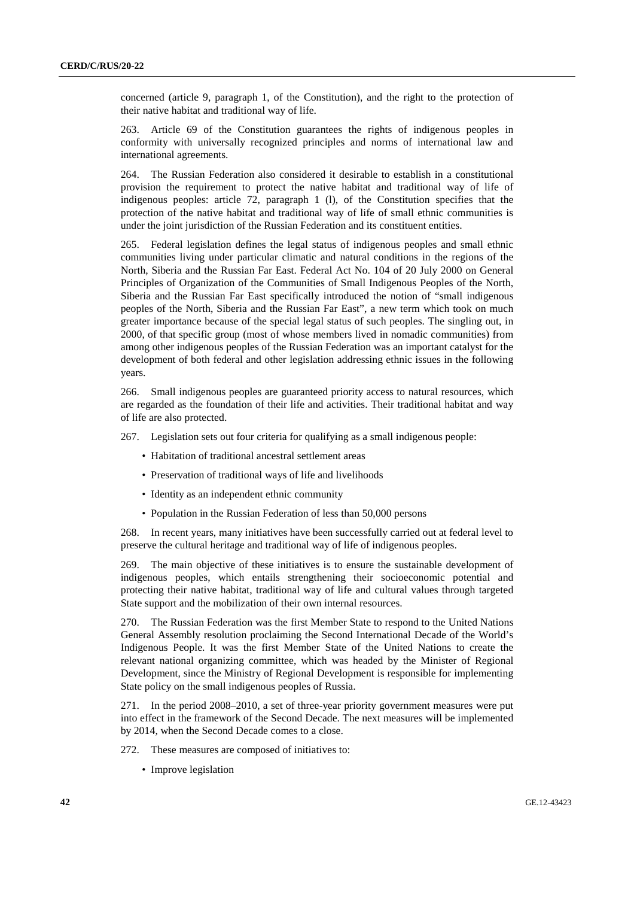concerned (article 9, paragraph 1, of the Constitution), and the right to the protection of their native habitat and traditional way of life.

263. Article 69 of the Constitution guarantees the rights of indigenous peoples in conformity with universally recognized principles and norms of international law and international agreements.

264. The Russian Federation also considered it desirable to establish in a constitutional provision the requirement to protect the native habitat and traditional way of life of indigenous peoples: article 72, paragraph 1 (l), of the Constitution specifies that the protection of the native habitat and traditional way of life of small ethnic communities is under the joint jurisdiction of the Russian Federation and its constituent entities.

265. Federal legislation defines the legal status of indigenous peoples and small ethnic communities living under particular climatic and natural conditions in the regions of the North, Siberia and the Russian Far East. Federal Act No. 104 of 20 July 2000 on General Principles of Organization of the Communities of Small Indigenous Peoples of the North, Siberia and the Russian Far East specifically introduced the notion of "small indigenous peoples of the North, Siberia and the Russian Far East", a new term which took on much greater importance because of the special legal status of such peoples. The singling out, in 2000, of that specific group (most of whose members lived in nomadic communities) from among other indigenous peoples of the Russian Federation was an important catalyst for the development of both federal and other legislation addressing ethnic issues in the following years.

266. Small indigenous peoples are guaranteed priority access to natural resources, which are regarded as the foundation of their life and activities. Their traditional habitat and way of life are also protected.

267. Legislation sets out four criteria for qualifying as a small indigenous people:

- Habitation of traditional ancestral settlement areas
- Preservation of traditional ways of life and livelihoods
- Identity as an independent ethnic community
- Population in the Russian Federation of less than 50,000 persons

268. In recent years, many initiatives have been successfully carried out at federal level to preserve the cultural heritage and traditional way of life of indigenous peoples.

269. The main objective of these initiatives is to ensure the sustainable development of indigenous peoples, which entails strengthening their socioeconomic potential and protecting their native habitat, traditional way of life and cultural values through targeted State support and the mobilization of their own internal resources.

270. The Russian Federation was the first Member State to respond to the United Nations General Assembly resolution proclaiming the Second International Decade of the World's Indigenous People. It was the first Member State of the United Nations to create the relevant national organizing committee, which was headed by the Minister of Regional Development, since the Ministry of Regional Development is responsible for implementing State policy on the small indigenous peoples of Russia.

271. In the period 2008–2010, a set of three-year priority government measures were put into effect in the framework of the Second Decade. The next measures will be implemented by 2014, when the Second Decade comes to a close.

272. These measures are composed of initiatives to:

- Improve legislation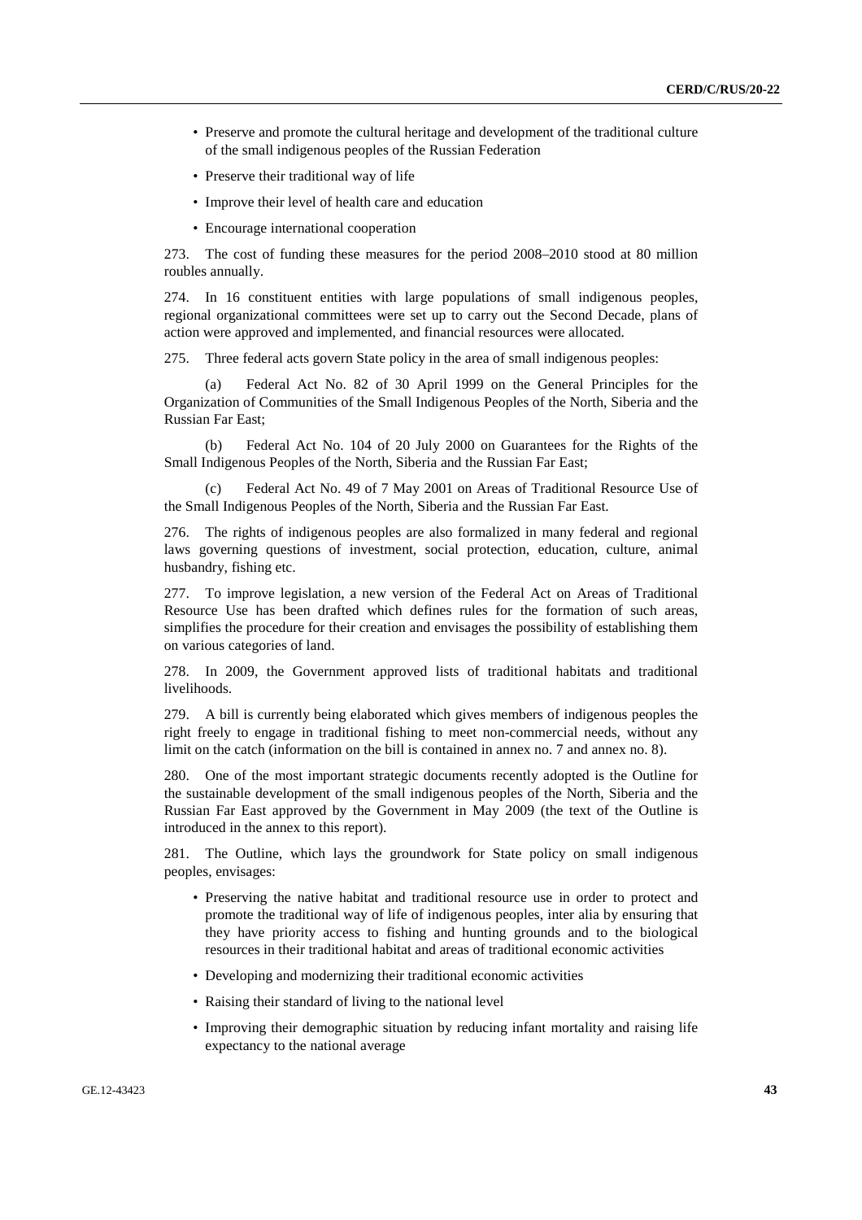- Preserve and promote the cultural heritage and development of the traditional culture of the small indigenous peoples of the Russian Federation
- Preserve their traditional way of life
- Improve their level of health care and education
- Encourage international cooperation

273. The cost of funding these measures for the period 2008–2010 stood at 80 million roubles annually.

274. In 16 constituent entities with large populations of small indigenous peoples, regional organizational committees were set up to carry out the Second Decade, plans of action were approved and implemented, and financial resources were allocated.

275. Three federal acts govern State policy in the area of small indigenous peoples:

(a) Federal Act No. 82 of 30 April 1999 on the General Principles for the Organization of Communities of the Small Indigenous Peoples of the North, Siberia and the Russian Far East;

(b) Federal Act No. 104 of 20 July 2000 on Guarantees for the Rights of the Small Indigenous Peoples of the North, Siberia and the Russian Far East;

(c) Federal Act No. 49 of 7 May 2001 on Areas of Traditional Resource Use of the Small Indigenous Peoples of the North, Siberia and the Russian Far East.

276. The rights of indigenous peoples are also formalized in many federal and regional laws governing questions of investment, social protection, education, culture, animal husbandry, fishing etc.

277. To improve legislation, a new version of the Federal Act on Areas of Traditional Resource Use has been drafted which defines rules for the formation of such areas, simplifies the procedure for their creation and envisages the possibility of establishing them on various categories of land.

278. In 2009, the Government approved lists of traditional habitats and traditional livelihoods.

279. A bill is currently being elaborated which gives members of indigenous peoples the right freely to engage in traditional fishing to meet non-commercial needs, without any limit on the catch (information on the bill is contained in annex no. 7 and annex no. 8).

280. One of the most important strategic documents recently adopted is the Outline for the sustainable development of the small indigenous peoples of the North, Siberia and the Russian Far East approved by the Government in May 2009 (the text of the Outline is introduced in the annex to this report).

281. The Outline, which lays the groundwork for State policy on small indigenous peoples, envisages:

- Preserving the native habitat and traditional resource use in order to protect and promote the traditional way of life of indigenous peoples, inter alia by ensuring that they have priority access to fishing and hunting grounds and to the biological resources in their traditional habitat and areas of traditional economic activities
- Developing and modernizing their traditional economic activities
- Raising their standard of living to the national level
- Improving their demographic situation by reducing infant mortality and raising life expectancy to the national average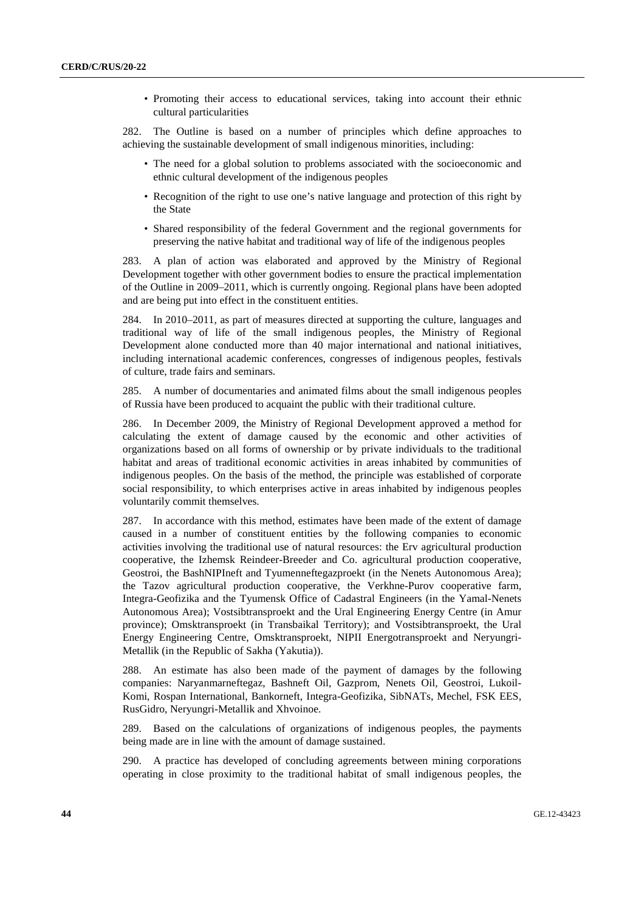- Promoting their access to educational services, taking into account their ethnic cultural particularities

282. The Outline is based on a number of principles which define approaches to achieving the sustainable development of small indigenous minorities, including:

- The need for a global solution to problems associated with the socioeconomic and ethnic cultural development of the indigenous peoples
- Recognition of the right to use one's native language and protection of this right by the State
- Shared responsibility of the federal Government and the regional governments for preserving the native habitat and traditional way of life of the indigenous peoples

283. A plan of action was elaborated and approved by the Ministry of Regional Development together with other government bodies to ensure the practical implementation of the Outline in 2009–2011, which is currently ongoing. Regional plans have been adopted and are being put into effect in the constituent entities.

284. In 2010–2011, as part of measures directed at supporting the culture, languages and traditional way of life of the small indigenous peoples, the Ministry of Regional Development alone conducted more than 40 major international and national initiatives, including international academic conferences, congresses of indigenous peoples, festivals of culture, trade fairs and seminars.

285. A number of documentaries and animated films about the small indigenous peoples of Russia have been produced to acquaint the public with their traditional culture.

286. In December 2009, the Ministry of Regional Development approved a method for calculating the extent of damage caused by the economic and other activities of organizations based on all forms of ownership or by private individuals to the traditional habitat and areas of traditional economic activities in areas inhabited by communities of indigenous peoples. On the basis of the method, the principle was established of corporate social responsibility, to which enterprises active in areas inhabited by indigenous peoples voluntarily commit themselves.

287. In accordance with this method, estimates have been made of the extent of damage caused in a number of constituent entities by the following companies to economic activities involving the traditional use of natural resources: the Erv agricultural production cooperative, the Izhemsk Reindeer-Breeder and Co. agricultural production cooperative, Geostroi, the BashNIPIneft and Tyumenneftegazproekt (in the Nenets Autonomous Area); the Tazov agricultural production cooperative, the Verkhne-Purov cooperative farm, Integra-Geofizika and the Tyumensk Office of Cadastral Engineers (in the Yamal-Nenets Autonomous Area); Vostsibtransproekt and the Ural Engineering Energy Centre (in Amur province); Omsktransproekt (in Transbaikal Territory); and Vostsibtransproekt, the Ural Energy Engineering Centre, Omsktransproekt, NIPII Energotransproekt and Neryungri-Metallik (in the Republic of Sakha (Yakutia)).

288. An estimate has also been made of the payment of damages by the following companies: Naryanmarneftegaz, Bashneft Oil, Gazprom, Nenets Oil, Geostroi, Lukoil-Komi, Rospan International, Bankorneft, Integra-Geofizika, SibNATs, Mechel, FSK EES, RusGidro, Neryungri-Metallik and Xhvoinoe.

289. Based on the calculations of organizations of indigenous peoples, the payments being made are in line with the amount of damage sustained.

290. A practice has developed of concluding agreements between mining corporations operating in close proximity to the traditional habitat of small indigenous peoples, the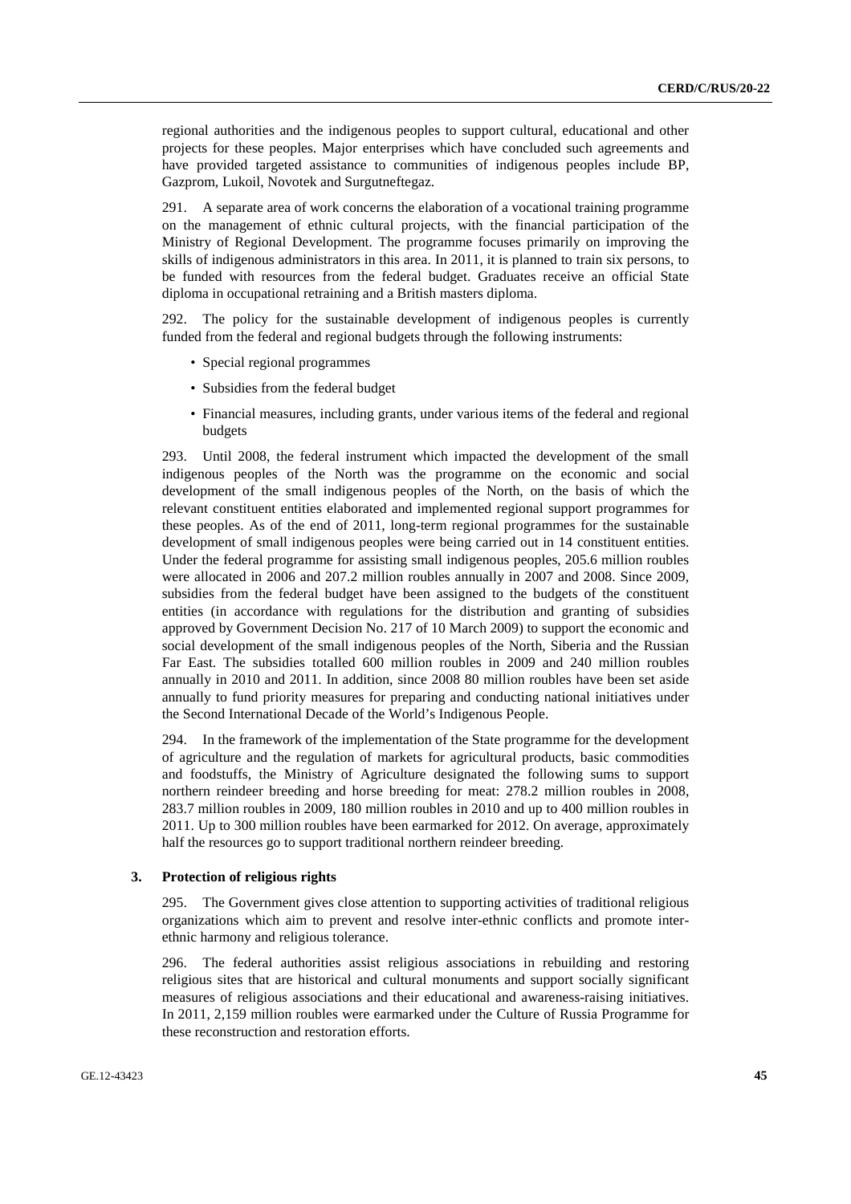regional authorities and the indigenous peoples to support cultural, educational and other projects for these peoples. Major enterprises which have concluded such agreements and have provided targeted assistance to communities of indigenous peoples include BP, Gazprom, Lukoil, Novotek and Surgutneftegaz.

291. A separate area of work concerns the elaboration of a vocational training programme on the management of ethnic cultural projects, with the financial participation of the Ministry of Regional Development. The programme focuses primarily on improving the skills of indigenous administrators in this area. In 2011, it is planned to train six persons, to be funded with resources from the federal budget. Graduates receive an official State diploma in occupational retraining and a British masters diploma.

292. The policy for the sustainable development of indigenous peoples is currently funded from the federal and regional budgets through the following instruments:

- Special regional programmes
- Subsidies from the federal budget
- Financial measures, including grants, under various items of the federal and regional budgets

293. Until 2008, the federal instrument which impacted the development of the small indigenous peoples of the North was the programme on the economic and social development of the small indigenous peoples of the North, on the basis of which the relevant constituent entities elaborated and implemented regional support programmes for these peoples. As of the end of 2011, long-term regional programmes for the sustainable development of small indigenous peoples were being carried out in 14 constituent entities. Under the federal programme for assisting small indigenous peoples, 205.6 million roubles were allocated in 2006 and 207.2 million roubles annually in 2007 and 2008. Since 2009, subsidies from the federal budget have been assigned to the budgets of the constituent entities (in accordance with regulations for the distribution and granting of subsidies approved by Government Decision No. 217 of 10 March 2009) to support the economic and social development of the small indigenous peoples of the North, Siberia and the Russian Far East. The subsidies totalled 600 million roubles in 2009 and 240 million roubles annually in 2010 and 2011. In addition, since 2008 80 million roubles have been set aside annually to fund priority measures for preparing and conducting national initiatives under the Second International Decade of the World's Indigenous People.

294. In the framework of the implementation of the State programme for the development of agriculture and the regulation of markets for agricultural products, basic commodities and foodstuffs, the Ministry of Agriculture designated the following sums to support northern reindeer breeding and horse breeding for meat: 278.2 million roubles in 2008, 283.7 million roubles in 2009, 180 million roubles in 2010 and up to 400 million roubles in 2011. Up to 300 million roubles have been earmarked for 2012. On average, approximately half the resources go to support traditional northern reindeer breeding.

### 3. Protection of religious rights

295. The Government gives close attention to supporting activities of traditional religious organizations which aim to prevent and resolve inter-ethnic conflicts and promote inter-ethnic harmony and religious tolerance.

296. The federal authorities assist religious associations in rebuilding and restoring religious sites that are historical and cultural monuments and support socially significant measures of religious associations and their educational and awareness-raising initiatives. In 2011, 2,159 million roubles were earmarked under the Culture of Russia Programme for these reconstruction and restoration efforts.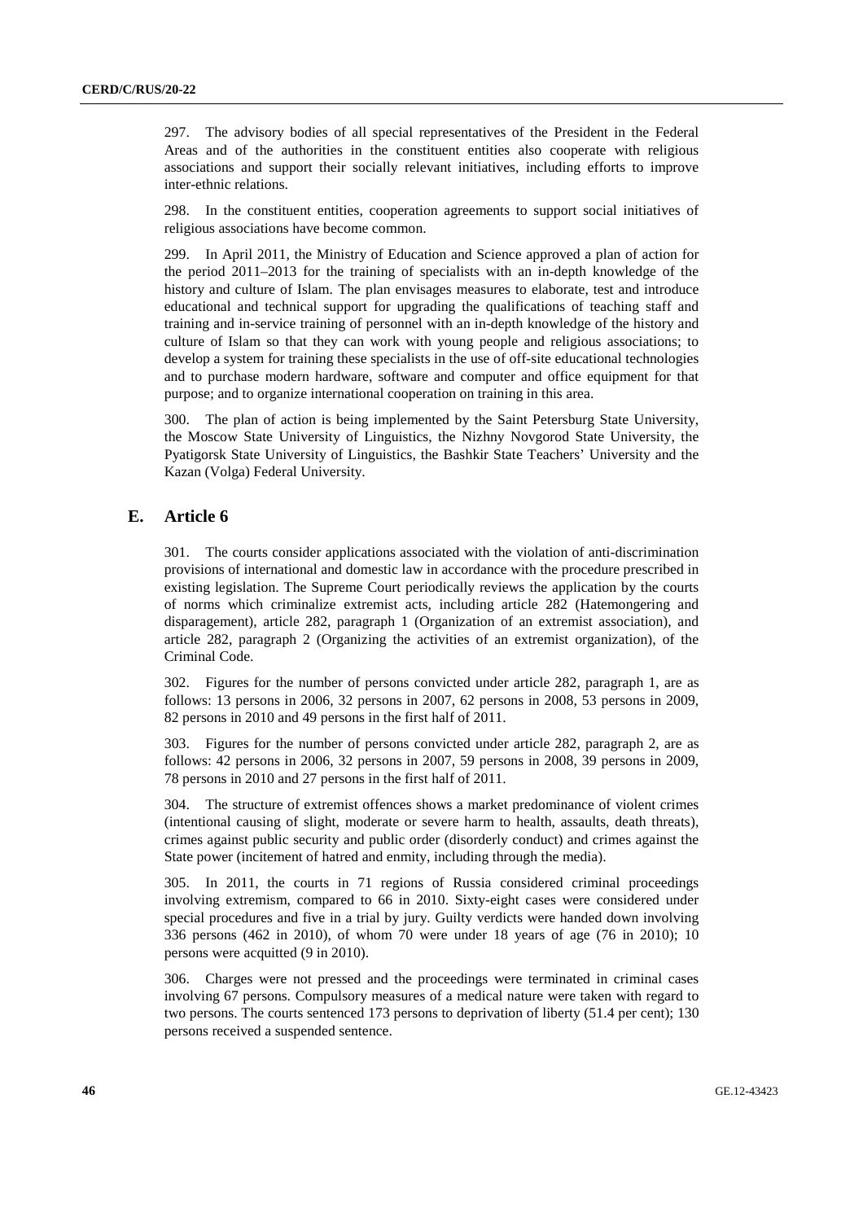297. The advisory bodies of all special representatives of the President in the Federal Areas and of the authorities in the constituent entities also cooperate with religious associations and support their socially relevant initiatives, including efforts to improve inter-ethnic relations.

298. In the constituent entities, cooperation agreements to support social initiatives of religious associations have become common.

299. In April 2011, the Ministry of Education and Science approved a plan of action for the period 2011–2013 for the training of specialists with an in-depth knowledge of the history and culture of Islam. The plan envisages measures to elaborate, test and introduce educational and technical support for upgrading the qualifications of teaching staff and training and in-service training of personnel with an in-depth knowledge of the history and culture of Islam so that they can work with young people and religious associations; to develop a system for training these specialists in the use of off-site educational technologies and to purchase modern hardware, software and computer and office equipment for that purpose; and to organize international cooperation on training in this area.

300. The plan of action is being implemented by the Saint Petersburg State University, the Moscow State University of Linguistics, the Nizhny Novgorod State University, the Pyatigorsk State University of Linguistics, the Bashkir State Teachers' University and the Kazan (Volga) Federal University.

## E. Article 6

301. The courts consider applications associated with the violation of anti-discrimination provisions of international and domestic law in accordance with the procedure prescribed in existing legislation. The Supreme Court periodically reviews the application by the courts of norms which criminalize extremist acts, including article 282 (Hatemongering and disparagement), article 282, paragraph 1 (Organization of an extremist association), and article 282, paragraph 2 (Organizing the activities of an extremist organization), of the Criminal Code.

302. Figures for the number of persons convicted under article 282, paragraph 1, are as follows: 13 persons in 2006, 32 persons in 2007, 62 persons in 2008, 53 persons in 2009, 82 persons in 2010 and 49 persons in the first half of 2011.

303. Figures for the number of persons convicted under article 282, paragraph 2, are as follows: 42 persons in 2006, 32 persons in 2007, 59 persons in 2008, 39 persons in 2009, 78 persons in 2010 and 27 persons in the first half of 2011.

304. The structure of extremist offences shows a market predominance of violent crimes (intentional causing of slight, moderate or severe harm to health, assaults, death threats), crimes against public security and public order (disorderly conduct) and crimes against the State power (incitement of hatred and enmity, including through the media).

305. In 2011, the courts in 71 regions of Russia considered criminal proceedings involving extremism, compared to 66 in 2010. Sixty-eight cases were considered under special procedures and five in a trial by jury. Guilty verdicts were handed down involving 336 persons (462 in 2010), of whom 70 were under 18 years of age (76 in 2010); 10 persons were acquitted (9 in 2010).

306. Charges were not pressed and the proceedings were terminated in criminal cases involving 67 persons. Compulsory measures of a medical nature were taken with regard to two persons. The courts sentenced 173 persons to deprivation of liberty (51.4 per cent); 130 persons received a suspended sentence.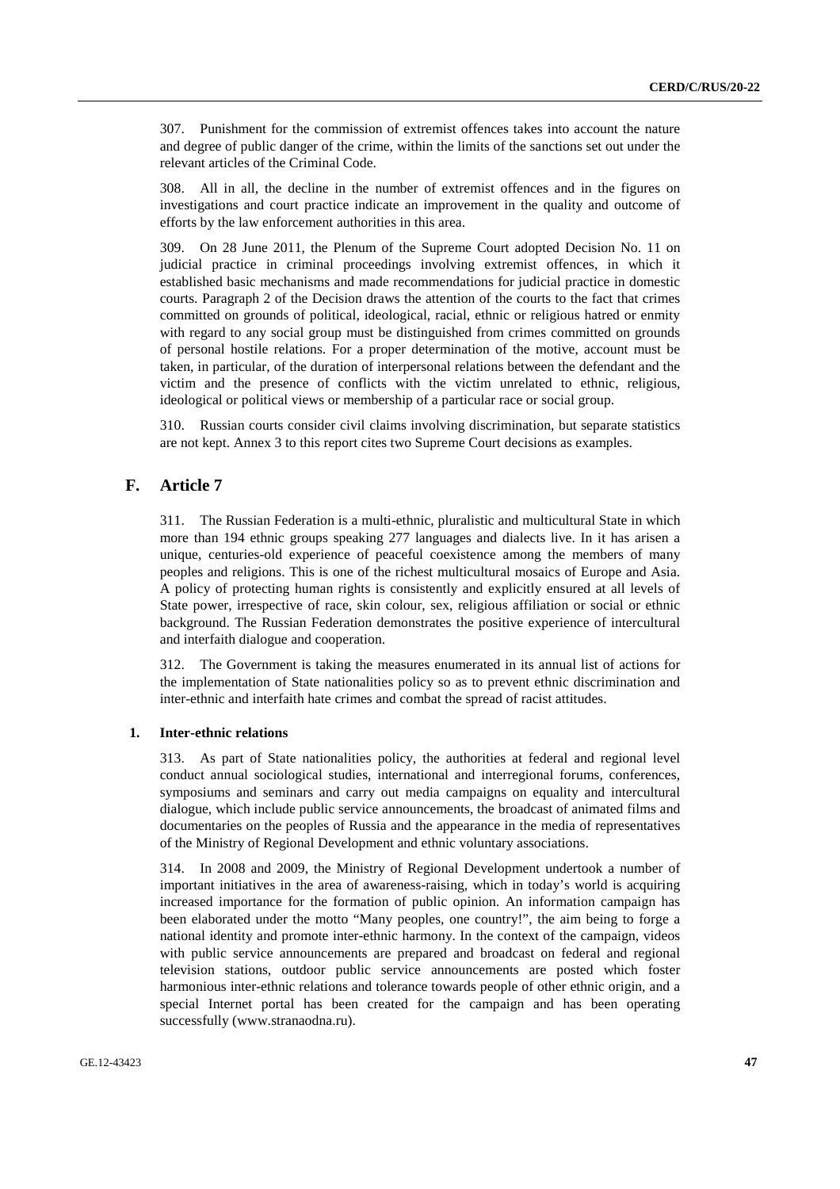307. Punishment for the commission of extremist offences takes into account the nature and degree of public danger of the crime, within the limits of the sanctions set out under the relevant articles of the Criminal Code.

308. All in all, the decline in the number of extremist offences and in the figures on investigations and court practice indicate an improvement in the quality and outcome of efforts by the law enforcement authorities in this area.

309. On 28 June 2011, the Plenum of the Supreme Court adopted Decision No. 11 on judicial practice in criminal proceedings involving extremist offences, in which it established basic mechanisms and made recommendations for judicial practice in domestic courts. Paragraph 2 of the Decision draws the attention of the courts to the fact that crimes committed on grounds of political, ideological, racial, ethnic or religious hatred or enmity with regard to any social group must be distinguished from crimes committed on grounds of personal hostile relations. For a proper determination of the motive, account must be taken, in particular, of the duration of interpersonal relations between the defendant and the victim and the presence of conflicts with the victim unrelated to ethnic, religious, ideological or political views or membership of a particular race or social group.

310. Russian courts consider civil claims involving discrimination, but separate statistics are not kept. Annex 3 to this report cites two Supreme Court decisions as examples.

## F. Article 7

311. The Russian Federation is a multi-ethnic, pluralistic and multicultural State in which more than 194 ethnic groups speaking 277 languages and dialects live. In it has arisen a unique, centuries-old experience of peaceful coexistence among the members of many peoples and religions. This is one of the richest multicultural mosaics of Europe and Asia. A policy of protecting human rights is consistently and explicitly ensured at all levels of State power, irrespective of race, skin colour, sex, religious affiliation or social or ethnic background. The Russian Federation demonstrates the positive experience of intercultural and interfaith dialogue and cooperation.

312. The Government is taking the measures enumerated in its annual list of actions for the implementation of State nationalities policy so as to prevent ethnic discrimination and inter-ethnic and interfaith hate crimes and combat the spread of racist attitudes.

### 1. Inter-ethnic relations

313. As part of State nationalities policy, the authorities at federal and regional level conduct annual sociological studies, international and interregional forums, conferences, symposiums and seminars and carry out media campaigns on equality and intercultural dialogue, which include public service announcements, the broadcast of animated films and documentaries on the peoples of Russia and the appearance in the media of representatives of the Ministry of Regional Development and ethnic voluntary associations.

314. In 2008 and 2009, the Ministry of Regional Development undertook a number of important initiatives in the area of awareness-raising, which in today's world is acquiring increased importance for the formation of public opinion. An information campaign has been elaborated under the motto "Many peoples, one country!", the aim being to forge a national identity and promote inter-ethnic harmony. In the context of the campaign, videos with public service announcements are prepared and broadcast on federal and regional television stations, outdoor public service announcements are posted which foster harmonious inter-ethnic relations and tolerance towards people of other ethnic origin, and a special Internet portal has been created for the campaign and has been operating successfully (www.stranaodna.ru).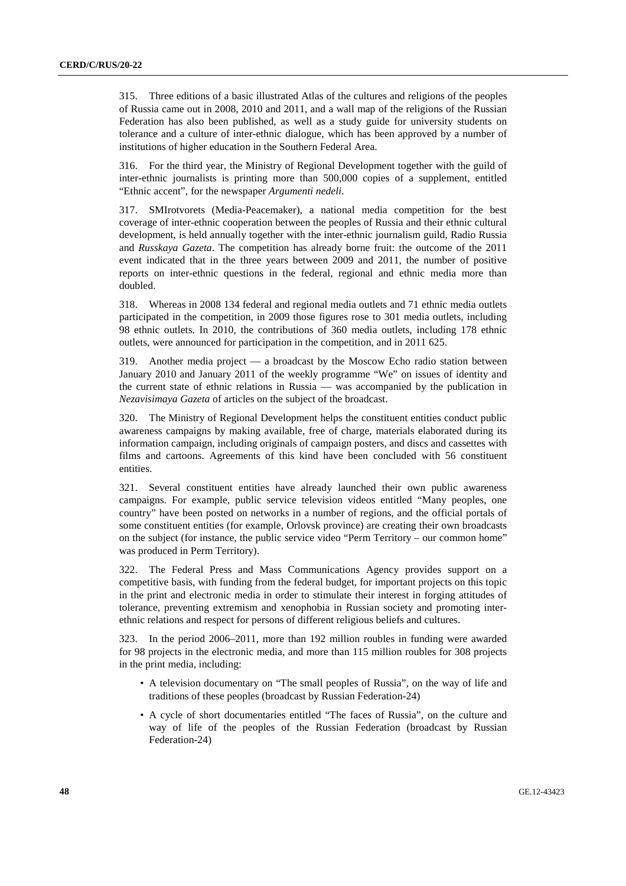315. Three editions of a basic illustrated Atlas of the cultures and religions of the peoples of Russia came out in 2008, 2010 and 2011, and a wall map of the religions of the Russian Federation has also been published, as well as a study guide for university students on tolerance and a culture of inter-ethnic dialogue, which has been approved by a number of institutions of higher education in the Southern Federal Area.

316. For the third year, the Ministry of Regional Development together with the guild of inter-ethnic journalists is printing more than 500,000 copies of a supplement, entitled "Ethnic accent", for the newspaper *Argumenti nedeli*.

317. SMIrotvorets (Media-Peacemaker), a national media competition for the best coverage of inter-ethnic cooperation between the peoples of Russia and their ethnic cultural development, is held annually together with the inter-ethnic journalism guild, Radio Russia and *Russkaya Gazeta*. The competition has already borne fruit: the outcome of the 2011 event indicated that in the three years between 2009 and 2011, the number of positive reports on inter-ethnic questions in the federal, regional and ethnic media more than doubled.

318. Whereas in 2008 134 federal and regional media outlets and 71 ethnic media outlets participated in the competition, in 2009 those figures rose to 301 media outlets, including 98 ethnic outlets. In 2010, the contributions of 360 media outlets, including 178 ethnic outlets, were announced for participation in the competition, and in 2011 625.

319. Another media project — a broadcast by the Moscow Echo radio station between January 2010 and January 2011 of the weekly programme "We" on issues of identity and the current state of ethnic relations in Russia — was accompanied by the publication in *Nezavisimaya Gazeta* of articles on the subject of the broadcast.

320. The Ministry of Regional Development helps the constituent entities conduct public awareness campaigns by making available, free of charge, materials elaborated during its information campaign, including originals of campaign posters, and discs and cassettes with films and cartoons. Agreements of this kind have been concluded with 56 constituent entities.

321. Several constituent entities have already launched their own public awareness campaigns. For example, public service television videos entitled "Many peoples, one country" have been posted on networks in a number of regions, and the official portals of some constituent entities (for example, Orlovsk province) are creating their own broadcasts on the subject (for instance, the public service video "Perm Territory – our common home" was produced in Perm Territory).

322. The Federal Press and Mass Communications Agency provides support on a competitive basis, with funding from the federal budget, for important projects on this topic in the print and electronic media in order to stimulate their interest in forging attitudes of tolerance, preventing extremism and xenophobia in Russian society and promoting inter-ethnic relations and respect for persons of different religious beliefs and cultures.

323. In the period 2006–2011, more than 192 million roubles in funding were awarded for 98 projects in the electronic media, and more than 115 million roubles for 308 projects in the print media, including:

- A television documentary on "The small peoples of Russia", on the way of life and traditions of these peoples (broadcast by Russian Federation-24)
- A cycle of short documentaries entitled "The faces of Russia", on the culture and way of life of the peoples of the Russian Federation (broadcast by Russian Federation-24)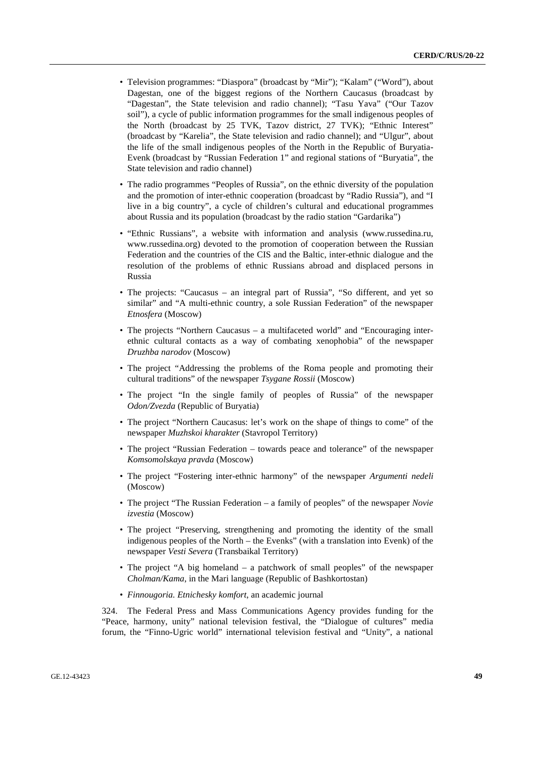- Television programmes: "Diaspora" (broadcast by "Mir"); "Kalam" ("Word"), about Dagestan, one of the biggest regions of the Northern Caucasus (broadcast by "Dagestan", the State television and radio channel); "Tasu Yava" ("Our Tazov soil"), a cycle of public information programmes for the small indigenous peoples of the North (broadcast by 25 TVK, Tazov district, 27 TVK); "Ethnic Interest" (broadcast by "Karelia", the State television and radio channel); and "Ulgur", about the life of the small indigenous peoples of the North in the Republic of Buryatia-Evenk (broadcast by "Russian Federation 1" and regional stations of "Buryatia", the State television and radio channel)
- The radio programmes "Peoples of Russia", on the ethnic diversity of the population and the promotion of inter-ethnic cooperation (broadcast by "Radio Russia"), and "I live in a big country", a cycle of children's cultural and educational programmes about Russia and its population (broadcast by the radio station "Gardarika")
- "Ethnic Russians", a website with information and analysis (www.russedina.ru, www.russedina.org) devoted to the promotion of cooperation between the Russian Federation and the countries of the CIS and the Baltic, inter-ethnic dialogue and the resolution of the problems of ethnic Russians abroad and displaced persons in Russia
- The projects: "Caucasus – an integral part of Russia", "So different, and yet so similar" and "A multi-ethnic country, a sole Russian Federation" of the newspaper *Etnosfera* (Moscow)
- The projects "Northern Caucasus – a multifaceted world" and "Encouraging inter-ethnic cultural contacts as a way of combating xenophobia" of the newspaper *Druzhba narodov* (Moscow)
- The project "Addressing the problems of the Roma people and promoting their cultural traditions" of the newspaper *Tsygane Rossii* (Moscow)
- The project "In the single family of peoples of Russia" of the newspaper *Odon/Zvezda* (Republic of Buryatia)
- The project "Northern Caucasus: let's work on the shape of things to come" of the newspaper *Muzhskoi kharakter* (Stavropol Territory)
- The project "Russian Federation – towards peace and tolerance" of the newspaper *Komsomolskaya pravda* (Moscow)
- The project "Fostering inter-ethnic harmony" of the newspaper *Argumenti nedeli* (Moscow)
- The project "The Russian Federation – a family of peoples" of the newspaper *Novie izvestia* (Moscow)
- The project "Preserving, strengthening and promoting the identity of the small indigenous peoples of the North – the Evenks" (with a translation into Evenk) of the newspaper *Vesti Severa* (Transbaikal Territory)
- The project "A big homeland – a patchwork of small peoples" of the newspaper *Cholman/Kama*, in the Mari language (Republic of Bashkortostan)
- *Finnougoria. Etnichesky komfort*, an academic journal

324. The Federal Press and Mass Communications Agency provides funding for the "Peace, harmony, unity" national television festival, the "Dialogue of cultures" media forum, the "Finno-Ugric world" international television festival and "Unity", a national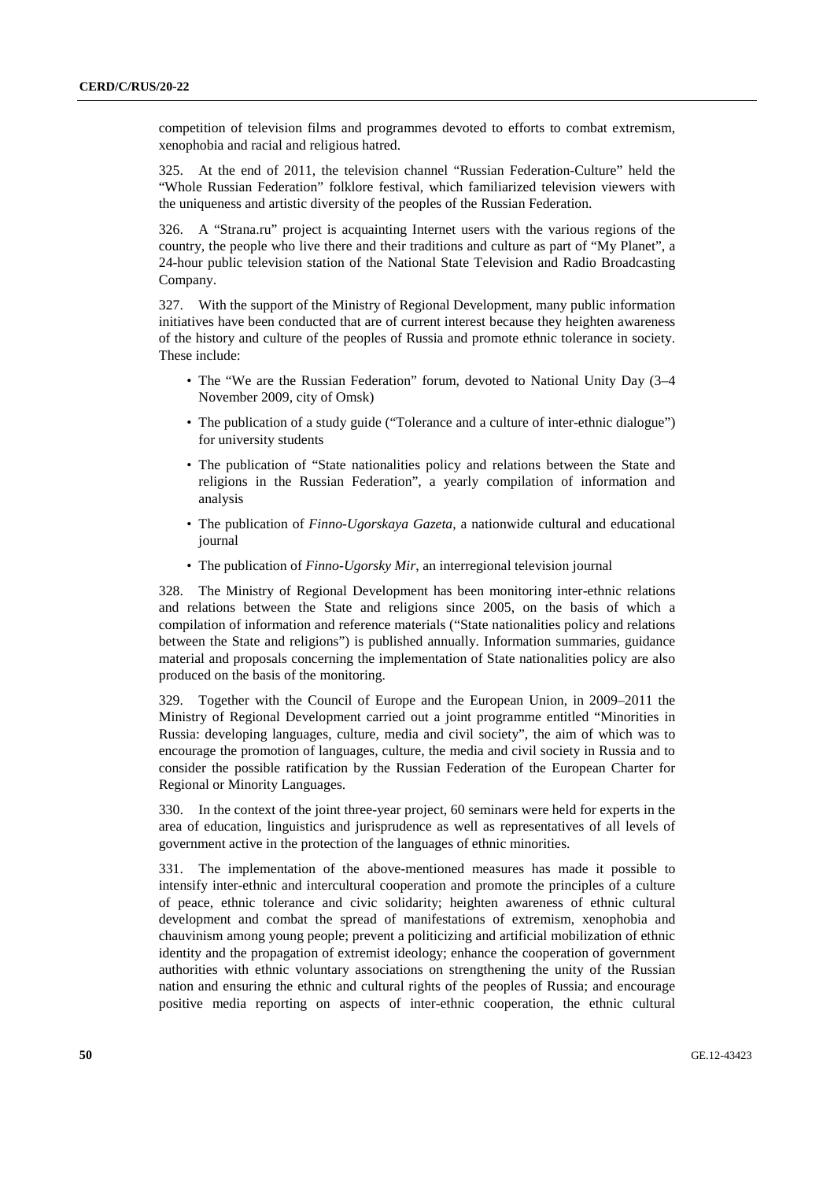competition of television films and programmes devoted to efforts to combat extremism, xenophobia and racial and religious hatred.

325. At the end of 2011, the television channel "Russian Federation-Culture" held the "Whole Russian Federation" folklore festival, which familiarized television viewers with the uniqueness and artistic diversity of the peoples of the Russian Federation.

326. A "Strana.ru" project is acquainting Internet users with the various regions of the country, the people who live there and their traditions and culture as part of "My Planet", a 24-hour public television station of the National State Television and Radio Broadcasting Company.

327. With the support of the Ministry of Regional Development, many public information initiatives have been conducted that are of current interest because they heighten awareness of the history and culture of the peoples of Russia and promote ethnic tolerance in society. These include:

- The "We are the Russian Federation" forum, devoted to National Unity Day (3–4 November 2009, city of Omsk)
- The publication of a study guide ("Tolerance and a culture of inter-ethnic dialogue") for university students
- The publication of "State nationalities policy and relations between the State and religions in the Russian Federation", a yearly compilation of information and analysis
- The publication of *Finno-Ugorskaya Gazeta*, a nationwide cultural and educational journal
- The publication of *Finno-Ugorsky Mir*, an interregional television journal

328. The Ministry of Regional Development has been monitoring inter-ethnic relations and relations between the State and religions since 2005, on the basis of which a compilation of information and reference materials ("State nationalities policy and relations between the State and religions") is published annually. Information summaries, guidance material and proposals concerning the implementation of State nationalities policy are also produced on the basis of the monitoring.

329. Together with the Council of Europe and the European Union, in 2009–2011 the Ministry of Regional Development carried out a joint programme entitled "Minorities in Russia: developing languages, culture, media and civil society", the aim of which was to encourage the promotion of languages, culture, the media and civil society in Russia and to consider the possible ratification by the Russian Federation of the European Charter for Regional or Minority Languages.

330. In the context of the joint three-year project, 60 seminars were held for experts in the area of education, linguistics and jurisprudence as well as representatives of all levels of government active in the protection of the languages of ethnic minorities.

331. The implementation of the above-mentioned measures has made it possible to intensify inter-ethnic and intercultural cooperation and promote the principles of a culture of peace, ethnic tolerance and civic solidarity; heighten awareness of ethnic cultural development and combat the spread of manifestations of extremism, xenophobia and chauvinism among young people; prevent a politicizing and artificial mobilization of ethnic identity and the propagation of extremist ideology; enhance the cooperation of government authorities with ethnic voluntary associations on strengthening the unity of the Russian nation and ensuring the ethnic and cultural rights of the peoples of Russia; and encourage positive media reporting on aspects of inter-ethnic cooperation, the ethnic cultural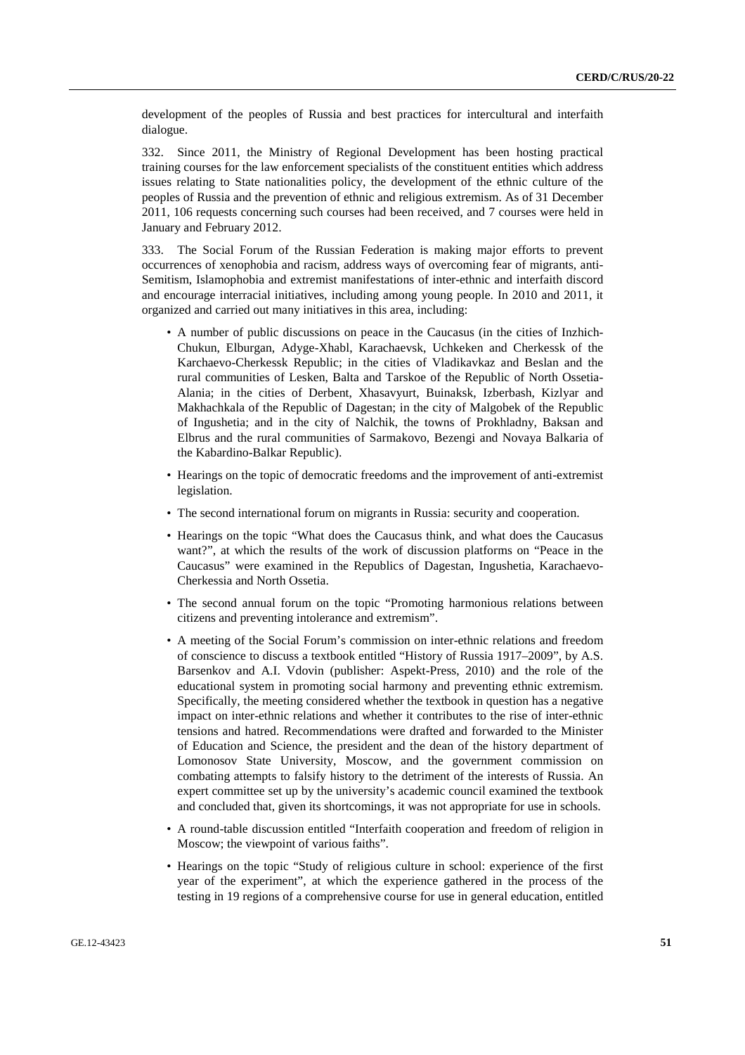development of the peoples of Russia and best practices for intercultural and interfaith dialogue.

332. Since 2011, the Ministry of Regional Development has been hosting practical training courses for the law enforcement specialists of the constituent entities which address issues relating to State nationalities policy, the development of the ethnic culture of the peoples of Russia and the prevention of ethnic and religious extremism. As of 31 December 2011, 106 requests concerning such courses had been received, and 7 courses were held in January and February 2012.

333. The Social Forum of the Russian Federation is making major efforts to prevent occurrences of xenophobia and racism, address ways of overcoming fear of migrants, anti-Semitism, Islamophobia and extremist manifestations of inter-ethnic and interfaith discord and encourage interracial initiatives, including among young people. In 2010 and 2011, it organized and carried out many initiatives in this area, including:

- A number of public discussions on peace in the Caucasus (in the cities of Inzhich-Chukun, Elburgan, Adyge-Xhabl, Karachaevsk, Uchkeken and Cherkessk of the Karchaevo-Cherkessk Republic; in the cities of Vladikavkaz and Beslan and the rural communities of Lesken, Balta and Tarskoe of the Republic of North Ossetia-Alania; in the cities of Derbent, Xhasavyurt, Buinaksk, Izberbash, Kizlyar and Makhachkala of the Republic of Dagestan; in the city of Malgobek of the Republic of Ingushetia; and in the city of Nalchik, the towns of Prokhladny, Baksan and Elbrus and the rural communities of Sarmakovo, Bezengi and Novaya Balkaria of the Kabardino-Balkar Republic).
- Hearings on the topic of democratic freedoms and the improvement of anti-extremist legislation.
- The second international forum on migrants in Russia: security and cooperation.
- Hearings on the topic "What does the Caucasus think, and what does the Caucasus want?", at which the results of the work of discussion platforms on "Peace in the Caucasus" were examined in the Republics of Dagestan, Ingushetia, Karachaevo-Cherkessia and North Ossetia.
- The second annual forum on the topic "Promoting harmonious relations between citizens and preventing intolerance and extremism".
- A meeting of the Social Forum's commission on inter-ethnic relations and freedom of conscience to discuss a textbook entitled "History of Russia 1917–2009", by A.S. Barsenkov and A.I. Vdovin (publisher: Aspekt-Press, 2010) and the role of the educational system in promoting social harmony and preventing ethnic extremism. Specifically, the meeting considered whether the textbook in question has a negative impact on inter-ethnic relations and whether it contributes to the rise of inter-ethnic tensions and hatred. Recommendations were drafted and forwarded to the Minister of Education and Science, the president and the dean of the history department of Lomonosov State University, Moscow, and the government commission on combating attempts to falsify history to the detriment of the interests of Russia. An expert committee set up by the university's academic council examined the textbook and concluded that, given its shortcomings, it was not appropriate for use in schools.
- A round-table discussion entitled "Interfaith cooperation and freedom of religion in Moscow; the viewpoint of various faiths".
- Hearings on the topic "Study of religious culture in school: experience of the first year of the experiment", at which the experience gathered in the process of the testing in 19 regions of a comprehensive course for use in general education, entitled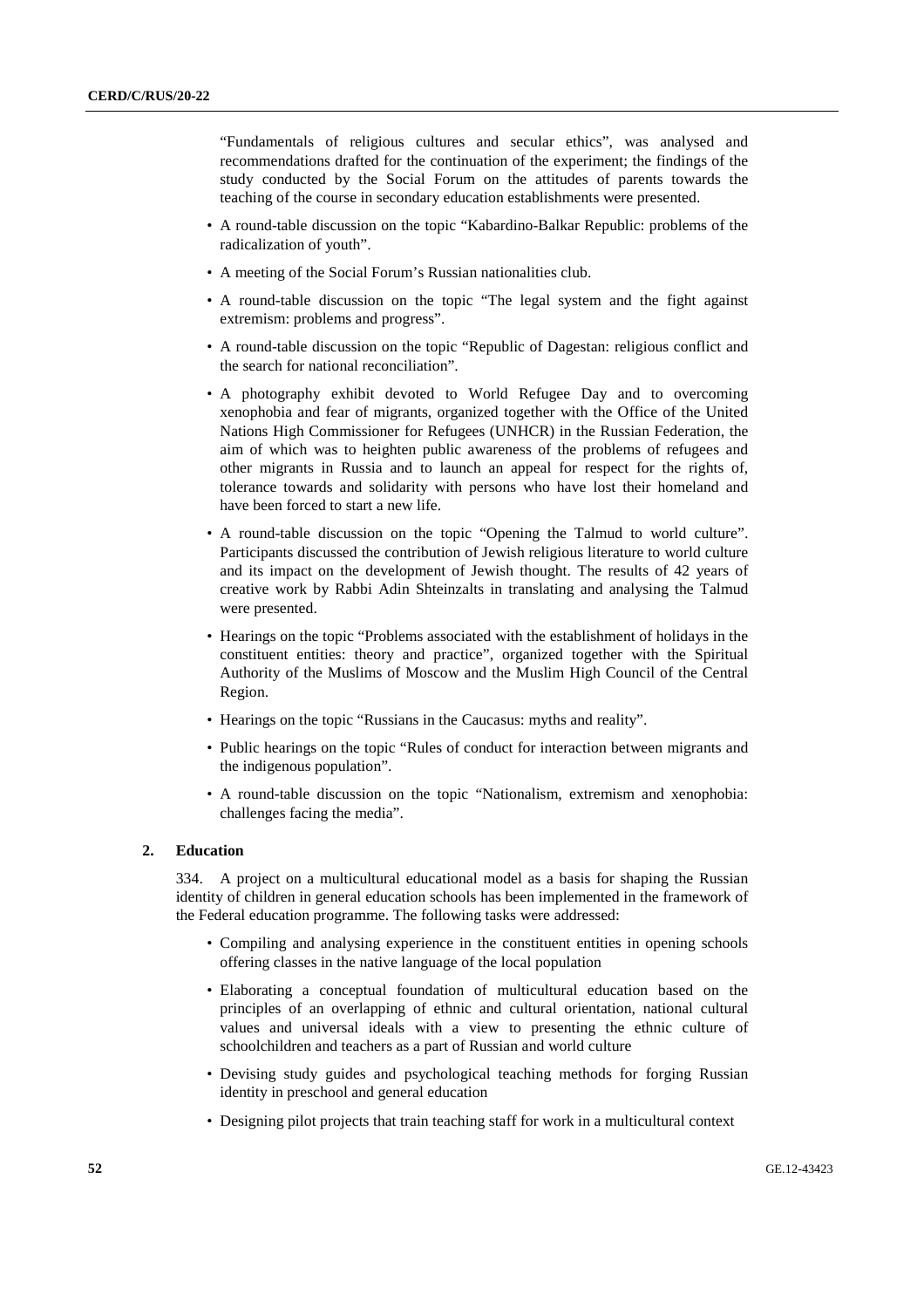"Fundamentals of religious cultures and secular ethics", was analysed and recommendations drafted for the continuation of the experiment; the findings of the study conducted by the Social Forum on the attitudes of parents towards the teaching of the course in secondary education establishments were presented.

- A round-table discussion on the topic "Kabardino-Balkar Republic: problems of the radicalization of youth".
- A meeting of the Social Forum's Russian nationalities club.
- A round-table discussion on the topic "The legal system and the fight against extremism: problems and progress".
- A round-table discussion on the topic "Republic of Dagestan: religious conflict and the search for national reconciliation".
- A photography exhibit devoted to World Refugee Day and to overcoming xenophobia and fear of migrants, organized together with the Office of the United Nations High Commissioner for Refugees (UNHCR) in the Russian Federation, the aim of which was to heighten public awareness of the problems of refugees and other migrants in Russia and to launch an appeal for respect for the rights of, tolerance towards and solidarity with persons who have lost their homeland and have been forced to start a new life.
- A round-table discussion on the topic "Opening the Talmud to world culture". Participants discussed the contribution of Jewish religious literature to world culture and its impact on the development of Jewish thought. The results of 42 years of creative work by Rabbi Adin Shteinzalts in translating and analysing the Talmud were presented.
- Hearings on the topic "Problems associated with the establishment of holidays in the constituent entities: theory and practice", organized together with the Spiritual Authority of the Muslims of Moscow and the Muslim High Council of the Central Region.
- Hearings on the topic "Russians in the Caucasus: myths and reality".
- Public hearings on the topic "Rules of conduct for interaction between migrants and the indigenous population".
- A round-table discussion on the topic "Nationalism, extremism and xenophobia: challenges facing the media".

### 2. Education

334. A project on a multicultural educational model as a basis for shaping the Russian identity of children in general education schools has been implemented in the framework of the Federal education programme. The following tasks were addressed:

- Compiling and analysing experience in the constituent entities in opening schools offering classes in the native language of the local population
- Elaborating a conceptual foundation of multicultural education based on the principles of an overlapping of ethnic and cultural orientation, national cultural values and universal ideals with a view to presenting the ethnic culture of schoolchildren and teachers as a part of Russian and world culture
- Devising study guides and psychological teaching methods for forging Russian identity in preschool and general education
- Designing pilot projects that train teaching staff for work in a multicultural context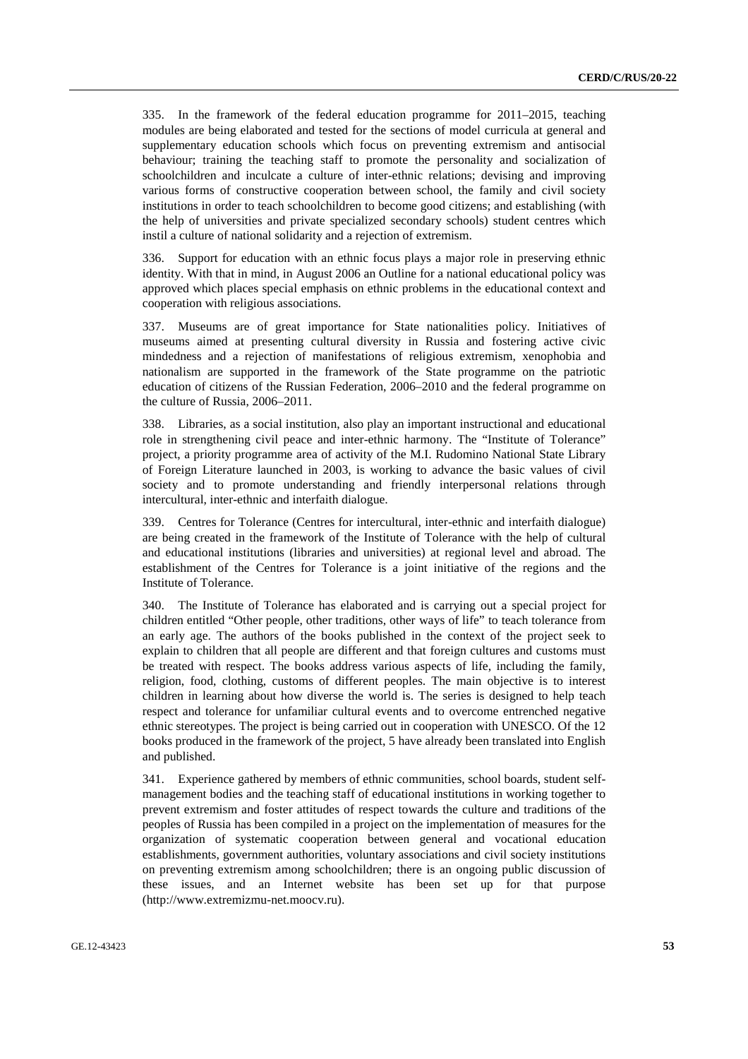335. In the framework of the federal education programme for 2011–2015, teaching modules are being elaborated and tested for the sections of model curricula at general and supplementary education schools which focus on preventing extremism and antisocial behaviour; training the teaching staff to promote the personality and socialization of schoolchildren and inculcate a culture of inter-ethnic relations; devising and improving various forms of constructive cooperation between school, the family and civil society institutions in order to teach schoolchildren to become good citizens; and establishing (with the help of universities and private specialized secondary schools) student centres which instil a culture of national solidarity and a rejection of extremism.

336. Support for education with an ethnic focus plays a major role in preserving ethnic identity. With that in mind, in August 2006 an Outline for a national educational policy was approved which places special emphasis on ethnic problems in the educational context and cooperation with religious associations.

337. Museums are of great importance for State nationalities policy. Initiatives of museums aimed at presenting cultural diversity in Russia and fostering active civic mindedness and a rejection of manifestations of religious extremism, xenophobia and nationalism are supported in the framework of the State programme on the patriotic education of citizens of the Russian Federation, 2006–2010 and the federal programme on the culture of Russia, 2006–2011.

338. Libraries, as a social institution, also play an important instructional and educational role in strengthening civil peace and inter-ethnic harmony. The "Institute of Tolerance" project, a priority programme area of activity of the M.I. Rudomino National State Library of Foreign Literature launched in 2003, is working to advance the basic values of civil society and to promote understanding and friendly interpersonal relations through intercultural, inter-ethnic and interfaith dialogue.

339. Centres for Tolerance (Centres for intercultural, inter-ethnic and interfaith dialogue) are being created in the framework of the Institute of Tolerance with the help of cultural and educational institutions (libraries and universities) at regional level and abroad. The establishment of the Centres for Tolerance is a joint initiative of the regions and the Institute of Tolerance.

340. The Institute of Tolerance has elaborated and is carrying out a special project for children entitled "Other people, other traditions, other ways of life" to teach tolerance from an early age. The authors of the books published in the context of the project seek to explain to children that all people are different and that foreign cultures and customs must be treated with respect. The books address various aspects of life, including the family, religion, food, clothing, customs of different peoples. The main objective is to interest children in learning about how diverse the world is. The series is designed to help teach respect and tolerance for unfamiliar cultural events and to overcome entrenched negative ethnic stereotypes. The project is being carried out in cooperation with UNESCO. Of the 12 books produced in the framework of the project, 5 have already been translated into English and published.

341. Experience gathered by members of ethnic communities, school boards, student self-management bodies and the teaching staff of educational institutions in working together to prevent extremism and foster attitudes of respect towards the culture and traditions of the peoples of Russia has been compiled in a project on the implementation of measures for the organization of systematic cooperation between general and vocational education establishments, government authorities, voluntary associations and civil society institutions on preventing extremism among schoolchildren; there is an ongoing public discussion of these issues, and an Internet website has been set up for that purpose (http://www.extremizmu-net.moocv.ru).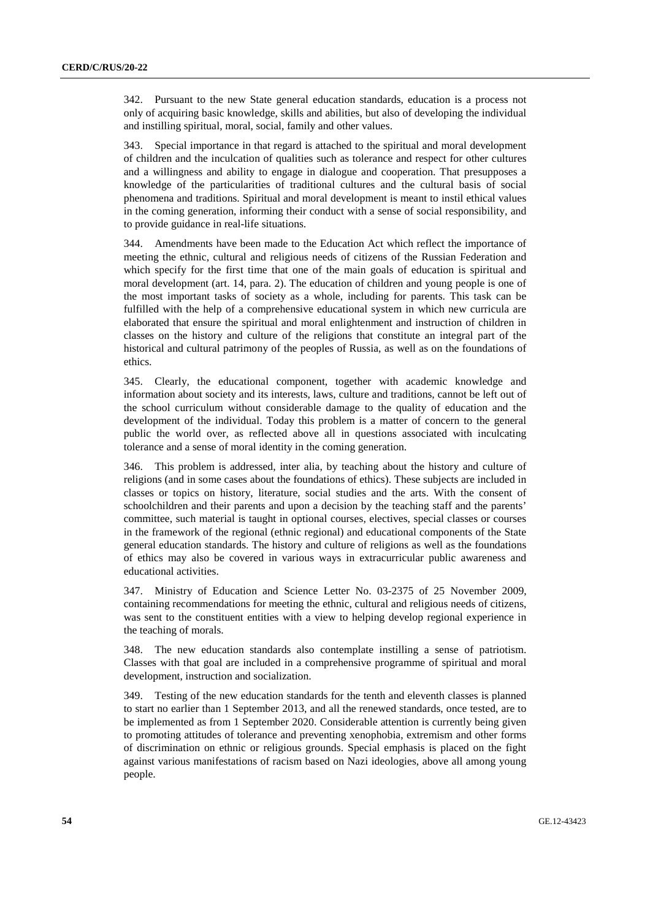342. Pursuant to the new State general education standards, education is a process not only of acquiring basic knowledge, skills and abilities, but also of developing the individual and instilling spiritual, moral, social, family and other values.

343. Special importance in that regard is attached to the spiritual and moral development of children and the inculcation of qualities such as tolerance and respect for other cultures and a willingness and ability to engage in dialogue and cooperation. That presupposes a knowledge of the particularities of traditional cultures and the cultural basis of social phenomena and traditions. Spiritual and moral development is meant to instil ethical values in the coming generation, informing their conduct with a sense of social responsibility, and to provide guidance in real-life situations.

344. Amendments have been made to the Education Act which reflect the importance of meeting the ethnic, cultural and religious needs of citizens of the Russian Federation and which specify for the first time that one of the main goals of education is spiritual and moral development (art. 14, para. 2). The education of children and young people is one of the most important tasks of society as a whole, including for parents. This task can be fulfilled with the help of a comprehensive educational system in which new curricula are elaborated that ensure the spiritual and moral enlightenment and instruction of children in classes on the history and culture of the religions that constitute an integral part of the historical and cultural patrimony of the peoples of Russia, as well as on the foundations of ethics.

345. Clearly, the educational component, together with academic knowledge and information about society and its interests, laws, culture and traditions, cannot be left out of the school curriculum without considerable damage to the quality of education and the development of the individual. Today this problem is a matter of concern to the general public the world over, as reflected above all in questions associated with inculcating tolerance and a sense of moral identity in the coming generation.

346. This problem is addressed, inter alia, by teaching about the history and culture of religions (and in some cases about the foundations of ethics). These subjects are included in classes or topics on history, literature, social studies and the arts. With the consent of schoolchildren and their parents and upon a decision by the teaching staff and the parents' committee, such material is taught in optional courses, electives, special classes or courses in the framework of the regional (ethnic regional) and educational components of the State general education standards. The history and culture of religions as well as the foundations of ethics may also be covered in various ways in extracurricular public awareness and educational activities.

347. Ministry of Education and Science Letter No. 03-2375 of 25 November 2009, containing recommendations for meeting the ethnic, cultural and religious needs of citizens, was sent to the constituent entities with a view to helping develop regional experience in the teaching of morals.

348. The new education standards also contemplate instilling a sense of patriotism. Classes with that goal are included in a comprehensive programme of spiritual and moral development, instruction and socialization.

349. Testing of the new education standards for the tenth and eleventh classes is planned to start no earlier than 1 September 2013, and all the renewed standards, once tested, are to be implemented as from 1 September 2020. Considerable attention is currently being given to promoting attitudes of tolerance and preventing xenophobia, extremism and other forms of discrimination on ethnic or religious grounds. Special emphasis is placed on the fight against various manifestations of racism based on Nazi ideologies, above all among young people.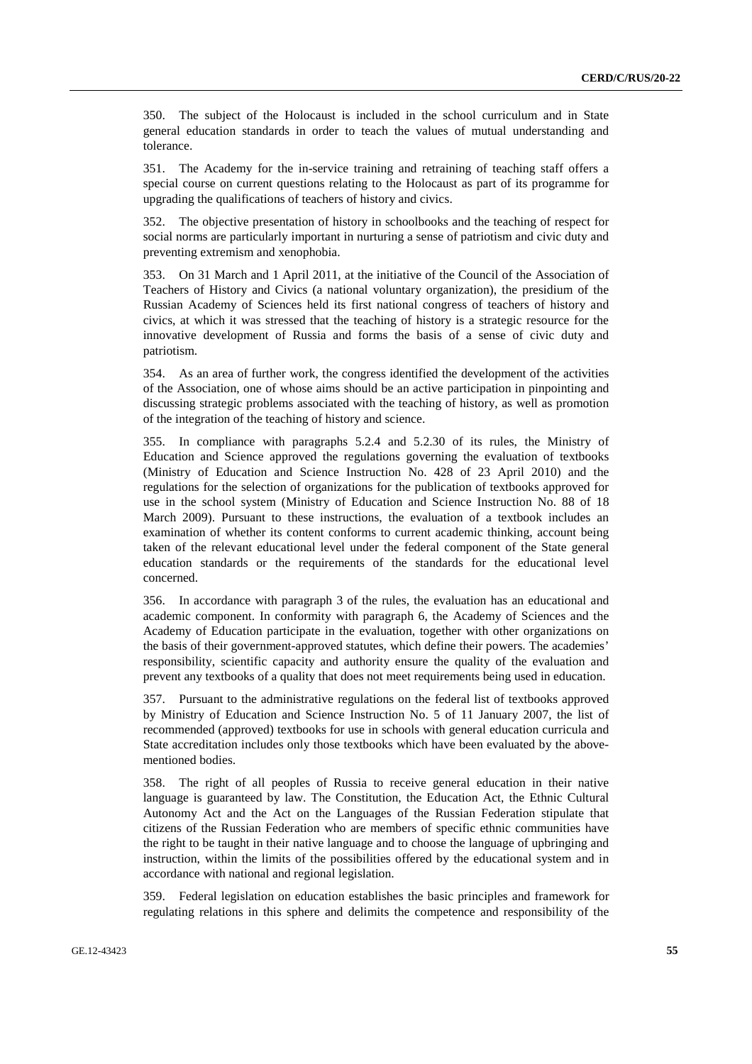350. The subject of the Holocaust is included in the school curriculum and in State general education standards in order to teach the values of mutual understanding and tolerance.

351. The Academy for the in-service training and retraining of teaching staff offers a special course on current questions relating to the Holocaust as part of its programme for upgrading the qualifications of teachers of history and civics.

352. The objective presentation of history in schoolbooks and the teaching of respect for social norms are particularly important in nurturing a sense of patriotism and civic duty and preventing extremism and xenophobia.

353. On 31 March and 1 April 2011, at the initiative of the Council of the Association of Teachers of History and Civics (a national voluntary organization), the presidium of the Russian Academy of Sciences held its first national congress of teachers of history and civics, at which it was stressed that the teaching of history is a strategic resource for the innovative development of Russia and forms the basis of a sense of civic duty and patriotism.

354. As an area of further work, the congress identified the development of the activities of the Association, one of whose aims should be an active participation in pinpointing and discussing strategic problems associated with the teaching of history, as well as promotion of the integration of the teaching of history and science.

355. In compliance with paragraphs 5.2.4 and 5.2.30 of its rules, the Ministry of Education and Science approved the regulations governing the evaluation of textbooks (Ministry of Education and Science Instruction No. 428 of 23 April 2010) and the regulations for the selection of organizations for the publication of textbooks approved for use in the school system (Ministry of Education and Science Instruction No. 88 of 18 March 2009). Pursuant to these instructions, the evaluation of a textbook includes an examination of whether its content conforms to current academic thinking, account being taken of the relevant educational level under the federal component of the State general education standards or the requirements of the standards for the educational level concerned.

356. In accordance with paragraph 3 of the rules, the evaluation has an educational and academic component. In conformity with paragraph 6, the Academy of Sciences and the Academy of Education participate in the evaluation, together with other organizations on the basis of their government-approved statutes, which define their powers. The academies' responsibility, scientific capacity and authority ensure the quality of the evaluation and prevent any textbooks of a quality that does not meet requirements being used in education.

357. Pursuant to the administrative regulations on the federal list of textbooks approved by Ministry of Education and Science Instruction No. 5 of 11 January 2007, the list of recommended (approved) textbooks for use in schools with general education curricula and State accreditation includes only those textbooks which have been evaluated by the above-mentioned bodies.

358. The right of all peoples of Russia to receive general education in their native language is guaranteed by law. The Constitution, the Education Act, the Ethnic Cultural Autonomy Act and the Act on the Languages of the Russian Federation stipulate that citizens of the Russian Federation who are members of specific ethnic communities have the right to be taught in their native language and to choose the language of upbringing and instruction, within the limits of the possibilities offered by the educational system and in accordance with national and regional legislation.

359. Federal legislation on education establishes the basic principles and framework for regulating relations in this sphere and delimits the competence and responsibility of the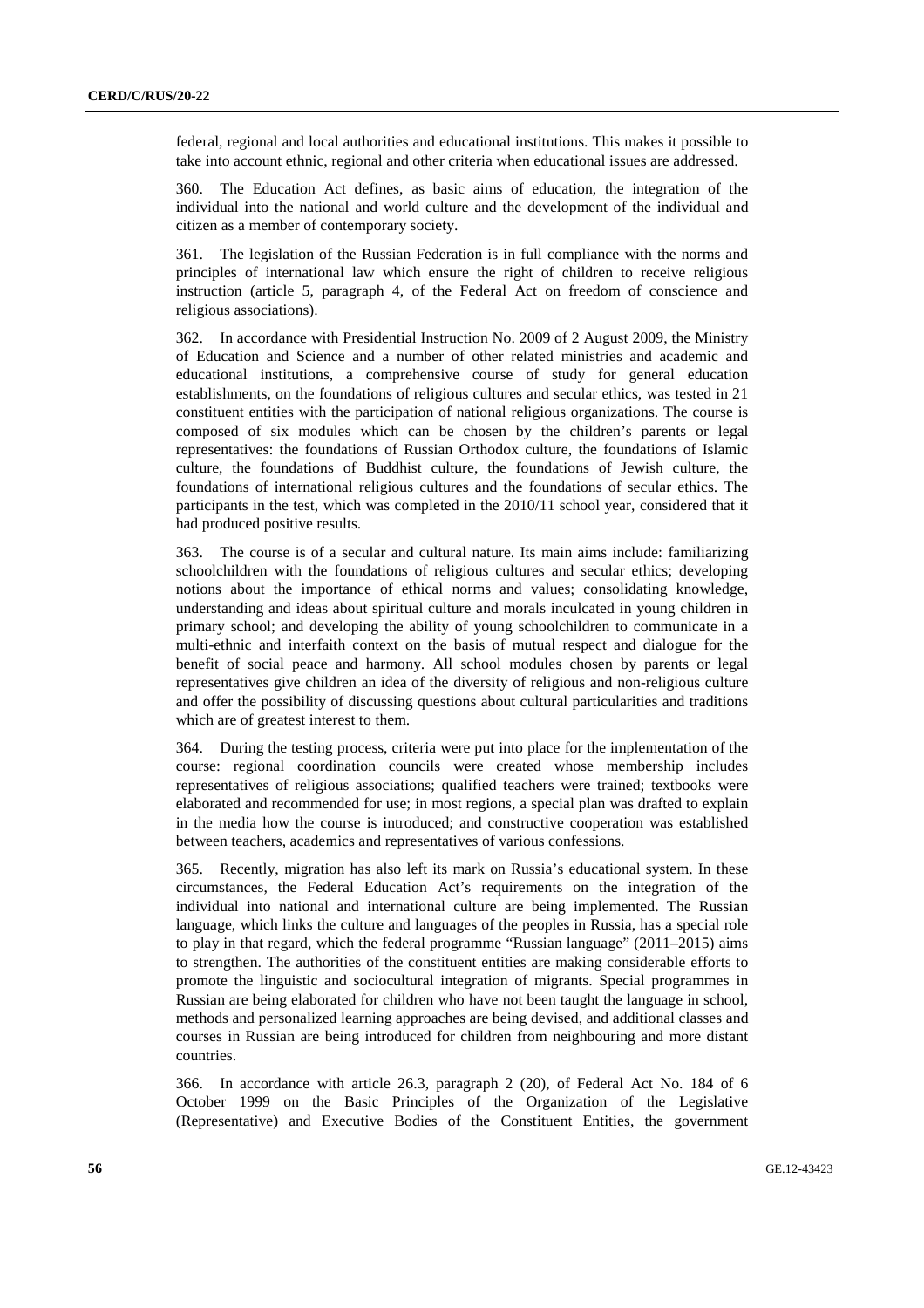federal, regional and local authorities and educational institutions. This makes it possible to take into account ethnic, regional and other criteria when educational issues are addressed.

360. The Education Act defines, as basic aims of education, the integration of the individual into the national and world culture and the development of the individual and citizen as a member of contemporary society.

361. The legislation of the Russian Federation is in full compliance with the norms and principles of international law which ensure the right of children to receive religious instruction (article 5, paragraph 4, of the Federal Act on freedom of conscience and religious associations).

362. In accordance with Presidential Instruction No. 2009 of 2 August 2009, the Ministry of Education and Science and a number of other related ministries and academic and educational institutions, a comprehensive course of study for general education establishments, on the foundations of religious cultures and secular ethics, was tested in 21 constituent entities with the participation of national religious organizations. The course is composed of six modules which can be chosen by the children's parents or legal representatives: the foundations of Russian Orthodox culture, the foundations of Islamic culture, the foundations of Buddhist culture, the foundations of Jewish culture, the foundations of international religious cultures and the foundations of secular ethics. The participants in the test, which was completed in the 2010/11 school year, considered that it had produced positive results.

363. The course is of a secular and cultural nature. Its main aims include: familiarizing schoolchildren with the foundations of religious cultures and secular ethics; developing notions about the importance of ethical norms and values; consolidating knowledge, understanding and ideas about spiritual culture and morals inculcated in young children in primary school; and developing the ability of young schoolchildren to communicate in a multi-ethnic and interfaith context on the basis of mutual respect and dialogue for the benefit of social peace and harmony. All school modules chosen by parents or legal representatives give children an idea of the diversity of religious and non-religious culture and offer the possibility of discussing questions about cultural particularities and traditions which are of greatest interest to them.

364. During the testing process, criteria were put into place for the implementation of the course: regional coordination councils were created whose membership includes representatives of religious associations; qualified teachers were trained; textbooks were elaborated and recommended for use; in most regions, a special plan was drafted to explain in the media how the course is introduced; and constructive cooperation was established between teachers, academics and representatives of various confessions.

365. Recently, migration has also left its mark on Russia's educational system. In these circumstances, the Federal Education Act's requirements on the integration of the individual into national and international culture are being implemented. The Russian language, which links the culture and languages of the peoples in Russia, has a special role to play in that regard, which the federal programme "Russian language" (2011–2015) aims to strengthen. The authorities of the constituent entities are making considerable efforts to promote the linguistic and sociocultural integration of migrants. Special programmes in Russian are being elaborated for children who have not been taught the language in school, methods and personalized learning approaches are being devised, and additional classes and courses in Russian are being introduced for children from neighbouring and more distant countries.

366. In accordance with article 26.3, paragraph 2 (20), of Federal Act No. 184 of 6 October 1999 on the Basic Principles of the Organization of the Legislative (Representative) and Executive Bodies of the Constituent Entities, the government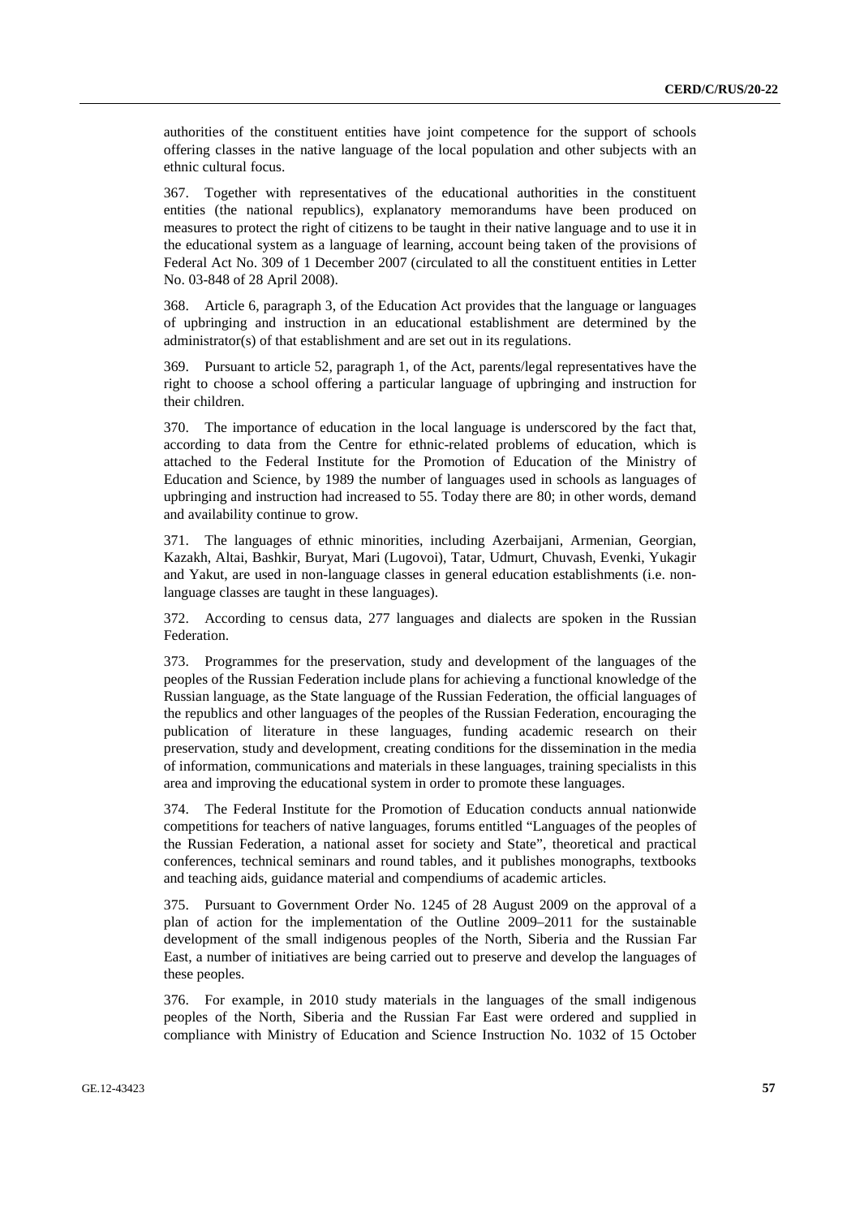authorities of the constituent entities have joint competence for the support of schools offering classes in the native language of the local population and other subjects with an ethnic cultural focus.

367. Together with representatives of the educational authorities in the constituent entities (the national republics), explanatory memorandums have been produced on measures to protect the right of citizens to be taught in their native language and to use it in the educational system as a language of learning, account being taken of the provisions of Federal Act No. 309 of 1 December 2007 (circulated to all the constituent entities in Letter No. 03-848 of 28 April 2008).

368. Article 6, paragraph 3, of the Education Act provides that the language or languages of upbringing and instruction in an educational establishment are determined by the administrator(s) of that establishment and are set out in its regulations.

369. Pursuant to article 52, paragraph 1, of the Act, parents/legal representatives have the right to choose a school offering a particular language of upbringing and instruction for their children.

370. The importance of education in the local language is underscored by the fact that, according to data from the Centre for ethnic-related problems of education, which is attached to the Federal Institute for the Promotion of Education of the Ministry of Education and Science, by 1989 the number of languages used in schools as languages of upbringing and instruction had increased to 55. Today there are 80; in other words, demand and availability continue to grow.

371. The languages of ethnic minorities, including Azerbaijani, Armenian, Georgian, Kazakh, Altai, Bashkir, Buryat, Mari (Lugovoi), Tatar, Udmurt, Chuvash, Evenki, Yukagir and Yakut, are used in non-language classes in general education establishments (i.e. non-language classes are taught in these languages).

372. According to census data, 277 languages and dialects are spoken in the Russian Federation.

373. Programmes for the preservation, study and development of the languages of the peoples of the Russian Federation include plans for achieving a functional knowledge of the Russian language, as the State language of the Russian Federation, the official languages of the republics and other languages of the peoples of the Russian Federation, encouraging the publication of literature in these languages, funding academic research on their preservation, study and development, creating conditions for the dissemination in the media of information, communications and materials in these languages, training specialists in this area and improving the educational system in order to promote these languages.

374. The Federal Institute for the Promotion of Education conducts annual nationwide competitions for teachers of native languages, forums entitled "Languages of the peoples of the Russian Federation, a national asset for society and State", theoretical and practical conferences, technical seminars and round tables, and it publishes monographs, textbooks and teaching aids, guidance material and compendiums of academic articles.

375. Pursuant to Government Order No. 1245 of 28 August 2009 on the approval of a plan of action for the implementation of the Outline 2009–2011 for the sustainable development of the small indigenous peoples of the North, Siberia and the Russian Far East, a number of initiatives are being carried out to preserve and develop the languages of these peoples.

376. For example, in 2010 study materials in the languages of the small indigenous peoples of the North, Siberia and the Russian Far East were ordered and supplied in compliance with Ministry of Education and Science Instruction No. 1032 of 15 October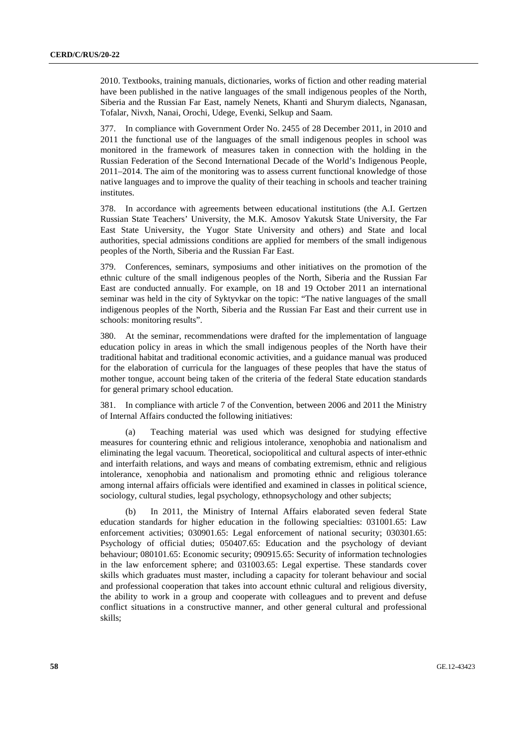2010. Textbooks, training manuals, dictionaries, works of fiction and other reading material have been published in the native languages of the small indigenous peoples of the North, Siberia and the Russian Far East, namely Nenets, Khanti and Shurym dialects, Nganasan, Tofalar, Nivxh, Nanai, Orochi, Udege, Evenki, Selkup and Saam.

377. In compliance with Government Order No. 2455 of 28 December 2011, in 2010 and 2011 the functional use of the languages of the small indigenous peoples in school was monitored in the framework of measures taken in connection with the holding in the Russian Federation of the Second International Decade of the World's Indigenous People, 2011–2014. The aim of the monitoring was to assess current functional knowledge of those native languages and to improve the quality of their teaching in schools and teacher training institutes.

378. In accordance with agreements between educational institutions (the A.I. Gertzen Russian State Teachers' University, the M.K. Amosov Yakutsk State University, the Far East State University, the Yugor State University and others) and State and local authorities, special admissions conditions are applied for members of the small indigenous peoples of the North, Siberia and the Russian Far East.

379. Conferences, seminars, symposiums and other initiatives on the promotion of the ethnic culture of the small indigenous peoples of the North, Siberia and the Russian Far East are conducted annually. For example, on 18 and 19 October 2011 an international seminar was held in the city of Syktyvkar on the topic: "The native languages of the small indigenous peoples of the North, Siberia and the Russian Far East and their current use in schools: monitoring results".

380. At the seminar, recommendations were drafted for the implementation of language education policy in areas in which the small indigenous peoples of the North have their traditional habitat and traditional economic activities, and a guidance manual was produced for the elaboration of curricula for the languages of these peoples that have the status of mother tongue, account being taken of the criteria of the federal State education standards for general primary school education.

381. In compliance with article 7 of the Convention, between 2006 and 2011 the Ministry of Internal Affairs conducted the following initiatives:

(a) Teaching material was used which was designed for studying effective measures for countering ethnic and religious intolerance, xenophobia and nationalism and eliminating the legal vacuum. Theoretical, sociopolitical and cultural aspects of inter-ethnic and interfaith relations, and ways and means of combating extremism, ethnic and religious intolerance, xenophobia and nationalism and promoting ethnic and religious tolerance among internal affairs officials were identified and examined in classes in political science, sociology, cultural studies, legal psychology, ethnopsychology and other subjects;

(b) In 2011, the Ministry of Internal Affairs elaborated seven federal State education standards for higher education in the following specialties: 031001.65: Law enforcement activities; 030901.65: Legal enforcement of national security; 030301.65: Psychology of official duties; 050407.65: Education and the psychology of deviant behaviour; 080101.65: Economic security; 090915.65: Security of information technologies in the law enforcement sphere; and 031003.65: Legal expertise. These standards cover skills which graduates must master, including a capacity for tolerant behaviour and social and professional cooperation that takes into account ethnic cultural and religious diversity, the ability to work in a group and cooperate with colleagues and to prevent and defuse conflict situations in a constructive manner, and other general cultural and professional skills;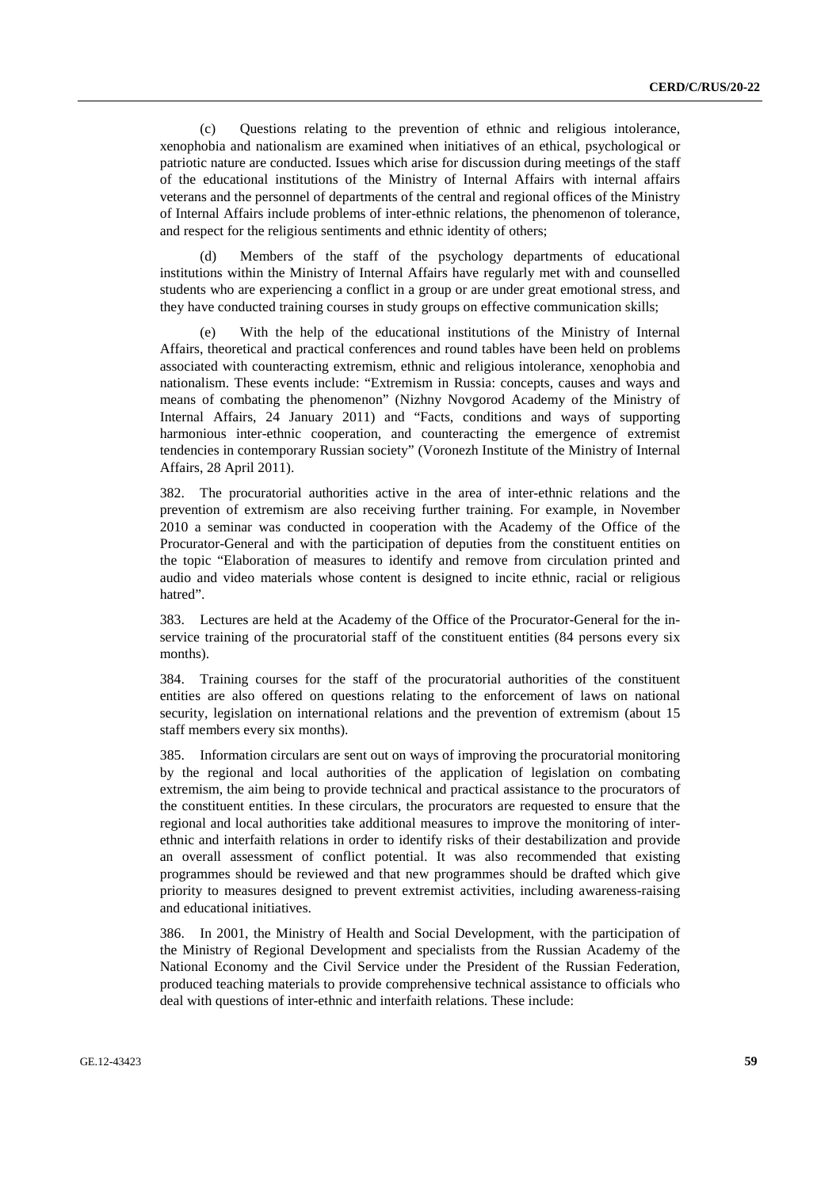(c) Questions relating to the prevention of ethnic and religious intolerance, xenophobia and nationalism are examined when initiatives of an ethical, psychological or patriotic nature are conducted. Issues which arise for discussion during meetings of the staff of the educational institutions of the Ministry of Internal Affairs with internal affairs veterans and the personnel of departments of the central and regional offices of the Ministry of Internal Affairs include problems of inter-ethnic relations, the phenomenon of tolerance, and respect for the religious sentiments and ethnic identity of others;

(d) Members of the staff of the psychology departments of educational institutions within the Ministry of Internal Affairs have regularly met with and counselled students who are experiencing a conflict in a group or are under great emotional stress, and they have conducted training courses in study groups on effective communication skills;

(e) With the help of the educational institutions of the Ministry of Internal Affairs, theoretical and practical conferences and round tables have been held on problems associated with counteracting extremism, ethnic and religious intolerance, xenophobia and nationalism. These events include: "Extremism in Russia: concepts, causes and ways and means of combating the phenomenon" (Nizhny Novgorod Academy of the Ministry of Internal Affairs, 24 January 2011) and "Facts, conditions and ways of supporting harmonious inter-ethnic cooperation, and counteracting the emergence of extremist tendencies in contemporary Russian society" (Voronezh Institute of the Ministry of Internal Affairs, 28 April 2011).

382. The procuratorial authorities active in the area of inter-ethnic relations and the prevention of extremism are also receiving further training. For example, in November 2010 a seminar was conducted in cooperation with the Academy of the Office of the Procurator-General and with the participation of deputies from the constituent entities on the topic "Elaboration of measures to identify and remove from circulation printed and audio and video materials whose content is designed to incite ethnic, racial or religious hatred".

383. Lectures are held at the Academy of the Office of the Procurator-General for the in-service training of the procuratorial staff of the constituent entities (84 persons every six months).

384. Training courses for the staff of the procuratorial authorities of the constituent entities are also offered on questions relating to the enforcement of laws on national security, legislation on international relations and the prevention of extremism (about 15 staff members every six months).

385. Information circulars are sent out on ways of improving the procuratorial monitoring by the regional and local authorities of the application of legislation on combating extremism, the aim being to provide technical and practical assistance to the procurators of the constituent entities. In these circulars, the procurators are requested to ensure that the regional and local authorities take additional measures to improve the monitoring of inter-ethnic and interfaith relations in order to identify risks of their destabilization and provide an overall assessment of conflict potential. It was also recommended that existing programmes should be reviewed and that new programmes should be drafted which give priority to measures designed to prevent extremist activities, including awareness-raising and educational initiatives.

386. In 2001, the Ministry of Health and Social Development, with the participation of the Ministry of Regional Development and specialists from the Russian Academy of the National Economy and the Civil Service under the President of the Russian Federation, produced teaching materials to provide comprehensive technical assistance to officials who deal with questions of inter-ethnic and interfaith relations. These include: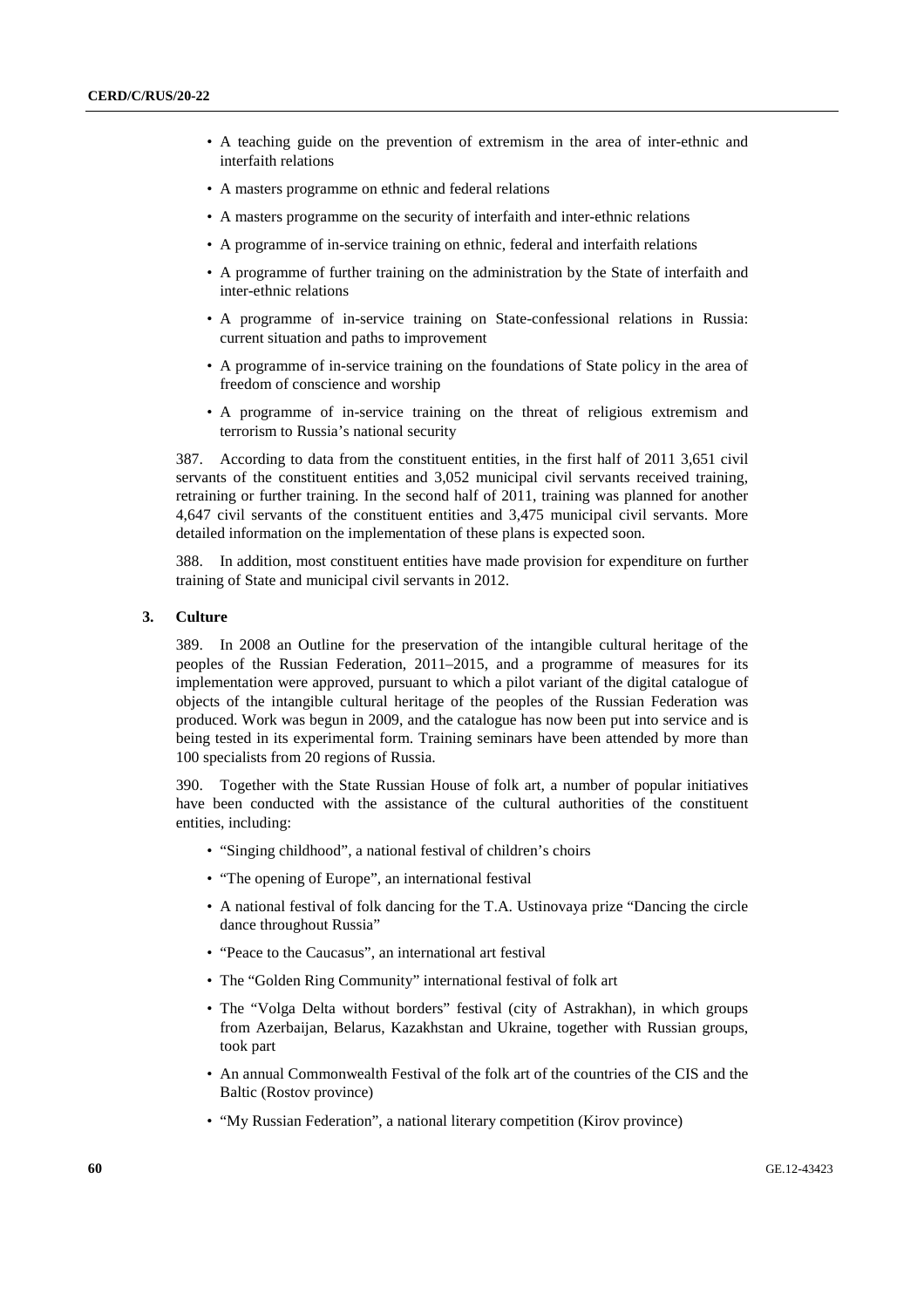- A teaching guide on the prevention of extremism in the area of inter-ethnic and interfaith relations
- A masters programme on ethnic and federal relations
- A masters programme on the security of interfaith and inter-ethnic relations
- A programme of in-service training on ethnic, federal and interfaith relations
- A programme of further training on the administration by the State of interfaith and inter-ethnic relations
- A programme of in-service training on State-confessional relations in Russia: current situation and paths to improvement
- A programme of in-service training on the foundations of State policy in the area of freedom of conscience and worship
- A programme of in-service training on the threat of religious extremism and terrorism to Russia's national security

387. According to data from the constituent entities, in the first half of 2011 3,651 civil servants of the constituent entities and 3,052 municipal civil servants received training, retraining or further training. In the second half of 2011, training was planned for another 4,647 civil servants of the constituent entities and 3,475 municipal civil servants. More detailed information on the implementation of these plans is expected soon.

388. In addition, most constituent entities have made provision for expenditure on further training of State and municipal civil servants in 2012.

### 3. Culture

389. In 2008 an Outline for the preservation of the intangible cultural heritage of the peoples of the Russian Federation, 2011–2015, and a programme of measures for its implementation were approved, pursuant to which a pilot variant of the digital catalogue of objects of the intangible cultural heritage of the peoples of the Russian Federation was produced. Work was begun in 2009, and the catalogue has now been put into service and is being tested in its experimental form. Training seminars have been attended by more than 100 specialists from 20 regions of Russia.

390. Together with the State Russian House of folk art, a number of popular initiatives have been conducted with the assistance of the cultural authorities of the constituent entities, including:

- "Singing childhood", a national festival of children's choirs
- "The opening of Europe", an international festival
- A national festival of folk dancing for the T.A. Ustinovaya prize "Dancing the circle dance throughout Russia"
- "Peace to the Caucasus", an international art festival
- The "Golden Ring Community" international festival of folk art
- The "Volga Delta without borders" festival (city of Astrakhan), in which groups from Azerbaijan, Belarus, Kazakhstan and Ukraine, together with Russian groups, took part
- An annual Commonwealth Festival of the folk art of the countries of the CIS and the Baltic (Rostov province)
- "My Russian Federation", a national literary competition (Kirov province)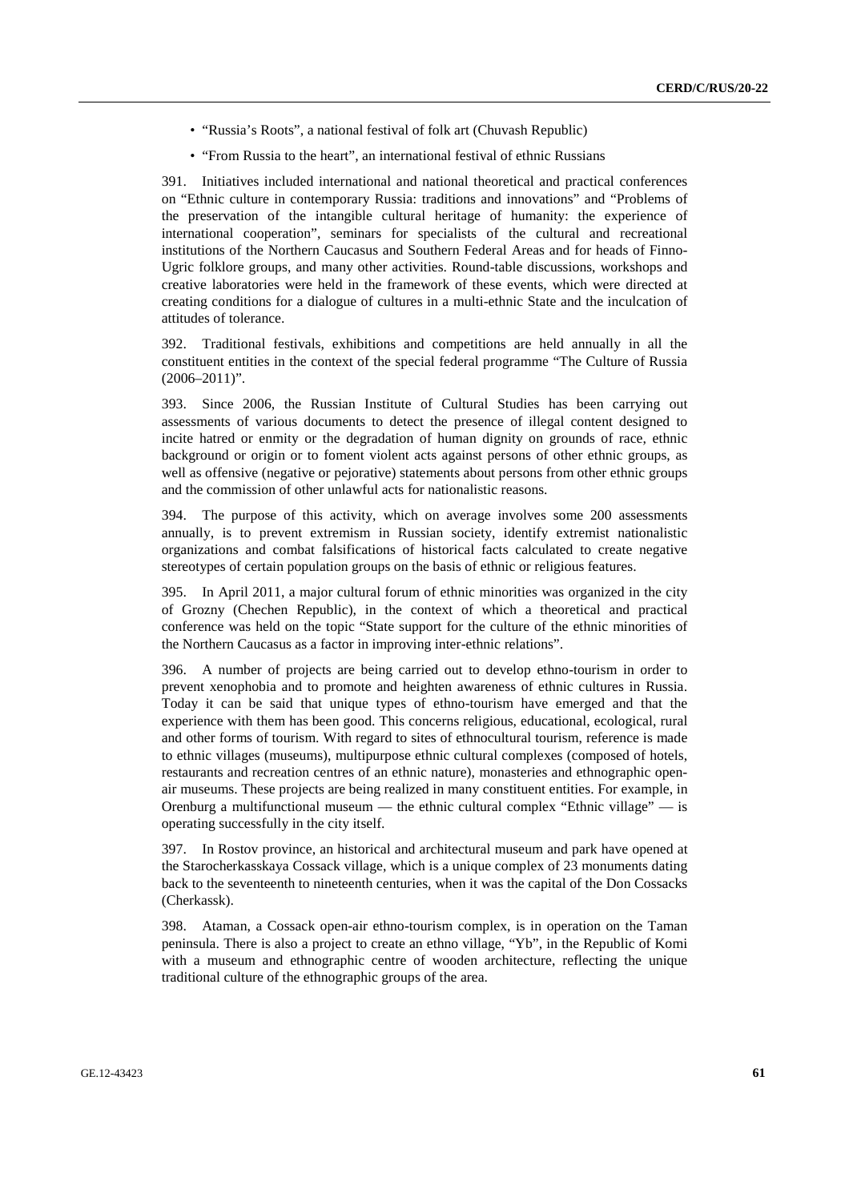- "Russia's Roots", a national festival of folk art (Chuvash Republic)
- "From Russia to the heart", an international festival of ethnic Russians

391. Initiatives included international and national theoretical and practical conferences on "Ethnic culture in contemporary Russia: traditions and innovations" and "Problems of the preservation of the intangible cultural heritage of humanity: the experience of international cooperation", seminars for specialists of the cultural and recreational institutions of the Northern Caucasus and Southern Federal Areas and for heads of Finno-Ugric folklore groups, and many other activities. Round-table discussions, workshops and creative laboratories were held in the framework of these events, which were directed at creating conditions for a dialogue of cultures in a multi-ethnic State and the inculcation of attitudes of tolerance.

392. Traditional festivals, exhibitions and competitions are held annually in all the constituent entities in the context of the special federal programme "The Culture of Russia (2006–2011)".

393. Since 2006, the Russian Institute of Cultural Studies has been carrying out assessments of various documents to detect the presence of illegal content designed to incite hatred or enmity or the degradation of human dignity on grounds of race, ethnic background or origin or to foment violent acts against persons of other ethnic groups, as well as offensive (negative or pejorative) statements about persons from other ethnic groups and the commission of other unlawful acts for nationalistic reasons.

394. The purpose of this activity, which on average involves some 200 assessments annually, is to prevent extremism in Russian society, identify extremist nationalistic organizations and combat falsifications of historical facts calculated to create negative stereotypes of certain population groups on the basis of ethnic or religious features.

395. In April 2011, a major cultural forum of ethnic minorities was organized in the city of Grozny (Chechen Republic), in the context of which a theoretical and practical conference was held on the topic "State support for the culture of the ethnic minorities of the Northern Caucasus as a factor in improving inter-ethnic relations".

396. A number of projects are being carried out to develop ethno-tourism in order to prevent xenophobia and to promote and heighten awareness of ethnic cultures in Russia. Today it can be said that unique types of ethno-tourism have emerged and that the experience with them has been good. This concerns religious, educational, ecological, rural and other forms of tourism. With regard to sites of ethnocultural tourism, reference is made to ethnic villages (museums), multipurpose ethnic cultural complexes (composed of hotels, restaurants and recreation centres of an ethnic nature), monasteries and ethnographic open-air museums. These projects are being realized in many constituent entities. For example, in Orenburg a multifunctional museum — the ethnic cultural complex "Ethnic village" — is operating successfully in the city itself.

397. In Rostov province, an historical and architectural museum and park have opened at the Starocherkasskaya Cossack village, which is a unique complex of 23 monuments dating back to the seventeenth to nineteenth centuries, when it was the capital of the Don Cossacks (Cherkassk).

398. Ataman, a Cossack open-air ethno-tourism complex, is in operation on the Taman peninsula. There is also a project to create an ethno village, "Yb", in the Republic of Komi with a museum and ethnographic centre of wooden architecture, reflecting the unique traditional culture of the ethnographic groups of the area.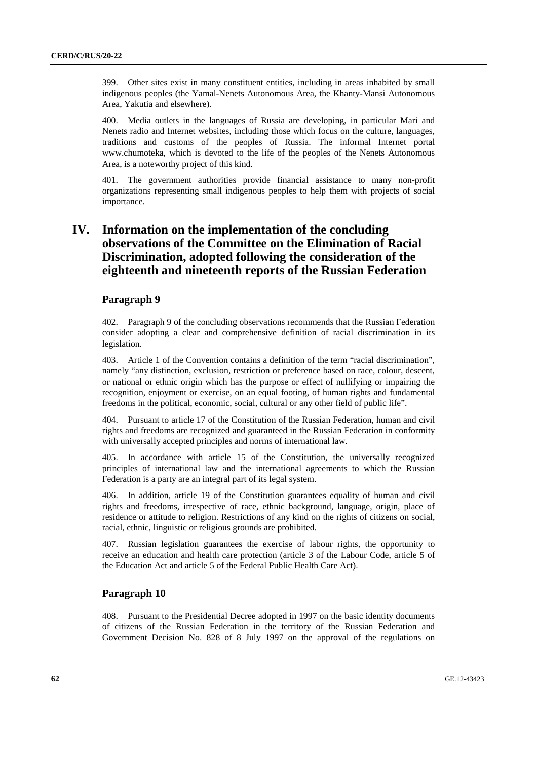399. Other sites exist in many constituent entities, including in areas inhabited by small indigenous peoples (the Yamal-Nenets Autonomous Area, the Khanty-Mansi Autonomous Area, Yakutia and elsewhere).

400. Media outlets in the languages of Russia are developing, in particular Mari and Nenets radio and Internet websites, including those which focus on the culture, languages, traditions and customs of the peoples of Russia. The informal Internet portal www.chumoteka, which is devoted to the life of the peoples of the Nenets Autonomous Area, is a noteworthy project of this kind.

401. The government authorities provide financial assistance to many non-profit organizations representing small indigenous peoples to help them with projects of social importance.

# IV. Information on the implementation of the concluding observations of the Committee on the Elimination of Racial Discrimination, adopted following the consideration of the eighteenth and nineteenth reports of the Russian Federation

## Paragraph 9

402. Paragraph 9 of the concluding observations recommends that the Russian Federation consider adopting a clear and comprehensive definition of racial discrimination in its legislation.

403. Article 1 of the Convention contains a definition of the term "racial discrimination", namely "any distinction, exclusion, restriction or preference based on race, colour, descent, or national or ethnic origin which has the purpose or effect of nullifying or impairing the recognition, enjoyment or exercise, on an equal footing, of human rights and fundamental freedoms in the political, economic, social, cultural or any other field of public life".

404. Pursuant to article 17 of the Constitution of the Russian Federation, human and civil rights and freedoms are recognized and guaranteed in the Russian Federation in conformity with universally accepted principles and norms of international law.

405. In accordance with article 15 of the Constitution, the universally recognized principles of international law and the international agreements to which the Russian Federation is a party are an integral part of its legal system.

406. In addition, article 19 of the Constitution guarantees equality of human and civil rights and freedoms, irrespective of race, ethnic background, language, origin, place of residence or attitude to religion. Restrictions of any kind on the rights of citizens on social, racial, ethnic, linguistic or religious grounds are prohibited.

407. Russian legislation guarantees the exercise of labour rights, the opportunity to receive an education and health care protection (article 3 of the Labour Code, article 5 of the Education Act and article 5 of the Federal Public Health Care Act).

## Paragraph 10

408. Pursuant to the Presidential Decree adopted in 1997 on the basic identity documents of citizens of the Russian Federation in the territory of the Russian Federation and Government Decision No. 828 of 8 July 1997 on the approval of the regulations on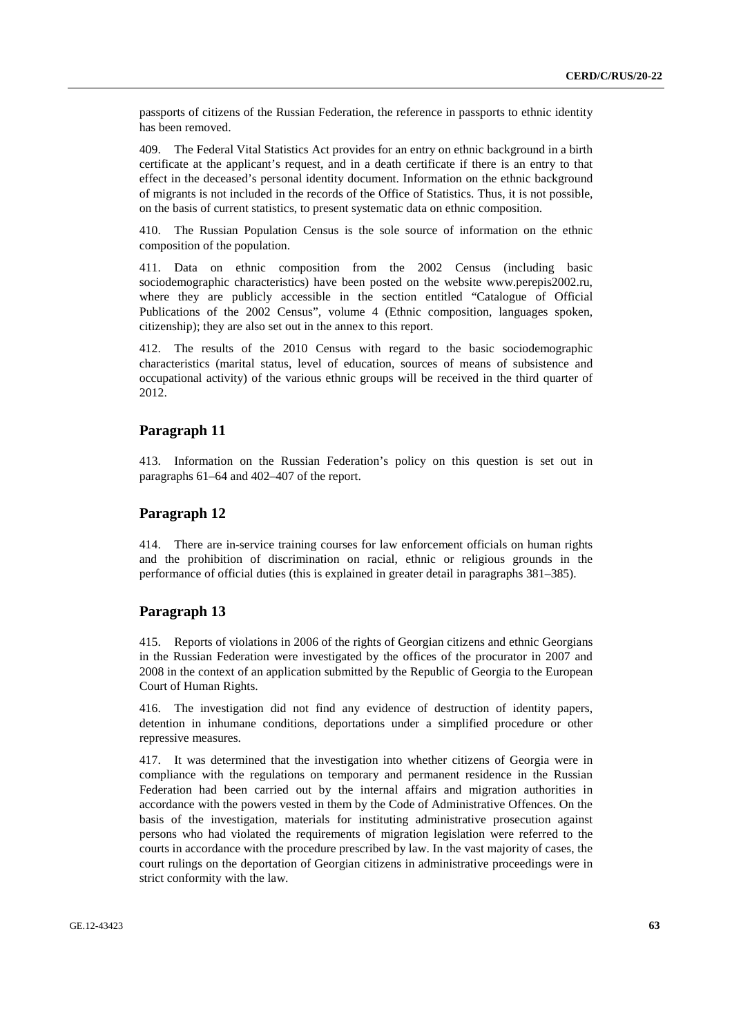passports of citizens of the Russian Federation, the reference in passports to ethnic identity has been removed.

409. The Federal Vital Statistics Act provides for an entry on ethnic background in a birth certificate at the applicant's request, and in a death certificate if there is an entry to that effect in the deceased's personal identity document. Information on the ethnic background of migrants is not included in the records of the Office of Statistics. Thus, it is not possible, on the basis of current statistics, to present systematic data on ethnic composition.

410. The Russian Population Census is the sole source of information on the ethnic composition of the population.

411. Data on ethnic composition from the 2002 Census (including basic sociodemographic characteristics) have been posted on the website www.perepis2002.ru, where they are publicly accessible in the section entitled "Catalogue of Official Publications of the 2002 Census", volume 4 (Ethnic composition, languages spoken, citizenship); they are also set out in the annex to this report.

412. The results of the 2010 Census with regard to the basic sociodemographic characteristics (marital status, level of education, sources of means of subsistence and occupational activity) of the various ethnic groups will be received in the third quarter of 2012.

## Paragraph 11

413. Information on the Russian Federation's policy on this question is set out in paragraphs 61–64 and 402–407 of the report.

## Paragraph 12

414. There are in-service training courses for law enforcement officials on human rights and the prohibition of discrimination on racial, ethnic or religious grounds in the performance of official duties (this is explained in greater detail in paragraphs 381–385).

## Paragraph 13

415. Reports of violations in 2006 of the rights of Georgian citizens and ethnic Georgians in the Russian Federation were investigated by the offices of the procurator in 2007 and 2008 in the context of an application submitted by the Republic of Georgia to the European Court of Human Rights.

416. The investigation did not find any evidence of destruction of identity papers, detention in inhumane conditions, deportations under a simplified procedure or other repressive measures.

417. It was determined that the investigation into whether citizens of Georgia were in compliance with the regulations on temporary and permanent residence in the Russian Federation had been carried out by the internal affairs and migration authorities in accordance with the powers vested in them by the Code of Administrative Offences. On the basis of the investigation, materials for instituting administrative prosecution against persons who had violated the requirements of migration legislation were referred to the courts in accordance with the procedure prescribed by law. In the vast majority of cases, the court rulings on the deportation of Georgian citizens in administrative proceedings were in strict conformity with the law.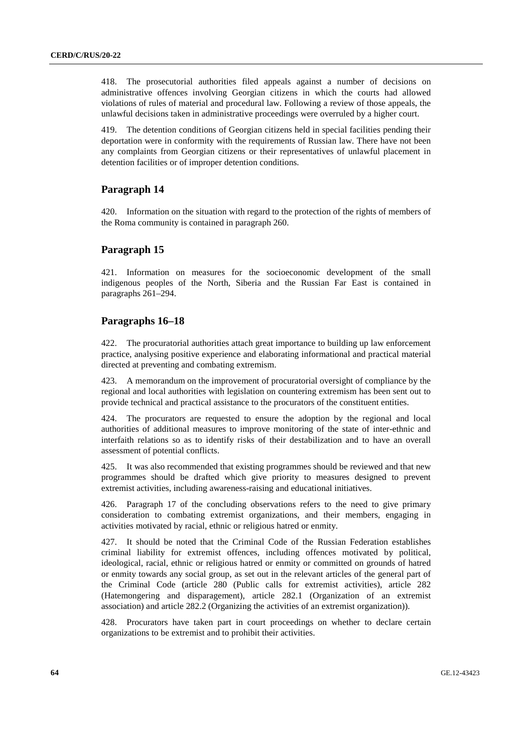418. The prosecutorial authorities filed appeals against a number of decisions on administrative offences involving Georgian citizens in which the courts had allowed violations of rules of material and procedural law. Following a review of those appeals, the unlawful decisions taken in administrative proceedings were overruled by a higher court.

419. The detention conditions of Georgian citizens held in special facilities pending their deportation were in conformity with the requirements of Russian law. There have not been any complaints from Georgian citizens or their representatives of unlawful placement in detention facilities or of improper detention conditions.

## Paragraph 14

420. Information on the situation with regard to the protection of the rights of members of the Roma community is contained in paragraph 260.

## Paragraph 15

421. Information on measures for the socioeconomic development of the small indigenous peoples of the North, Siberia and the Russian Far East is contained in paragraphs 261–294.

## Paragraphs 16–18

422. The procuratorial authorities attach great importance to building up law enforcement practice, analysing positive experience and elaborating informational and practical material directed at preventing and combating extremism.

423. A memorandum on the improvement of procuratorial oversight of compliance by the regional and local authorities with legislation on countering extremism has been sent out to provide technical and practical assistance to the procurators of the constituent entities.

424. The procurators are requested to ensure the adoption by the regional and local authorities of additional measures to improve monitoring of the state of inter-ethnic and interfaith relations so as to identify risks of their destabilization and to have an overall assessment of potential conflicts.

425. It was also recommended that existing programmes should be reviewed and that new programmes should be drafted which give priority to measures designed to prevent extremist activities, including awareness-raising and educational initiatives.

426. Paragraph 17 of the concluding observations refers to the need to give primary consideration to combating extremist organizations, and their members, engaging in activities motivated by racial, ethnic or religious hatred or enmity.

427. It should be noted that the Criminal Code of the Russian Federation establishes criminal liability for extremist offences, including offences motivated by political, ideological, racial, ethnic or religious hatred or enmity or committed on grounds of hatred or enmity towards any social group, as set out in the relevant articles of the general part of the Criminal Code (article 280 (Public calls for extremist activities), article 282 (Hatemongering and disparagement), article 282.1 (Organization of an extremist association) and article 282.2 (Organizing the activities of an extremist organization)).

428. Procurators have taken part in court proceedings on whether to declare certain organizations to be extremist and to prohibit their activities.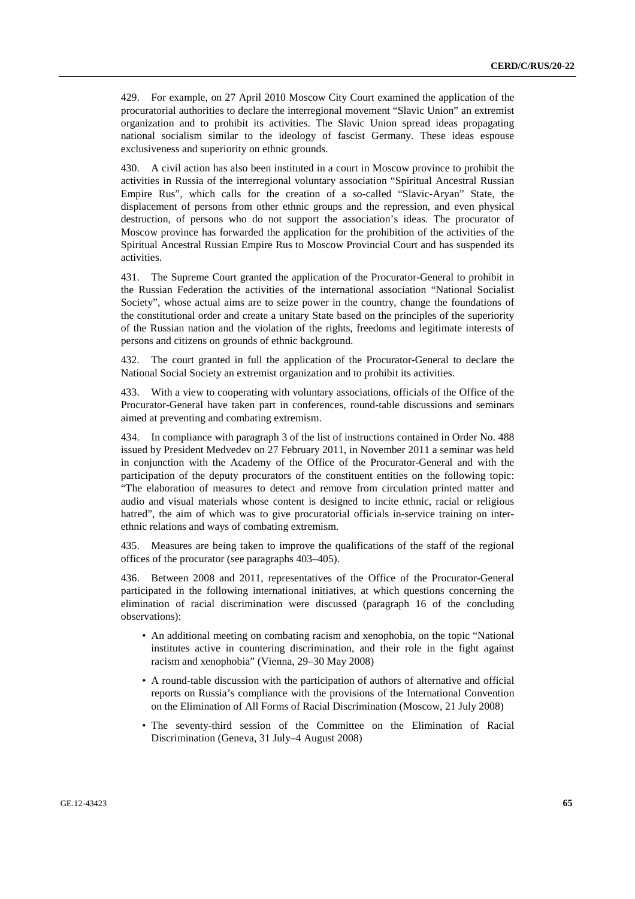429. For example, on 27 April 2010 Moscow City Court examined the application of the procuratorial authorities to declare the interregional movement "Slavic Union" an extremist organization and to prohibit its activities. The Slavic Union spread ideas propagating national socialism similar to the ideology of fascist Germany. These ideas espouse exclusiveness and superiority on ethnic grounds.

430. A civil action has also been instituted in a court in Moscow province to prohibit the activities in Russia of the interregional voluntary association "Spiritual Ancestral Russian Empire Rus", which calls for the creation of a so-called "Slavic-Aryan" State, the displacement of persons from other ethnic groups and the repression, and even physical destruction, of persons who do not support the association's ideas. The procurator of Moscow province has forwarded the application for the prohibition of the activities of the Spiritual Ancestral Russian Empire Rus to Moscow Provincial Court and has suspended its activities.

431. The Supreme Court granted the application of the Procurator-General to prohibit in the Russian Federation the activities of the international association "National Socialist Society", whose actual aims are to seize power in the country, change the foundations of the constitutional order and create a unitary State based on the principles of the superiority of the Russian nation and the violation of the rights, freedoms and legitimate interests of persons and citizens on grounds of ethnic background.

432. The court granted in full the application of the Procurator-General to declare the National Social Society an extremist organization and to prohibit its activities.

433. With a view to cooperating with voluntary associations, officials of the Office of the Procurator-General have taken part in conferences, round-table discussions and seminars aimed at preventing and combating extremism.

434. In compliance with paragraph 3 of the list of instructions contained in Order No. 488 issued by President Medvedev on 27 February 2011, in November 2011 a seminar was held in conjunction with the Academy of the Office of the Procurator-General and with the participation of the deputy procurators of the constituent entities on the following topic: "The elaboration of measures to detect and remove from circulation printed matter and audio and visual materials whose content is designed to incite ethnic, racial or religious hatred", the aim of which was to give procuratorial officials in-service training on inter-ethnic relations and ways of combating extremism.

435. Measures are being taken to improve the qualifications of the staff of the regional offices of the procurator (see paragraphs 403–405).

436. Between 2008 and 2011, representatives of the Office of the Procurator-General participated in the following international initiatives, at which questions concerning the elimination of racial discrimination were discussed (paragraph 16 of the concluding observations):

- An additional meeting on combating racism and xenophobia, on the topic "National institutes active in countering discrimination, and their role in the fight against racism and xenophobia" (Vienna, 29–30 May 2008)
- A round-table discussion with the participation of authors of alternative and official reports on Russia's compliance with the provisions of the International Convention on the Elimination of All Forms of Racial Discrimination (Moscow, 21 July 2008)
- The seventy-third session of the Committee on the Elimination of Racial Discrimination (Geneva, 31 July–4 August 2008)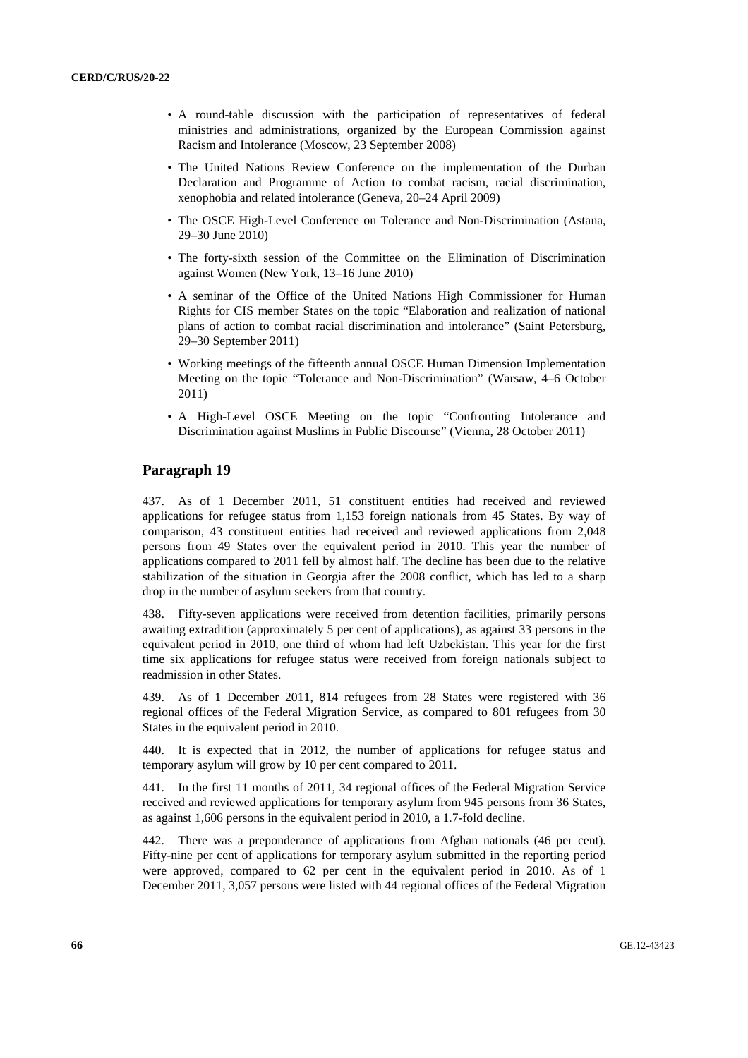- A round-table discussion with the participation of representatives of federal ministries and administrations, organized by the European Commission against Racism and Intolerance (Moscow, 23 September 2008)
- The United Nations Review Conference on the implementation of the Durban Declaration and Programme of Action to combat racism, racial discrimination, xenophobia and related intolerance (Geneva, 20–24 April 2009)
- The OSCE High-Level Conference on Tolerance and Non-Discrimination (Astana, 29–30 June 2010)
- The forty-sixth session of the Committee on the Elimination of Discrimination against Women (New York, 13–16 June 2010)
- A seminar of the Office of the United Nations High Commissioner for Human Rights for CIS member States on the topic "Elaboration and realization of national plans of action to combat racial discrimination and intolerance" (Saint Petersburg, 29–30 September 2011)
- Working meetings of the fifteenth annual OSCE Human Dimension Implementation Meeting on the topic "Tolerance and Non-Discrimination" (Warsaw, 4–6 October 2011)
- A High-Level OSCE Meeting on the topic "Confronting Intolerance and Discrimination against Muslims in Public Discourse" (Vienna, 28 October 2011)

## Paragraph 19

437. As of 1 December 2011, 51 constituent entities had received and reviewed applications for refugee status from 1,153 foreign nationals from 45 States. By way of comparison, 43 constituent entities had received and reviewed applications from 2,048 persons from 49 States over the equivalent period in 2010. This year the number of applications compared to 2011 fell by almost half. The decline has been due to the relative stabilization of the situation in Georgia after the 2008 conflict, which has led to a sharp drop in the number of asylum seekers from that country.

438. Fifty-seven applications were received from detention facilities, primarily persons awaiting extradition (approximately 5 per cent of applications), as against 33 persons in the equivalent period in 2010, one third of whom had left Uzbekistan. This year for the first time six applications for refugee status were received from foreign nationals subject to readmission in other States.

439. As of 1 December 2011, 814 refugees from 28 States were registered with 36 regional offices of the Federal Migration Service, as compared to 801 refugees from 30 States in the equivalent period in 2010.

440. It is expected that in 2012, the number of applications for refugee status and temporary asylum will grow by 10 per cent compared to 2011.

441. In the first 11 months of 2011, 34 regional offices of the Federal Migration Service received and reviewed applications for temporary asylum from 945 persons from 36 States, as against 1,606 persons in the equivalent period in 2010, a 1.7-fold decline.

442. There was a preponderance of applications from Afghan nationals (46 per cent). Fifty-nine per cent of applications for temporary asylum submitted in the reporting period were approved, compared to 62 per cent in the equivalent period in 2010. As of 1 December 2011, 3,057 persons were listed with 44 regional offices of the Federal Migration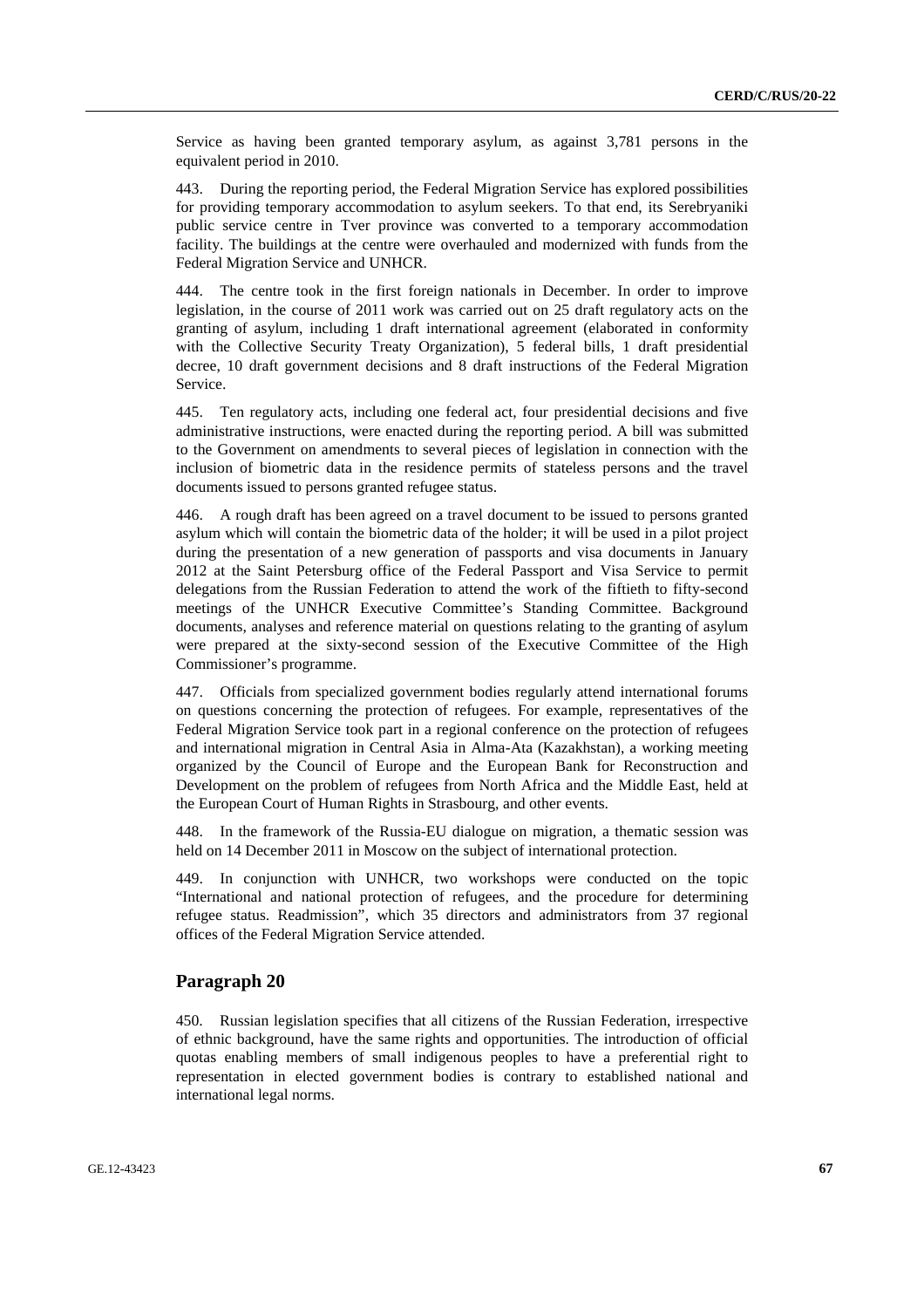Service as having been granted temporary asylum, as against 3,781 persons in the equivalent period in 2010.

443. During the reporting period, the Federal Migration Service has explored possibilities for providing temporary accommodation to asylum seekers. To that end, its Serebryaniki public service centre in Tver province was converted to a temporary accommodation facility. The buildings at the centre were overhauled and modernized with funds from the Federal Migration Service and UNHCR.

444. The centre took in the first foreign nationals in December. In order to improve legislation, in the course of 2011 work was carried out on 25 draft regulatory acts on the granting of asylum, including 1 draft international agreement (elaborated in conformity with the Collective Security Treaty Organization), 5 federal bills, 1 draft presidential decree, 10 draft government decisions and 8 draft instructions of the Federal Migration Service.

445. Ten regulatory acts, including one federal act, four presidential decisions and five administrative instructions, were enacted during the reporting period. A bill was submitted to the Government on amendments to several pieces of legislation in connection with the inclusion of biometric data in the residence permits of stateless persons and the travel documents issued to persons granted refugee status.

446. A rough draft has been agreed on a travel document to be issued to persons granted asylum which will contain the biometric data of the holder; it will be used in a pilot project during the presentation of a new generation of passports and visa documents in January 2012 at the Saint Petersburg office of the Federal Passport and Visa Service to permit delegations from the Russian Federation to attend the work of the fiftieth to fifty-second meetings of the UNHCR Executive Committee's Standing Committee. Background documents, analyses and reference material on questions relating to the granting of asylum were prepared at the sixty-second session of the Executive Committee of the High Commissioner's programme.

447. Officials from specialized government bodies regularly attend international forums on questions concerning the protection of refugees. For example, representatives of the Federal Migration Service took part in a regional conference on the protection of refugees and international migration in Central Asia in Alma-Ata (Kazakhstan), a working meeting organized by the Council of Europe and the European Bank for Reconstruction and Development on the problem of refugees from North Africa and the Middle East, held at the European Court of Human Rights in Strasbourg, and other events.

448. In the framework of the Russia-EU dialogue on migration, a thematic session was held on 14 December 2011 in Moscow on the subject of international protection.

449. In conjunction with UNHCR, two workshops were conducted on the topic "International and national protection of refugees, and the procedure for determining refugee status. Readmission", which 35 directors and administrators from 37 regional offices of the Federal Migration Service attended.

## Paragraph 20

450. Russian legislation specifies that all citizens of the Russian Federation, irrespective of ethnic background, have the same rights and opportunities. The introduction of official quotas enabling members of small indigenous peoples to have a preferential right to representation in elected government bodies is contrary to established national and international legal norms.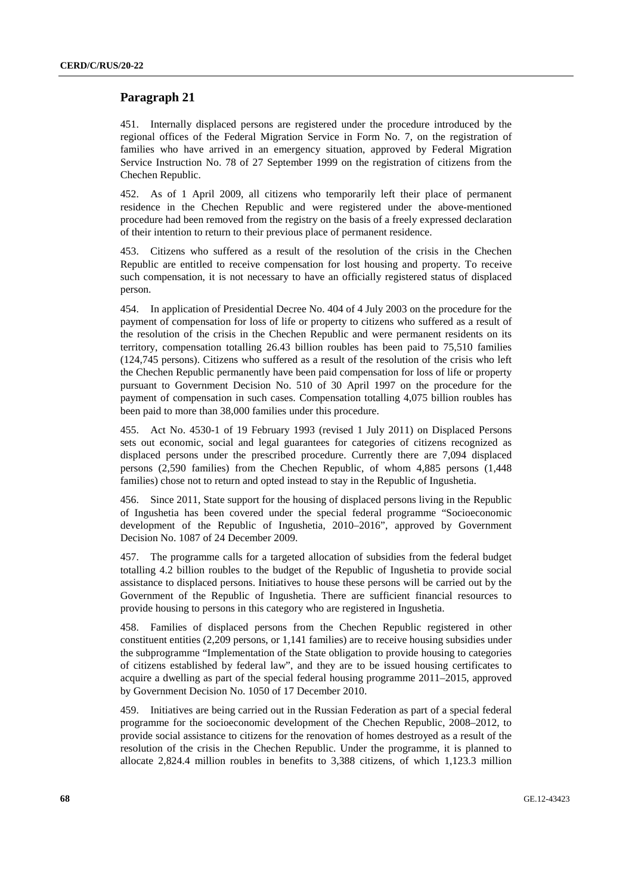## Paragraph 21

451. Internally displaced persons are registered under the procedure introduced by the regional offices of the Federal Migration Service in Form No. 7, on the registration of families who have arrived in an emergency situation, approved by Federal Migration Service Instruction No. 78 of 27 September 1999 on the registration of citizens from the Chechen Republic.

452. As of 1 April 2009, all citizens who temporarily left their place of permanent residence in the Chechen Republic and were registered under the above-mentioned procedure had been removed from the registry on the basis of a freely expressed declaration of their intention to return to their previous place of permanent residence.

453. Citizens who suffered as a result of the resolution of the crisis in the Chechen Republic are entitled to receive compensation for lost housing and property. To receive such compensation, it is not necessary to have an officially registered status of displaced person.

454. In application of Presidential Decree No. 404 of 4 July 2003 on the procedure for the payment of compensation for loss of life or property to citizens who suffered as a result of the resolution of the crisis in the Chechen Republic and were permanent residents on its territory, compensation totalling 26.43 billion roubles has been paid to 75,510 families (124,745 persons). Citizens who suffered as a result of the resolution of the crisis who left the Chechen Republic permanently have been paid compensation for loss of life or property pursuant to Government Decision No. 510 of 30 April 1997 on the procedure for the payment of compensation in such cases. Compensation totalling 4,075 billion roubles has been paid to more than 38,000 families under this procedure.

455. Act No. 4530-1 of 19 February 1993 (revised 1 July 2011) on Displaced Persons sets out economic, social and legal guarantees for categories of citizens recognized as displaced persons under the prescribed procedure. Currently there are 7,094 displaced persons (2,590 families) from the Chechen Republic, of whom 4,885 persons (1,448 families) chose not to return and opted instead to stay in the Republic of Ingushetia.

456. Since 2011, State support for the housing of displaced persons living in the Republic of Ingushetia has been covered under the special federal programme "Socioeconomic development of the Republic of Ingushetia, 2010–2016", approved by Government Decision No. 1087 of 24 December 2009.

457. The programme calls for a targeted allocation of subsidies from the federal budget totalling 4.2 billion roubles to the budget of the Republic of Ingushetia to provide social assistance to displaced persons. Initiatives to house these persons will be carried out by the Government of the Republic of Ingushetia. There are sufficient financial resources to provide housing to persons in this category who are registered in Ingushetia.

458. Families of displaced persons from the Chechen Republic registered in other constituent entities (2,209 persons, or 1,141 families) are to receive housing subsidies under the subprogramme "Implementation of the State obligation to provide housing to categories of citizens established by federal law", and they are to be issued housing certificates to acquire a dwelling as part of the special federal housing programme 2011–2015, approved by Government Decision No. 1050 of 17 December 2010.

459. Initiatives are being carried out in the Russian Federation as part of a special federal programme for the socioeconomic development of the Chechen Republic, 2008–2012, to provide social assistance to citizens for the renovation of homes destroyed as a result of the resolution of the crisis in the Chechen Republic. Under the programme, it is planned to allocate 2,824.4 million roubles in benefits to 3,388 citizens, of which 1,123.3 million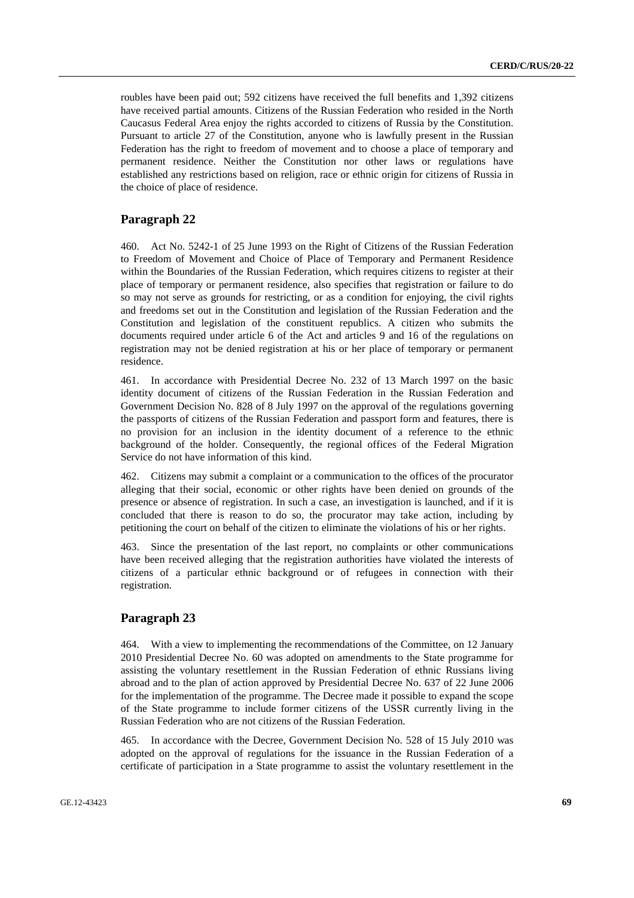roubles have been paid out; 592 citizens have received the full benefits and 1,392 citizens have received partial amounts. Citizens of the Russian Federation who resided in the North Caucasus Federal Area enjoy the rights accorded to citizens of Russia by the Constitution. Pursuant to article 27 of the Constitution, anyone who is lawfully present in the Russian Federation has the right to freedom of movement and to choose a place of temporary and permanent residence. Neither the Constitution nor other laws or regulations have established any restrictions based on religion, race or ethnic origin for citizens of Russia in the choice of place of residence.

## Paragraph 22

460. Act No. 5242-1 of 25 June 1993 on the Right of Citizens of the Russian Federation to Freedom of Movement and Choice of Place of Temporary and Permanent Residence within the Boundaries of the Russian Federation, which requires citizens to register at their place of temporary or permanent residence, also specifies that registration or failure to do so may not serve as grounds for restricting, or as a condition for enjoying, the civil rights and freedoms set out in the Constitution and legislation of the Russian Federation and the Constitution and legislation of the constituent republics. A citizen who submits the documents required under article 6 of the Act and articles 9 and 16 of the regulations on registration may not be denied registration at his or her place of temporary or permanent residence.

461. In accordance with Presidential Decree No. 232 of 13 March 1997 on the basic identity document of citizens of the Russian Federation in the Russian Federation and Government Decision No. 828 of 8 July 1997 on the approval of the regulations governing the passports of citizens of the Russian Federation and passport form and features, there is no provision for an inclusion in the identity document of a reference to the ethnic background of the holder. Consequently, the regional offices of the Federal Migration Service do not have information of this kind.

462. Citizens may submit a complaint or a communication to the offices of the procurator alleging that their social, economic or other rights have been denied on grounds of the presence or absence of registration. In such a case, an investigation is launched, and if it is concluded that there is reason to do so, the procurator may take action, including by petitioning the court on behalf of the citizen to eliminate the violations of his or her rights.

463. Since the presentation of the last report, no complaints or other communications have been received alleging that the registration authorities have violated the interests of citizens of a particular ethnic background or of refugees in connection with their registration.

## Paragraph 23

464. With a view to implementing the recommendations of the Committee, on 12 January 2010 Presidential Decree No. 60 was adopted on amendments to the State programme for assisting the voluntary resettlement in the Russian Federation of ethnic Russians living abroad and to the plan of action approved by Presidential Decree No. 637 of 22 June 2006 for the implementation of the programme. The Decree made it possible to expand the scope of the State programme to include former citizens of the USSR currently living in the Russian Federation who are not citizens of the Russian Federation.

465. In accordance with the Decree, Government Decision No. 528 of 15 July 2010 was adopted on the approval of regulations for the issuance in the Russian Federation of a certificate of participation in a State programme to assist the voluntary resettlement in the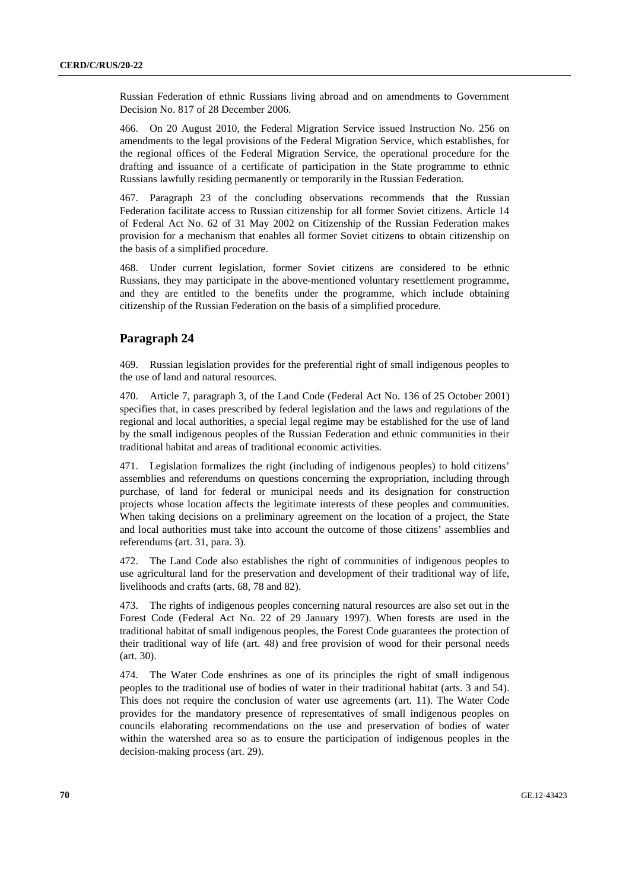Russian Federation of ethnic Russians living abroad and on amendments to Government Decision No. 817 of 28 December 2006.

466. On 20 August 2010, the Federal Migration Service issued Instruction No. 256 on amendments to the legal provisions of the Federal Migration Service, which establishes, for the regional offices of the Federal Migration Service, the operational procedure for the drafting and issuance of a certificate of participation in the State programme to ethnic Russians lawfully residing permanently or temporarily in the Russian Federation.

467. Paragraph 23 of the concluding observations recommends that the Russian Federation facilitate access to Russian citizenship for all former Soviet citizens. Article 14 of Federal Act No. 62 of 31 May 2002 on Citizenship of the Russian Federation makes provision for a mechanism that enables all former Soviet citizens to obtain citizenship on the basis of a simplified procedure.

468. Under current legislation, former Soviet citizens are considered to be ethnic Russians, they may participate in the above-mentioned voluntary resettlement programme, and they are entitled to the benefits under the programme, which include obtaining citizenship of the Russian Federation on the basis of a simplified procedure.

## Paragraph 24

469. Russian legislation provides for the preferential right of small indigenous peoples to the use of land and natural resources.

470. Article 7, paragraph 3, of the Land Code (Federal Act No. 136 of 25 October 2001) specifies that, in cases prescribed by federal legislation and the laws and regulations of the regional and local authorities, a special legal regime may be established for the use of land by the small indigenous peoples of the Russian Federation and ethnic communities in their traditional habitat and areas of traditional economic activities.

471. Legislation formalizes the right (including of indigenous peoples) to hold citizens' assemblies and referendums on questions concerning the expropriation, including through purchase, of land for federal or municipal needs and its designation for construction projects whose location affects the legitimate interests of these peoples and communities. When taking decisions on a preliminary agreement on the location of a project, the State and local authorities must take into account the outcome of those citizens' assemblies and referendums (art. 31, para. 3).

472. The Land Code also establishes the right of communities of indigenous peoples to use agricultural land for the preservation and development of their traditional way of life, livelihoods and crafts (arts. 68, 78 and 82).

473. The rights of indigenous peoples concerning natural resources are also set out in the Forest Code (Federal Act No. 22 of 29 January 1997). When forests are used in the traditional habitat of small indigenous peoples, the Forest Code guarantees the protection of their traditional way of life (art. 48) and free provision of wood for their personal needs (art. 30).

474. The Water Code enshrines as one of its principles the right of small indigenous peoples to the traditional use of bodies of water in their traditional habitat (arts. 3 and 54). This does not require the conclusion of water use agreements (art. 11). The Water Code provides for the mandatory presence of representatives of small indigenous peoples on councils elaborating recommendations on the use and preservation of bodies of water within the watershed area so as to ensure the participation of indigenous peoples in the decision-making process (art. 29).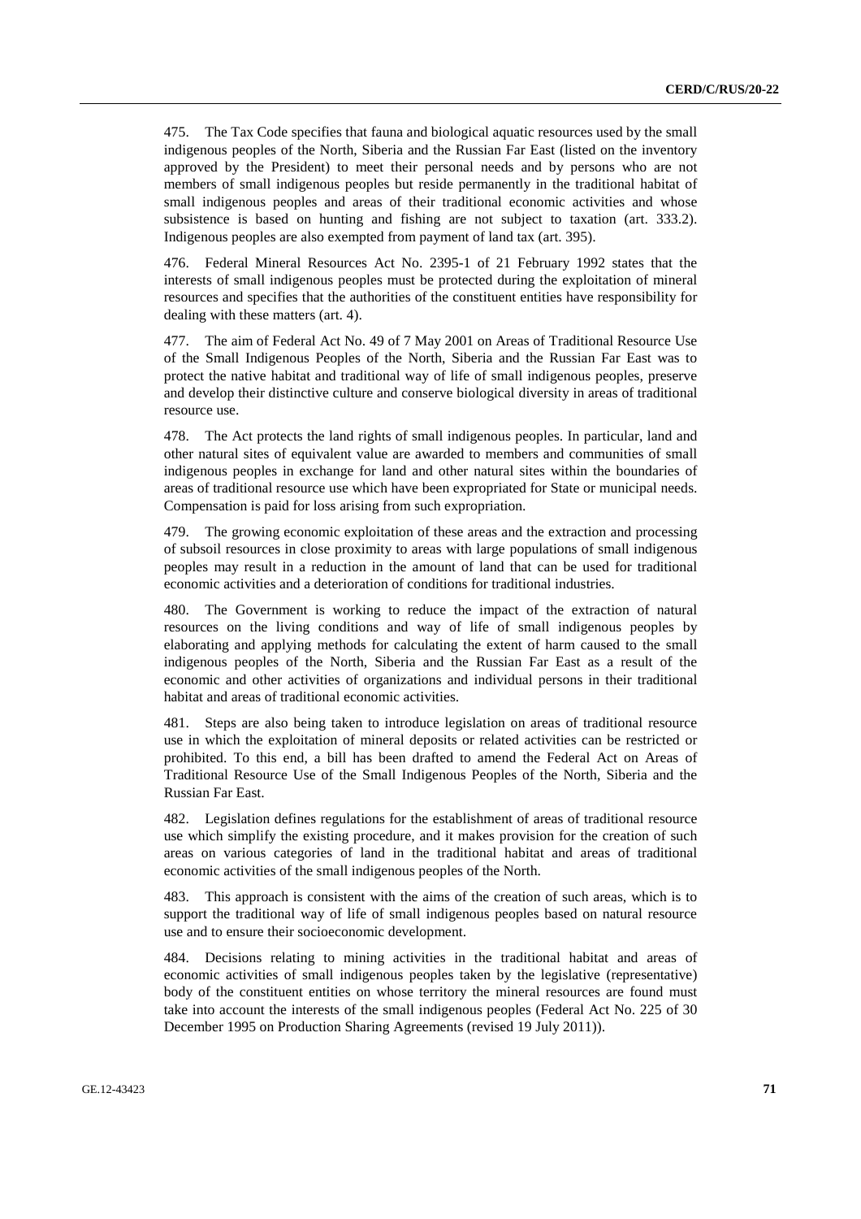475. The Tax Code specifies that fauna and biological aquatic resources used by the small indigenous peoples of the North, Siberia and the Russian Far East (listed on the inventory approved by the President) to meet their personal needs and by persons who are not members of small indigenous peoples but reside permanently in the traditional habitat of small indigenous peoples and areas of their traditional economic activities and whose subsistence is based on hunting and fishing are not subject to taxation (art. 333.2). Indigenous peoples are also exempted from payment of land tax (art. 395).

476. Federal Mineral Resources Act No. 2395-1 of 21 February 1992 states that the interests of small indigenous peoples must be protected during the exploitation of mineral resources and specifies that the authorities of the constituent entities have responsibility for dealing with these matters (art. 4).

477. The aim of Federal Act No. 49 of 7 May 2001 on Areas of Traditional Resource Use of the Small Indigenous Peoples of the North, Siberia and the Russian Far East was to protect the native habitat and traditional way of life of small indigenous peoples, preserve and develop their distinctive culture and conserve biological diversity in areas of traditional resource use.

478. The Act protects the land rights of small indigenous peoples. In particular, land and other natural sites of equivalent value are awarded to members and communities of small indigenous peoples in exchange for land and other natural sites within the boundaries of areas of traditional resource use which have been expropriated for State or municipal needs. Compensation is paid for loss arising from such expropriation.

479. The growing economic exploitation of these areas and the extraction and processing of subsoil resources in close proximity to areas with large populations of small indigenous peoples may result in a reduction in the amount of land that can be used for traditional economic activities and a deterioration of conditions for traditional industries.

480. The Government is working to reduce the impact of the extraction of natural resources on the living conditions and way of life of small indigenous peoples by elaborating and applying methods for calculating the extent of harm caused to the small indigenous peoples of the North, Siberia and the Russian Far East as a result of the economic and other activities of organizations and individual persons in their traditional habitat and areas of traditional economic activities.

481. Steps are also being taken to introduce legislation on areas of traditional resource use in which the exploitation of mineral deposits or related activities can be restricted or prohibited. To this end, a bill has been drafted to amend the Federal Act on Areas of Traditional Resource Use of the Small Indigenous Peoples of the North, Siberia and the Russian Far East.

482. Legislation defines regulations for the establishment of areas of traditional resource use which simplify the existing procedure, and it makes provision for the creation of such areas on various categories of land in the traditional habitat and areas of traditional economic activities of the small indigenous peoples of the North.

483. This approach is consistent with the aims of the creation of such areas, which is to support the traditional way of life of small indigenous peoples based on natural resource use and to ensure their socioeconomic development.

484. Decisions relating to mining activities in the traditional habitat and areas of economic activities of small indigenous peoples taken by the legislative (representative) body of the constituent entities on whose territory the mineral resources are found must take into account the interests of the small indigenous peoples (Federal Act No. 225 of 30 December 1995 on Production Sharing Agreements (revised 19 July 2011)).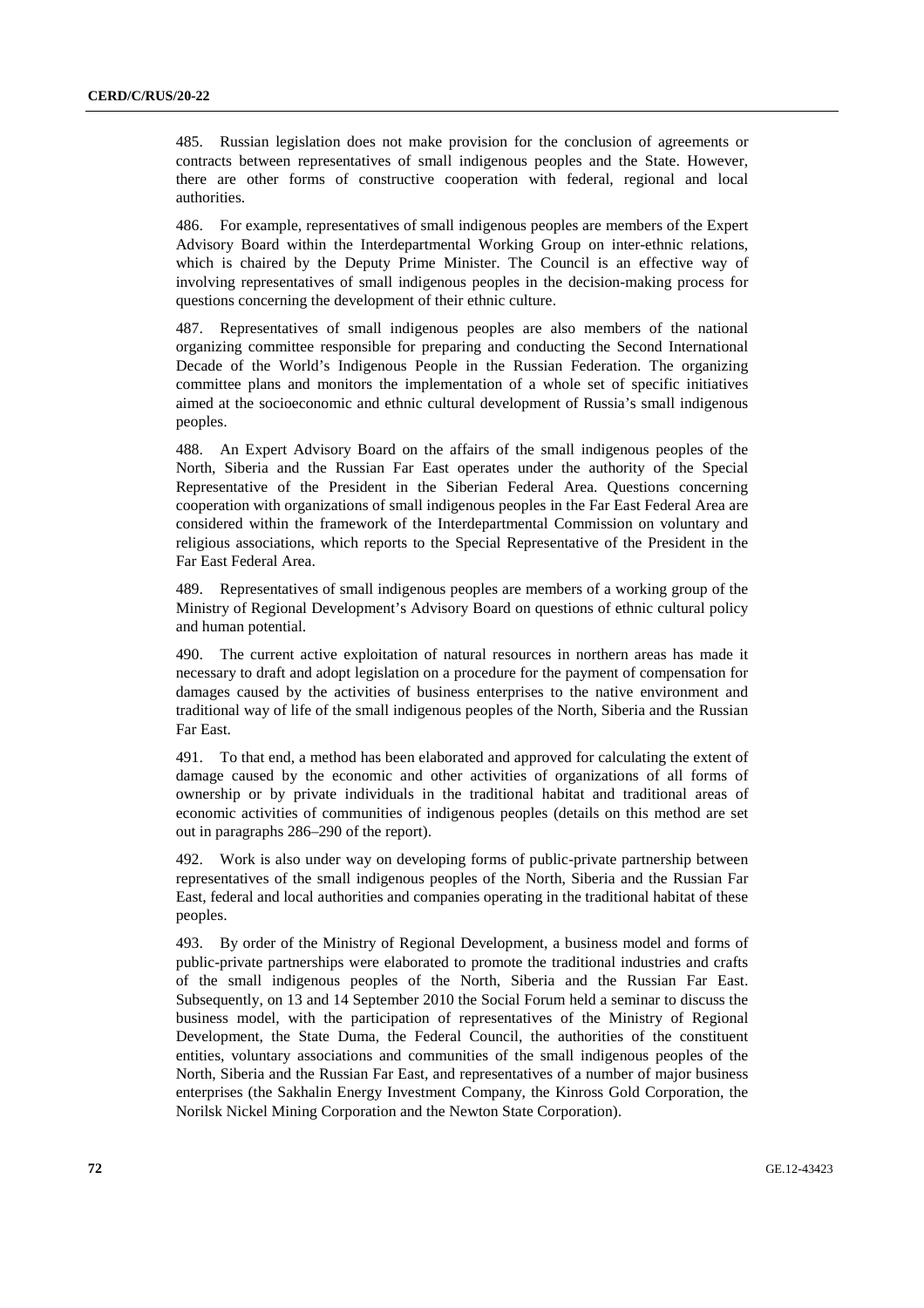485. Russian legislation does not make provision for the conclusion of agreements or contracts between representatives of small indigenous peoples and the State. However, there are other forms of constructive cooperation with federal, regional and local authorities.

486. For example, representatives of small indigenous peoples are members of the Expert Advisory Board within the Interdepartmental Working Group on inter-ethnic relations, which is chaired by the Deputy Prime Minister. The Council is an effective way of involving representatives of small indigenous peoples in the decision-making process for questions concerning the development of their ethnic culture.

487. Representatives of small indigenous peoples are also members of the national organizing committee responsible for preparing and conducting the Second International Decade of the World's Indigenous People in the Russian Federation. The organizing committee plans and monitors the implementation of a whole set of specific initiatives aimed at the socioeconomic and ethnic cultural development of Russia's small indigenous peoples.

488. An Expert Advisory Board on the affairs of the small indigenous peoples of the North, Siberia and the Russian Far East operates under the authority of the Special Representative of the President in the Siberian Federal Area. Questions concerning cooperation with organizations of small indigenous peoples in the Far East Federal Area are considered within the framework of the Interdepartmental Commission on voluntary and religious associations, which reports to the Special Representative of the President in the Far East Federal Area.

489. Representatives of small indigenous peoples are members of a working group of the Ministry of Regional Development's Advisory Board on questions of ethnic cultural policy and human potential.

490. The current active exploitation of natural resources in northern areas has made it necessary to draft and adopt legislation on a procedure for the payment of compensation for damages caused by the activities of business enterprises to the native environment and traditional way of life of the small indigenous peoples of the North, Siberia and the Russian Far East.

491. To that end, a method has been elaborated and approved for calculating the extent of damage caused by the economic and other activities of organizations of all forms of ownership or by private individuals in the traditional habitat and traditional areas of economic activities of communities of indigenous peoples (details on this method are set out in paragraphs 286–290 of the report).

492. Work is also under way on developing forms of public-private partnership between representatives of the small indigenous peoples of the North, Siberia and the Russian Far East, federal and local authorities and companies operating in the traditional habitat of these peoples.

493. By order of the Ministry of Regional Development, a business model and forms of public-private partnerships were elaborated to promote the traditional industries and crafts of the small indigenous peoples of the North, Siberia and the Russian Far East. Subsequently, on 13 and 14 September 2010 the Social Forum held a seminar to discuss the business model, with the participation of representatives of the Ministry of Regional Development, the State Duma, the Federal Council, the authorities of the constituent entities, voluntary associations and communities of the small indigenous peoples of the North, Siberia and the Russian Far East, and representatives of a number of major business enterprises (the Sakhalin Energy Investment Company, the Kinross Gold Corporation, the Norilsk Nickel Mining Corporation and the Newton State Corporation).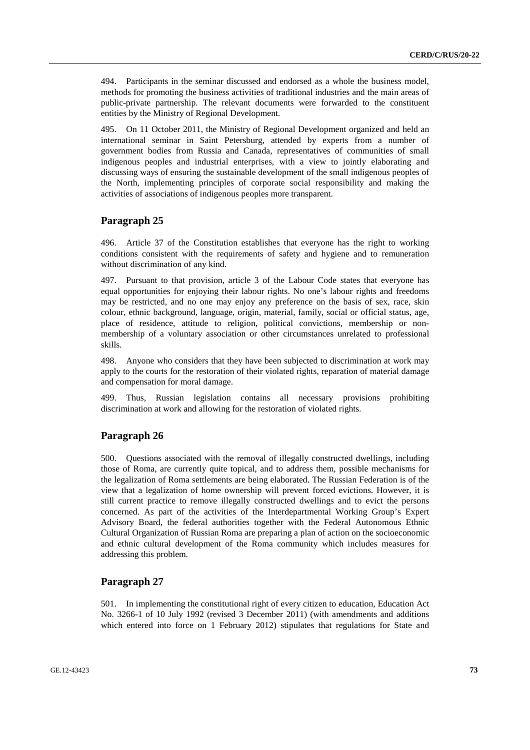494. Participants in the seminar discussed and endorsed as a whole the business model, methods for promoting the business activities of traditional industries and the main areas of public-private partnership. The relevant documents were forwarded to the constituent entities by the Ministry of Regional Development.

495. On 11 October 2011, the Ministry of Regional Development organized and held an international seminar in Saint Petersburg, attended by experts from a number of government bodies from Russia and Canada, representatives of communities of small indigenous peoples and industrial enterprises, with a view to jointly elaborating and discussing ways of ensuring the sustainable development of the small indigenous peoples of the North, implementing principles of corporate social responsibility and making the activities of associations of indigenous peoples more transparent.

## Paragraph 25

496. Article 37 of the Constitution establishes that everyone has the right to working conditions consistent with the requirements of safety and hygiene and to remuneration without discrimination of any kind.

497. Pursuant to that provision, article 3 of the Labour Code states that everyone has equal opportunities for enjoying their labour rights. No one's labour rights and freedoms may be restricted, and no one may enjoy any preference on the basis of sex, race, skin colour, ethnic background, language, origin, material, family, social or official status, age, place of residence, attitude to religion, political convictions, membership or non-membership of a voluntary association or other circumstances unrelated to professional skills.

498. Anyone who considers that they have been subjected to discrimination at work may apply to the courts for the restoration of their violated rights, reparation of material damage and compensation for moral damage.

499. Thus, Russian legislation contains all necessary provisions prohibiting discrimination at work and allowing for the restoration of violated rights.

## Paragraph 26

500. Questions associated with the removal of illegally constructed dwellings, including those of Roma, are currently quite topical, and to address them, possible mechanisms for the legalization of Roma settlements are being elaborated. The Russian Federation is of the view that a legalization of home ownership will prevent forced evictions. However, it is still current practice to remove illegally constructed dwellings and to evict the persons concerned. As part of the activities of the Interdepartmental Working Group's Expert Advisory Board, the federal authorities together with the Federal Autonomous Ethnic Cultural Organization of Russian Roma are preparing a plan of action on the socioeconomic and ethnic cultural development of the Roma community which includes measures for addressing this problem.

## Paragraph 27

501. In implementing the constitutional right of every citizen to education, Education Act No. 3266-1 of 10 July 1992 (revised 3 December 2011) (with amendments and additions which entered into force on 1 February 2012) stipulates that regulations for State and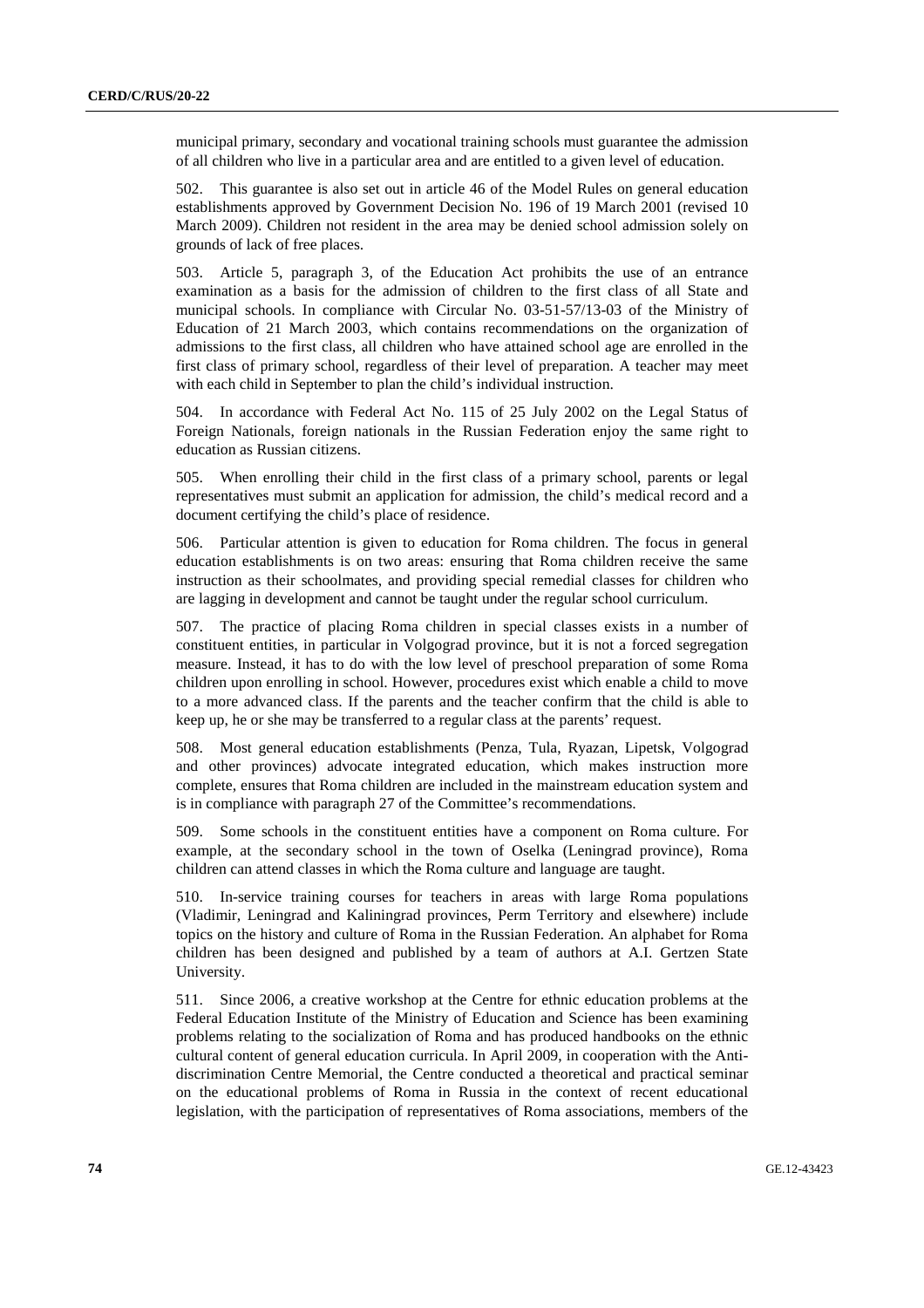municipal primary, secondary and vocational training schools must guarantee the admission of all children who live in a particular area and are entitled to a given level of education.

502. This guarantee is also set out in article 46 of the Model Rules on general education establishments approved by Government Decision No. 196 of 19 March 2001 (revised 10 March 2009). Children not resident in the area may be denied school admission solely on grounds of lack of free places.

503. Article 5, paragraph 3, of the Education Act prohibits the use of an entrance examination as a basis for the admission of children to the first class of all State and municipal schools. In compliance with Circular No. 03-51-57/13-03 of the Ministry of Education of 21 March 2003, which contains recommendations on the organization of admissions to the first class, all children who have attained school age are enrolled in the first class of primary school, regardless of their level of preparation. A teacher may meet with each child in September to plan the child's individual instruction.

504. In accordance with Federal Act No. 115 of 25 July 2002 on the Legal Status of Foreign Nationals, foreign nationals in the Russian Federation enjoy the same right to education as Russian citizens.

505. When enrolling their child in the first class of a primary school, parents or legal representatives must submit an application for admission, the child's medical record and a document certifying the child's place of residence.

506. Particular attention is given to education for Roma children. The focus in general education establishments is on two areas: ensuring that Roma children receive the same instruction as their schoolmates, and providing special remedial classes for children who are lagging in development and cannot be taught under the regular school curriculum.

507. The practice of placing Roma children in special classes exists in a number of constituent entities, in particular in Volgograd province, but it is not a forced segregation measure. Instead, it has to do with the low level of preschool preparation of some Roma children upon enrolling in school. However, procedures exist which enable a child to move to a more advanced class. If the parents and the teacher confirm that the child is able to keep up, he or she may be transferred to a regular class at the parents' request.

508. Most general education establishments (Penza, Tula, Ryazan, Lipetsk, Volgograd and other provinces) advocate integrated education, which makes instruction more complete, ensures that Roma children are included in the mainstream education system and is in compliance with paragraph 27 of the Committee's recommendations.

509. Some schools in the constituent entities have a component on Roma culture. For example, at the secondary school in the town of Oselka (Leningrad province), Roma children can attend classes in which the Roma culture and language are taught.

510. In-service training courses for teachers in areas with large Roma populations (Vladimir, Leningrad and Kaliningrad provinces, Perm Territory and elsewhere) include topics on the history and culture of Roma in the Russian Federation. An alphabet for Roma children has been designed and published by a team of authors at A.I. Gertzen State University.

511. Since 2006, a creative workshop at the Centre for ethnic education problems at the Federal Education Institute of the Ministry of Education and Science has been examining problems relating to the socialization of Roma and has produced handbooks on the ethnic cultural content of general education curricula. In April 2009, in cooperation with the Anti-discrimination Centre Memorial, the Centre conducted a theoretical and practical seminar on the educational problems of Roma in Russia in the context of recent educational legislation, with the participation of representatives of Roma associations, members of the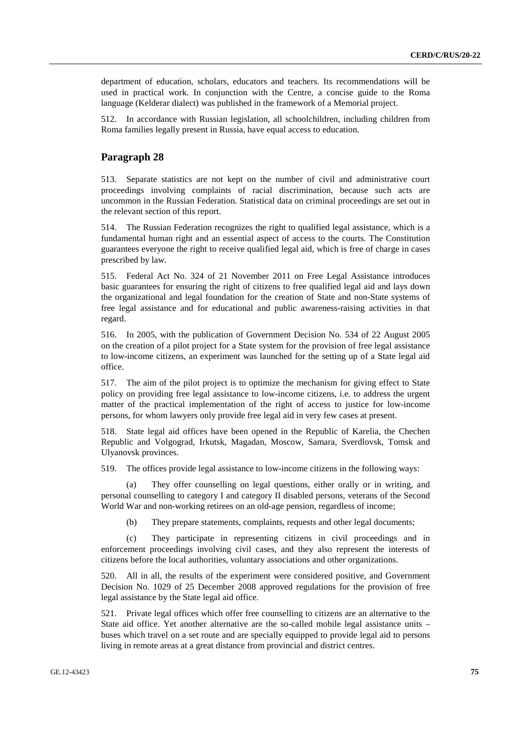department of education, scholars, educators and teachers. Its recommendations will be used in practical work. In conjunction with the Centre, a concise guide to the Roma language (Kelderar dialect) was published in the framework of a Memorial project.

512. In accordance with Russian legislation, all schoolchildren, including children from Roma families legally present in Russia, have equal access to education.

## Paragraph 28

513. Separate statistics are not kept on the number of civil and administrative court proceedings involving complaints of racial discrimination, because such acts are uncommon in the Russian Federation. Statistical data on criminal proceedings are set out in the relevant section of this report.

514. The Russian Federation recognizes the right to qualified legal assistance, which is a fundamental human right and an essential aspect of access to the courts. The Constitution guarantees everyone the right to receive qualified legal aid, which is free of charge in cases prescribed by law.

515. Federal Act No. 324 of 21 November 2011 on Free Legal Assistance introduces basic guarantees for ensuring the right of citizens to free qualified legal aid and lays down the organizational and legal foundation for the creation of State and non-State systems of free legal assistance and for educational and public awareness-raising activities in that regard.

516. In 2005, with the publication of Government Decision No. 534 of 22 August 2005 on the creation of a pilot project for a State system for the provision of free legal assistance to low-income citizens, an experiment was launched for the setting up of a State legal aid office.

517. The aim of the pilot project is to optimize the mechanism for giving effect to State policy on providing free legal assistance to low-income citizens, i.e. to address the urgent matter of the practical implementation of the right of access to justice for low-income persons, for whom lawyers only provide free legal aid in very few cases at present.

518. State legal aid offices have been opened in the Republic of Karelia, the Chechen Republic and Volgograd, Irkutsk, Magadan, Moscow, Samara, Sverdlovsk, Tomsk and Ulyanovsk provinces.

519. The offices provide legal assistance to low-income citizens in the following ways:

(a) They offer counselling on legal questions, either orally or in writing, and personal counselling to category I and category II disabled persons, veterans of the Second World War and non-working retirees on an old-age pension, regardless of income;

(b) They prepare statements, complaints, requests and other legal documents;

(c) They participate in representing citizens in civil proceedings and in enforcement proceedings involving civil cases, and they also represent the interests of citizens before the local authorities, voluntary associations and other organizations.

520. All in all, the results of the experiment were considered positive, and Government Decision No. 1029 of 25 December 2008 approved regulations for the provision of free legal assistance by the State legal aid office.

521. Private legal offices which offer free counselling to citizens are an alternative to the State aid office. Yet another alternative are the so-called mobile legal assistance units – buses which travel on a set route and are specially equipped to provide legal aid to persons living in remote areas at a great distance from provincial and district centres.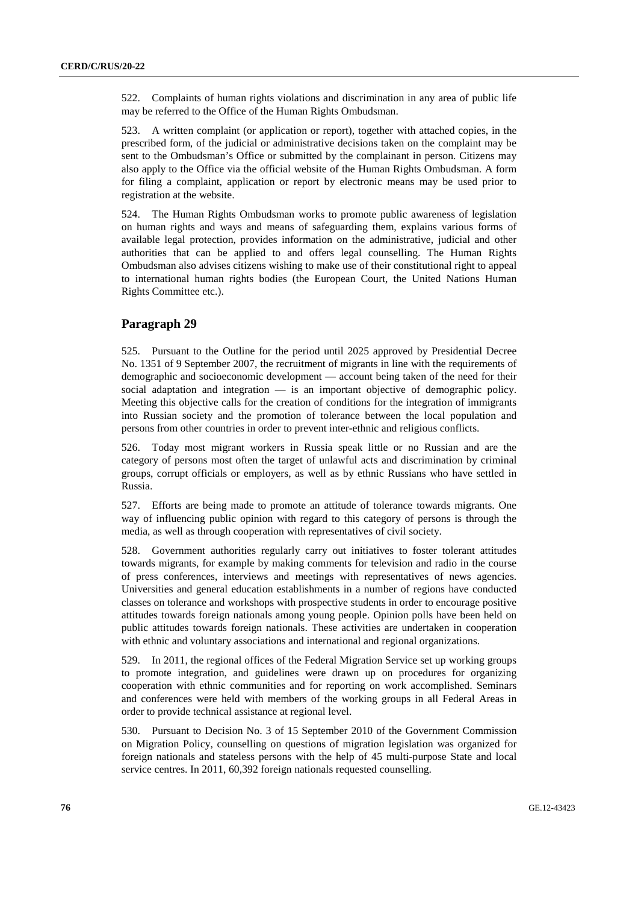522. Complaints of human rights violations and discrimination in any area of public life may be referred to the Office of the Human Rights Ombudsman.

523. A written complaint (or application or report), together with attached copies, in the prescribed form, of the judicial or administrative decisions taken on the complaint may be sent to the Ombudsman's Office or submitted by the complainant in person. Citizens may also apply to the Office via the official website of the Human Rights Ombudsman. A form for filing a complaint, application or report by electronic means may be used prior to registration at the website.

524. The Human Rights Ombudsman works to promote public awareness of legislation on human rights and ways and means of safeguarding them, explains various forms of available legal protection, provides information on the administrative, judicial and other authorities that can be applied to and offers legal counselling. The Human Rights Ombudsman also advises citizens wishing to make use of their constitutional right to appeal to international human rights bodies (the European Court, the United Nations Human Rights Committee etc.).

## Paragraph 29

525. Pursuant to the Outline for the period until 2025 approved by Presidential Decree No. 1351 of 9 September 2007, the recruitment of migrants in line with the requirements of demographic and socioeconomic development — account being taken of the need for their social adaptation and integration — is an important objective of demographic policy. Meeting this objective calls for the creation of conditions for the integration of immigrants into Russian society and the promotion of tolerance between the local population and persons from other countries in order to prevent inter-ethnic and religious conflicts.

526. Today most migrant workers in Russia speak little or no Russian and are the category of persons most often the target of unlawful acts and discrimination by criminal groups, corrupt officials or employers, as well as by ethnic Russians who have settled in Russia.

527. Efforts are being made to promote an attitude of tolerance towards migrants. One way of influencing public opinion with regard to this category of persons is through the media, as well as through cooperation with representatives of civil society.

528. Government authorities regularly carry out initiatives to foster tolerant attitudes towards migrants, for example by making comments for television and radio in the course of press conferences, interviews and meetings with representatives of news agencies. Universities and general education establishments in a number of regions have conducted classes on tolerance and workshops with prospective students in order to encourage positive attitudes towards foreign nationals among young people. Opinion polls have been held on public attitudes towards foreign nationals. These activities are undertaken in cooperation with ethnic and voluntary associations and international and regional organizations.

529. In 2011, the regional offices of the Federal Migration Service set up working groups to promote integration, and guidelines were drawn up on procedures for organizing cooperation with ethnic communities and for reporting on work accomplished. Seminars and conferences were held with members of the working groups in all Federal Areas in order to provide technical assistance at regional level.

530. Pursuant to Decision No. 3 of 15 September 2010 of the Government Commission on Migration Policy, counselling on questions of migration legislation was organized for foreign nationals and stateless persons with the help of 45 multi-purpose State and local service centres. In 2011, 60,392 foreign nationals requested counselling.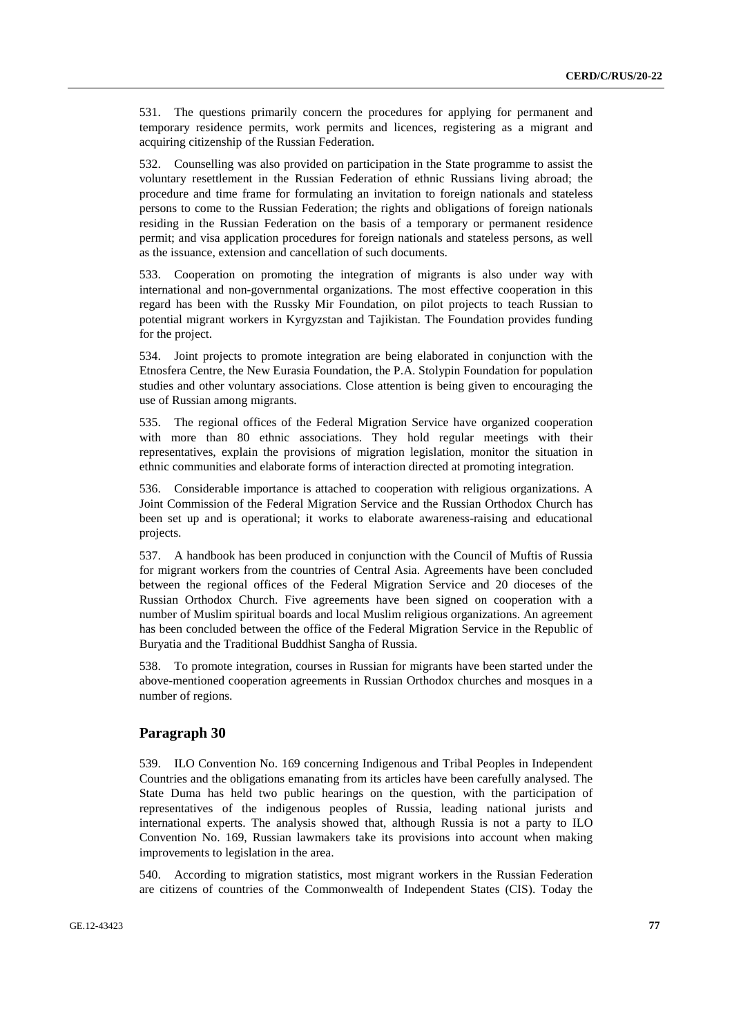531. The questions primarily concern the procedures for applying for permanent and temporary residence permits, work permits and licences, registering as a migrant and acquiring citizenship of the Russian Federation.

532. Counselling was also provided on participation in the State programme to assist the voluntary resettlement in the Russian Federation of ethnic Russians living abroad; the procedure and time frame for formulating an invitation to foreign nationals and stateless persons to come to the Russian Federation; the rights and obligations of foreign nationals residing in the Russian Federation on the basis of a temporary or permanent residence permit; and visa application procedures for foreign nationals and stateless persons, as well as the issuance, extension and cancellation of such documents.

533. Cooperation on promoting the integration of migrants is also under way with international and non-governmental organizations. The most effective cooperation in this regard has been with the Russky Mir Foundation, on pilot projects to teach Russian to potential migrant workers in Kyrgyzstan and Tajikistan. The Foundation provides funding for the project.

534. Joint projects to promote integration are being elaborated in conjunction with the Etnosfera Centre, the New Eurasia Foundation, the P.A. Stolypin Foundation for population studies and other voluntary associations. Close attention is being given to encouraging the use of Russian among migrants.

535. The regional offices of the Federal Migration Service have organized cooperation with more than 80 ethnic associations. They hold regular meetings with their representatives, explain the provisions of migration legislation, monitor the situation in ethnic communities and elaborate forms of interaction directed at promoting integration.

536. Considerable importance is attached to cooperation with religious organizations. A Joint Commission of the Federal Migration Service and the Russian Orthodox Church has been set up and is operational; it works to elaborate awareness-raising and educational projects.

537. A handbook has been produced in conjunction with the Council of Muftis of Russia for migrant workers from the countries of Central Asia. Agreements have been concluded between the regional offices of the Federal Migration Service and 20 dioceses of the Russian Orthodox Church. Five agreements have been signed on cooperation with a number of Muslim spiritual boards and local Muslim religious organizations. An agreement has been concluded between the office of the Federal Migration Service in the Republic of Buryatia and the Traditional Buddhist Sangha of Russia.

538. To promote integration, courses in Russian for migrants have been started under the above-mentioned cooperation agreements in Russian Orthodox churches and mosques in a number of regions.

## Paragraph 30

539. ILO Convention No. 169 concerning Indigenous and Tribal Peoples in Independent Countries and the obligations emanating from its articles have been carefully analysed. The State Duma has held two public hearings on the question, with the participation of representatives of the indigenous peoples of Russia, leading national jurists and international experts. The analysis showed that, although Russia is not a party to ILO Convention No. 169, Russian lawmakers take its provisions into account when making improvements to legislation in the area.

540. According to migration statistics, most migrant workers in the Russian Federation are citizens of countries of the Commonwealth of Independent States (CIS). Today the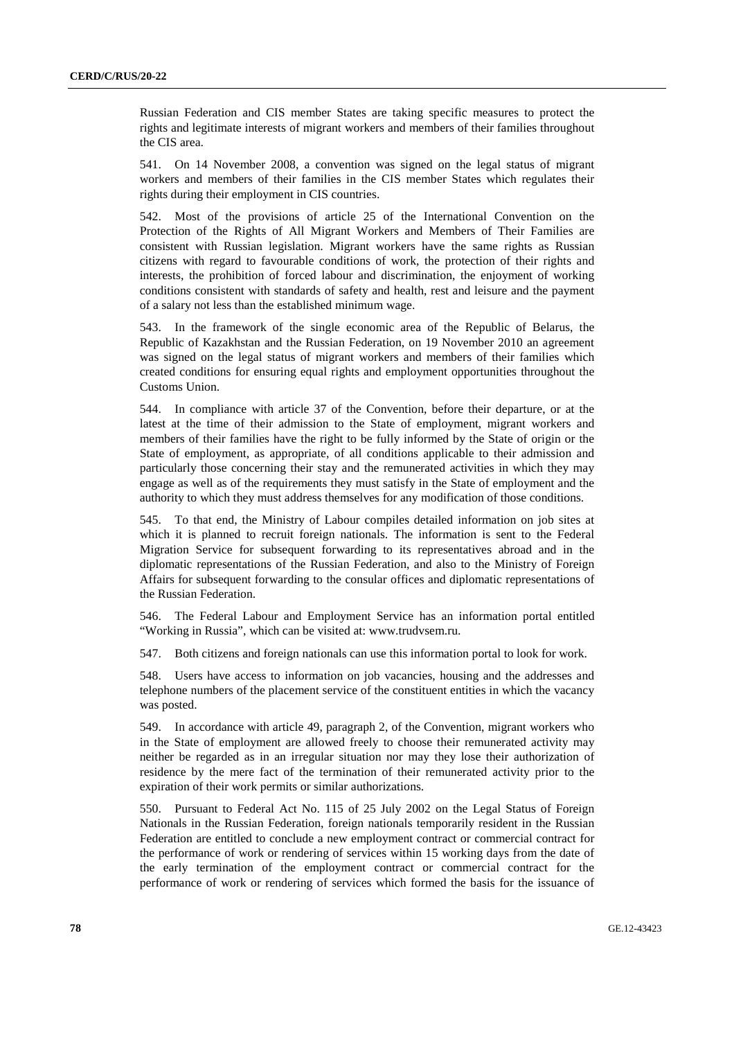Russian Federation and CIS member States are taking specific measures to protect the rights and legitimate interests of migrant workers and members of their families throughout the CIS area.

541. On 14 November 2008, a convention was signed on the legal status of migrant workers and members of their families in the CIS member States which regulates their rights during their employment in CIS countries.

542. Most of the provisions of article 25 of the International Convention on the Protection of the Rights of All Migrant Workers and Members of Their Families are consistent with Russian legislation. Migrant workers have the same rights as Russian citizens with regard to favourable conditions of work, the protection of their rights and interests, the prohibition of forced labour and discrimination, the enjoyment of working conditions consistent with standards of safety and health, rest and leisure and the payment of a salary not less than the established minimum wage.

543. In the framework of the single economic area of the Republic of Belarus, the Republic of Kazakhstan and the Russian Federation, on 19 November 2010 an agreement was signed on the legal status of migrant workers and members of their families which created conditions for ensuring equal rights and employment opportunities throughout the Customs Union.

544. In compliance with article 37 of the Convention, before their departure, or at the latest at the time of their admission to the State of employment, migrant workers and members of their families have the right to be fully informed by the State of origin or the State of employment, as appropriate, of all conditions applicable to their admission and particularly those concerning their stay and the remunerated activities in which they may engage as well as of the requirements they must satisfy in the State of employment and the authority to which they must address themselves for any modification of those conditions.

545. To that end, the Ministry of Labour compiles detailed information on job sites at which it is planned to recruit foreign nationals. The information is sent to the Federal Migration Service for subsequent forwarding to its representatives abroad and in the diplomatic representations of the Russian Federation, and also to the Ministry of Foreign Affairs for subsequent forwarding to the consular offices and diplomatic representations of the Russian Federation.

546. The Federal Labour and Employment Service has an information portal entitled "Working in Russia", which can be visited at: www.trudvsem.ru.

547. Both citizens and foreign nationals can use this information portal to look for work.

548. Users have access to information on job vacancies, housing and the addresses and telephone numbers of the placement service of the constituent entities in which the vacancy was posted.

549. In accordance with article 49, paragraph 2, of the Convention, migrant workers who in the State of employment are allowed freely to choose their remunerated activity may neither be regarded as in an irregular situation nor may they lose their authorization of residence by the mere fact of the termination of their remunerated activity prior to the expiration of their work permits or similar authorizations.

550. Pursuant to Federal Act No. 115 of 25 July 2002 on the Legal Status of Foreign Nationals in the Russian Federation, foreign nationals temporarily resident in the Russian Federation are entitled to conclude a new employment contract or commercial contract for the performance of work or rendering of services within 15 working days from the date of the early termination of the employment contract or commercial contract for the performance of work or rendering of services which formed the basis for the issuance of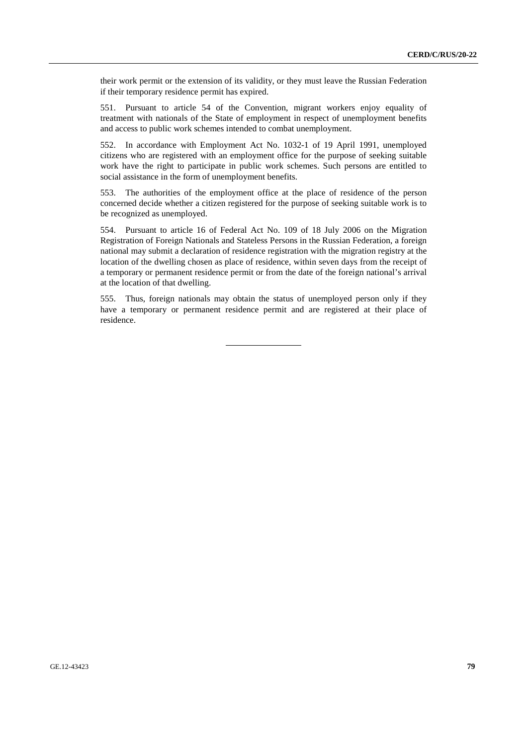their work permit or the extension of its validity, or they must leave the Russian Federation if their temporary residence permit has expired.

551. Pursuant to article 54 of the Convention, migrant workers enjoy equality of treatment with nationals of the State of employment in respect of unemployment benefits and access to public work schemes intended to combat unemployment.

552. In accordance with Employment Act No. 1032-1 of 19 April 1991, unemployed citizens who are registered with an employment office for the purpose of seeking suitable work have the right to participate in public work schemes. Such persons are entitled to social assistance in the form of unemployment benefits.

553. The authorities of the employment office at the place of residence of the person concerned decide whether a citizen registered for the purpose of seeking suitable work is to be recognized as unemployed.

554. Pursuant to article 16 of Federal Act No. 109 of 18 July 2006 on the Migration Registration of Foreign Nationals and Stateless Persons in the Russian Federation, a foreign national may submit a declaration of residence registration with the migration registry at the location of the dwelling chosen as place of residence, within seven days from the receipt of a temporary or permanent residence permit or from the date of the foreign national's arrival at the location of that dwelling.

555. Thus, foreign nationals may obtain the status of unemployed person only if they have a temporary or permanent residence permit and are registered at their place of residence.